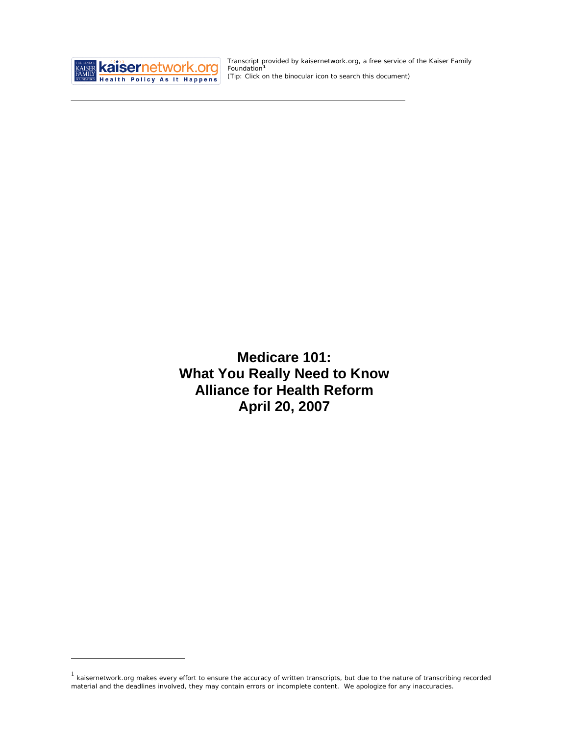Transcript provided by kaisernetwork.org, a free service of the Kaiser Family Foundation[1]
(Tip: Click on the binocular icon to search this document)

# Medicare 101: What You Really Need to Know
# Alliance for Health Reform
# April 20, 2007

[1] kaisernetwork.org makes every effort to ensure the accuracy of written transcripts, but due to the nature of transcribing recorded material and the deadlines involved, they may contain errors or incomplete content. We apologize for any inaccuracies.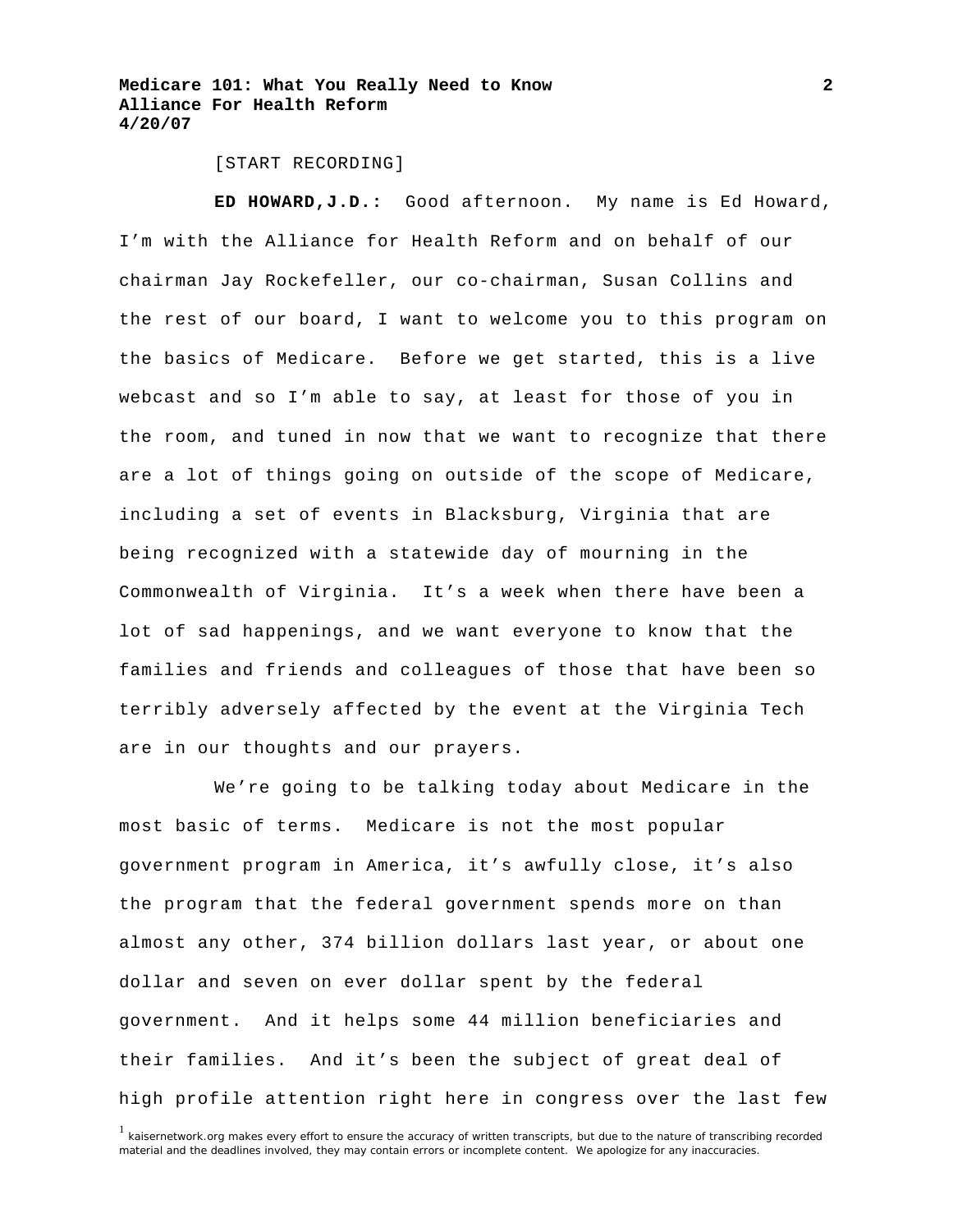[START RECORDING]

**ED HOWARD,J.D.:** Good afternoon. My name is Ed Howard, I'm with the Alliance for Health Reform and on behalf of our chairman Jay Rockefeller, our co-chairman, Susan Collins and the rest of our board, I want to welcome you to this program on the basics of Medicare. Before we get started, this is a live webcast and so I'm able to say, at least for those of you in the room, and tuned in now that we want to recognize that there are a lot of things going on outside of the scope of Medicare, including a set of events in Blacksburg, Virginia that are being recognized with a statewide day of mourning in the Commonwealth of Virginia. It's a week when there have been a lot of sad happenings, and we want everyone to know that the families and friends and colleagues of those that have been so terribly adversely affected by the event at the Virginia Tech are in our thoughts and our prayers.

We're going to be talking today about Medicare in the most basic of terms. Medicare is not the most popular government program in America, it's awfully close, it's also the program that the federal government spends more on than almost any other, 374 billion dollars last year, or about one dollar and seven on ever dollar spent by the federal government. And it helps some 44 million beneficiaries and their families. And it's been the subject of great deal of high profile attention right here in congress over the last few

[1] kaisernetwork.org makes every effort to ensure the accuracy of written transcripts, but due to the nature of transcribing recorded material and the deadlines involved, they may contain errors or incomplete content. We apologize for any inaccuracies.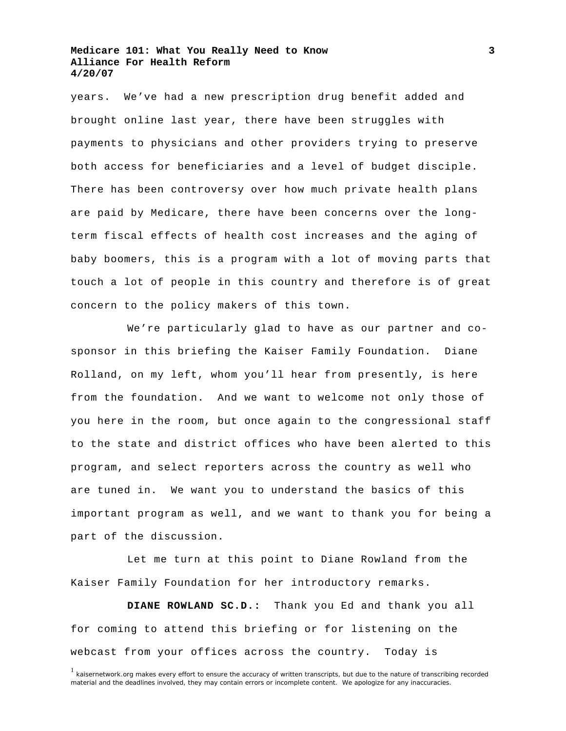years. We've had a new prescription drug benefit added and brought online last year, there have been struggles with payments to physicians and other providers trying to preserve both access for beneficiaries and a level of budget disciple. There has been controversy over how much private health plans are paid by Medicare, there have been concerns over the long-term fiscal effects of health cost increases and the aging of baby boomers, this is a program with a lot of moving parts that touch a lot of people in this country and therefore is of great concern to the policy makers of this town.

We're particularly glad to have as our partner and co-sponsor in this briefing the Kaiser Family Foundation. Diane Rolland, on my left, whom you'll hear from presently, is here from the foundation. And we want to welcome not only those of you here in the room, but once again to the congressional staff to the state and district offices who have been alerted to this program, and select reporters across the country as well who are tuned in. We want you to understand the basics of this important program as well, and we want to thank you for being a part of the discussion.

Let me turn at this point to Diane Rowland from the Kaiser Family Foundation for her introductory remarks.

**DIANE ROWLAND SC.D.:** Thank you Ed and thank you all for coming to attend this briefing or for listening on the webcast from your offices across the country. Today is

[1] kaisernetwork.org makes every effort to ensure the accuracy of written transcripts, but due to the nature of transcribing recorded material and the deadlines involved, they may contain errors or incomplete content. We apologize for any inaccuracies.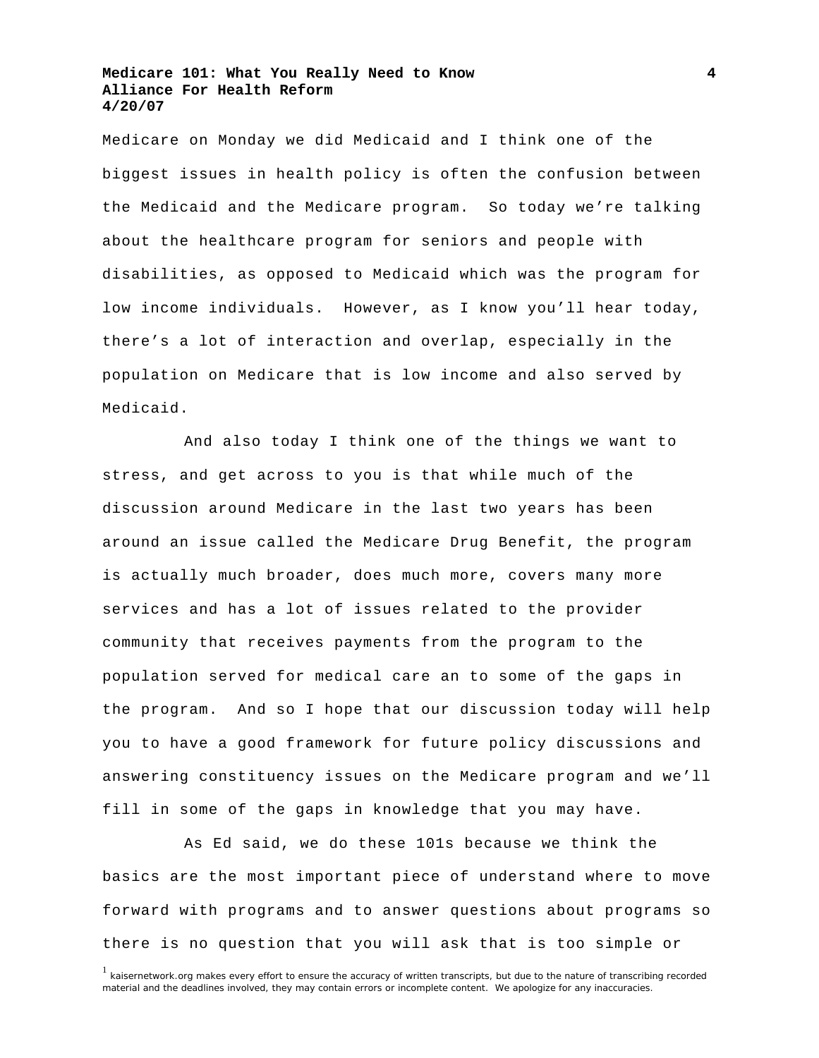Medicare on Monday we did Medicaid and I think one of the biggest issues in health policy is often the confusion between the Medicaid and the Medicare program. So today we're talking about the healthcare program for seniors and people with disabilities, as opposed to Medicaid which was the program for low income individuals. However, as I know you'll hear today, there's a lot of interaction and overlap, especially in the population on Medicare that is low income and also served by Medicaid.

And also today I think one of the things we want to stress, and get across to you is that while much of the discussion around Medicare in the last two years has been around an issue called the Medicare Drug Benefit, the program is actually much broader, does much more, covers many more services and has a lot of issues related to the provider community that receives payments from the program to the population served for medical care an to some of the gaps in the program. And so I hope that our discussion today will help you to have a good framework for future policy discussions and answering constituency issues on the Medicare program and we'll fill in some of the gaps in knowledge that you may have.

As Ed said, we do these 101s because we think the basics are the most important piece of understand where to move forward with programs and to answer questions about programs so there is no question that you will ask that is too simple or

[1] kaisernetwork.org makes every effort to ensure the accuracy of written transcripts, but due to the nature of transcribing recorded material and the deadlines involved, they may contain errors or incomplete content. We apologize for any inaccuracies.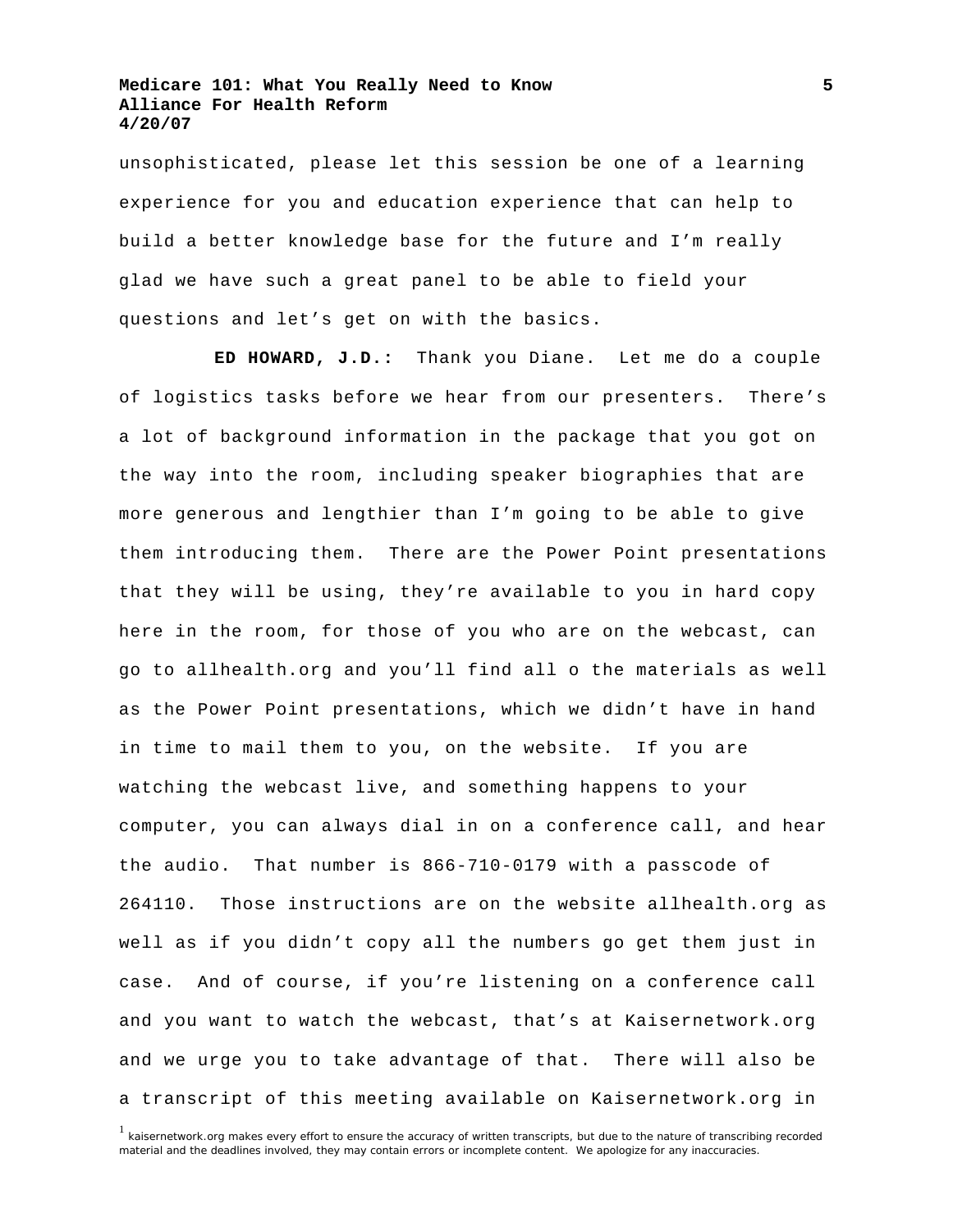unsophisticated, please let this session be one of a learning experience for you and education experience that can help to build a better knowledge base for the future and I'm really glad we have such a great panel to be able to field your questions and let's get on with the basics.

**ED HOWARD, J.D.:** Thank you Diane. Let me do a couple of logistics tasks before we hear from our presenters. There's a lot of background information in the package that you got on the way into the room, including speaker biographies that are more generous and lengthier than I'm going to be able to give them introducing them. There are the Power Point presentations that they will be using, they're available to you in hard copy here in the room, for those of you who are on the webcast, can go to allhealth.org and you'll find all o the materials as well as the Power Point presentations, which we didn't have in hand in time to mail them to you, on the website. If you are watching the webcast live, and something happens to your computer, you can always dial in on a conference call, and hear the audio. That number is 866-710-0179 with a passcode of 264110. Those instructions are on the website allhealth.org as well as if you didn't copy all the numbers go get them just in case. And of course, if you're listening on a conference call and you want to watch the webcast, that's at Kaisernetwork.org and we urge you to take advantage of that. There will also be a transcript of this meeting available on Kaisernetwork.org in

[1] kaisernetwork.org makes every effort to ensure the accuracy of written transcripts, but due to the nature of transcribing recorded material and the deadlines involved, they may contain errors or incomplete content. We apologize for any inaccuracies.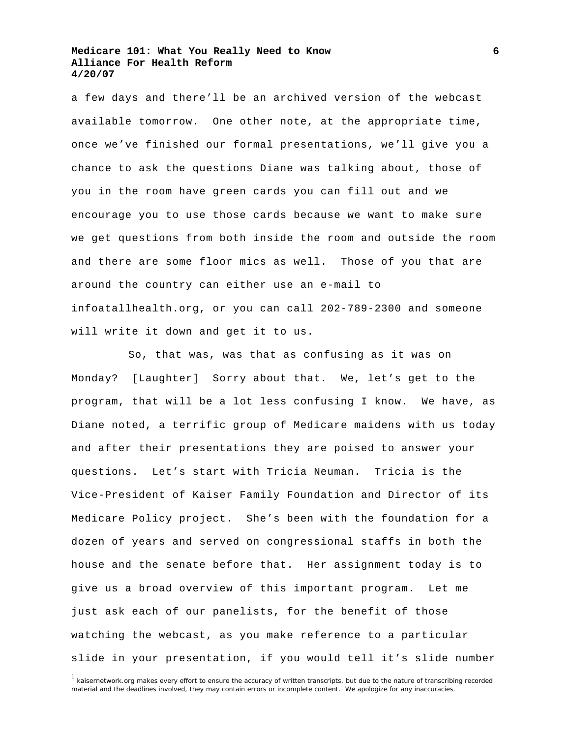a few days and there'll be an archived version of the webcast available tomorrow. One other note, at the appropriate time, once we've finished our formal presentations, we'll give you a chance to ask the questions Diane was talking about, those of you in the room have green cards you can fill out and we encourage you to use those cards because we want to make sure we get questions from both inside the room and outside the room and there are some floor mics as well. Those of you that are around the country can either use an e-mail to infoatallhealth.org, or you can call 202-789-2300 and someone will write it down and get it to us.

So, that was, was that as confusing as it was on Monday? [Laughter] Sorry about that. We, let's get to the program, that will be a lot less confusing I know. We have, as Diane noted, a terrific group of Medicare maidens with us today and after their presentations they are poised to answer your questions. Let's start with Tricia Neuman. Tricia is the Vice-President of Kaiser Family Foundation and Director of its Medicare Policy project. She's been with the foundation for a dozen of years and served on congressional staffs in both the house and the senate before that. Her assignment today is to give us a broad overview of this important program. Let me just ask each of our panelists, for the benefit of those watching the webcast, as you make reference to a particular slide in your presentation, if you would tell it's slide number

[1] kaisernetwork.org makes every effort to ensure the accuracy of written transcripts, but due to the nature of transcribing recorded material and the deadlines involved, they may contain errors or incomplete content. We apologize for any inaccuracies.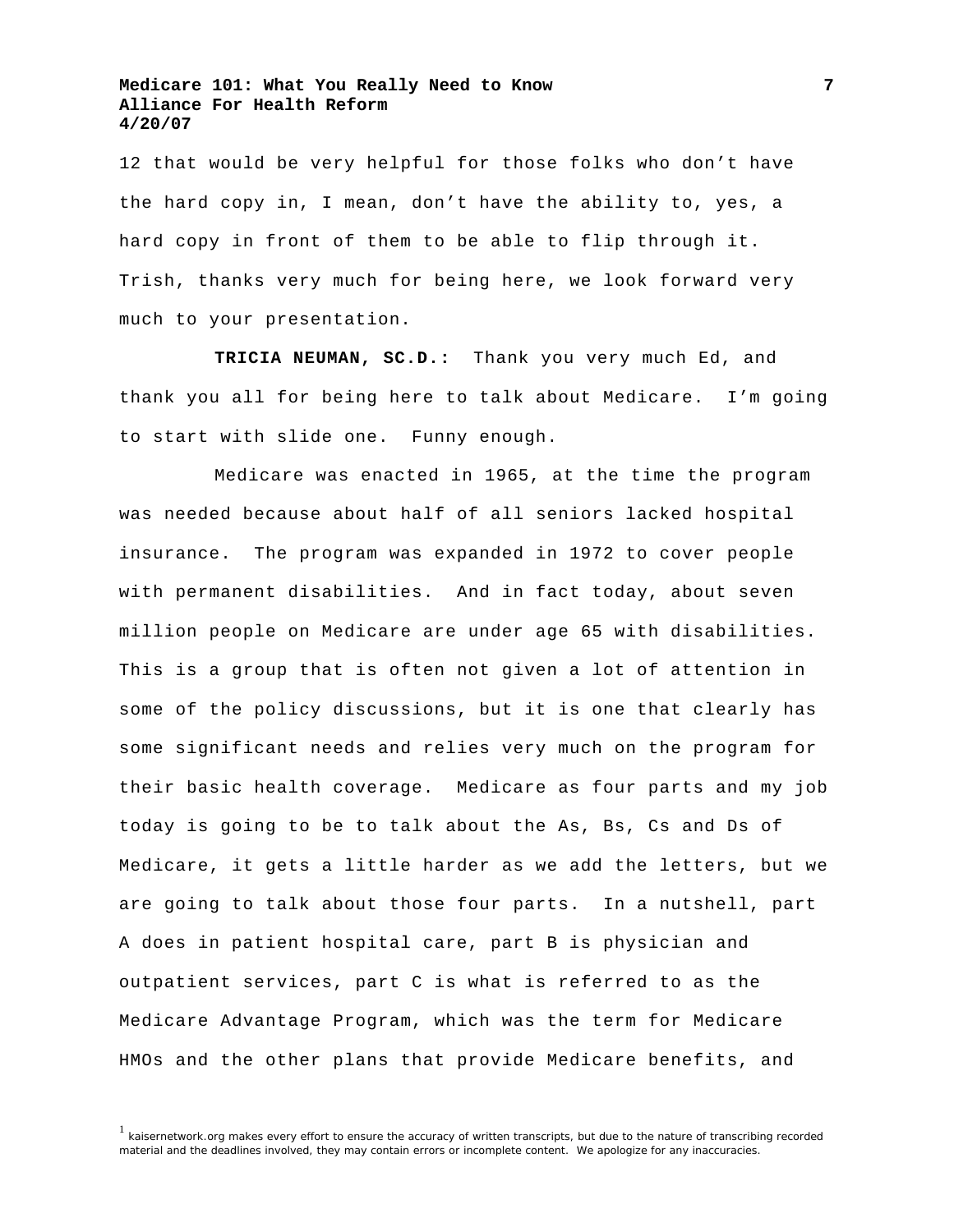12 that would be very helpful for those folks who don't have the hard copy in, I mean, don't have the ability to, yes, a hard copy in front of them to be able to flip through it. Trish, thanks very much for being here, we look forward very much to your presentation.

**TRICIA NEUMAN, SC.D.:** Thank you very much Ed, and thank you all for being here to talk about Medicare. I'm going to start with slide one. Funny enough.

Medicare was enacted in 1965, at the time the program was needed because about half of all seniors lacked hospital insurance. The program was expanded in 1972 to cover people with permanent disabilities. And in fact today, about seven million people on Medicare are under age 65 with disabilities. This is a group that is often not given a lot of attention in some of the policy discussions, but it is one that clearly has some significant needs and relies very much on the program for their basic health coverage. Medicare as four parts and my job today is going to be to talk about the As, Bs, Cs and Ds of Medicare, it gets a little harder as we add the letters, but we are going to talk about those four parts. In a nutshell, part A does in patient hospital care, part B is physician and outpatient services, part C is what is referred to as the Medicare Advantage Program, which was the term for Medicare HMOs and the other plans that provide Medicare benefits, and

[1] kaisernetwork.org makes every effort to ensure the accuracy of written transcripts, but due to the nature of transcribing recorded material and the deadlines involved, they may contain errors or incomplete content. We apologize for any inaccuracies.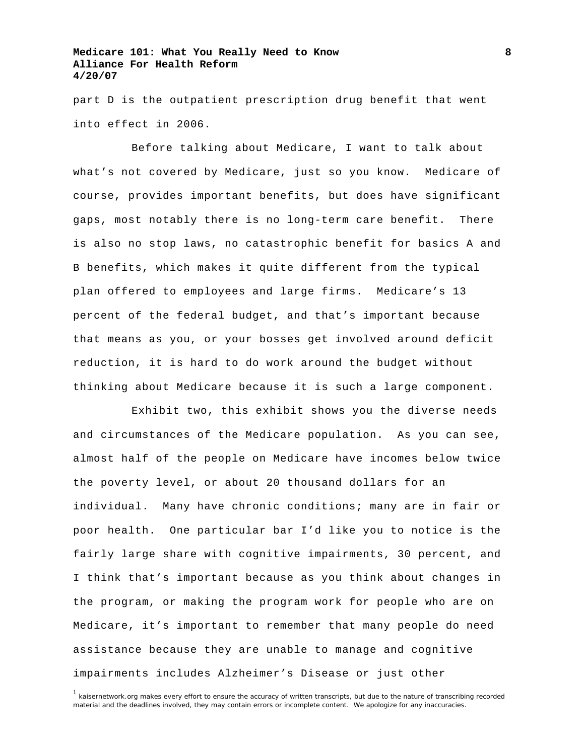part D is the outpatient prescription drug benefit that went into effect in 2006.

Before talking about Medicare, I want to talk about what's not covered by Medicare, just so you know. Medicare of course, provides important benefits, but does have significant gaps, most notably there is no long-term care benefit. There is also no stop laws, no catastrophic benefit for basics A and B benefits, which makes it quite different from the typical plan offered to employees and large firms. Medicare's 13 percent of the federal budget, and that's important because that means as you, or your bosses get involved around deficit reduction, it is hard to do work around the budget without thinking about Medicare because it is such a large component.

Exhibit two, this exhibit shows you the diverse needs and circumstances of the Medicare population. As you can see, almost half of the people on Medicare have incomes below twice the poverty level, or about 20 thousand dollars for an individual. Many have chronic conditions; many are in fair or poor health. One particular bar I'd like you to notice is the fairly large share with cognitive impairments, 30 percent, and I think that's important because as you think about changes in the program, or making the program work for people who are on Medicare, it's important to remember that many people do need assistance because they are unable to manage and cognitive impairments includes Alzheimer's Disease or just other

[1] kaisernetwork.org makes every effort to ensure the accuracy of written transcripts, but due to the nature of transcribing recorded material and the deadlines involved, they may contain errors or incomplete content. We apologize for any inaccuracies.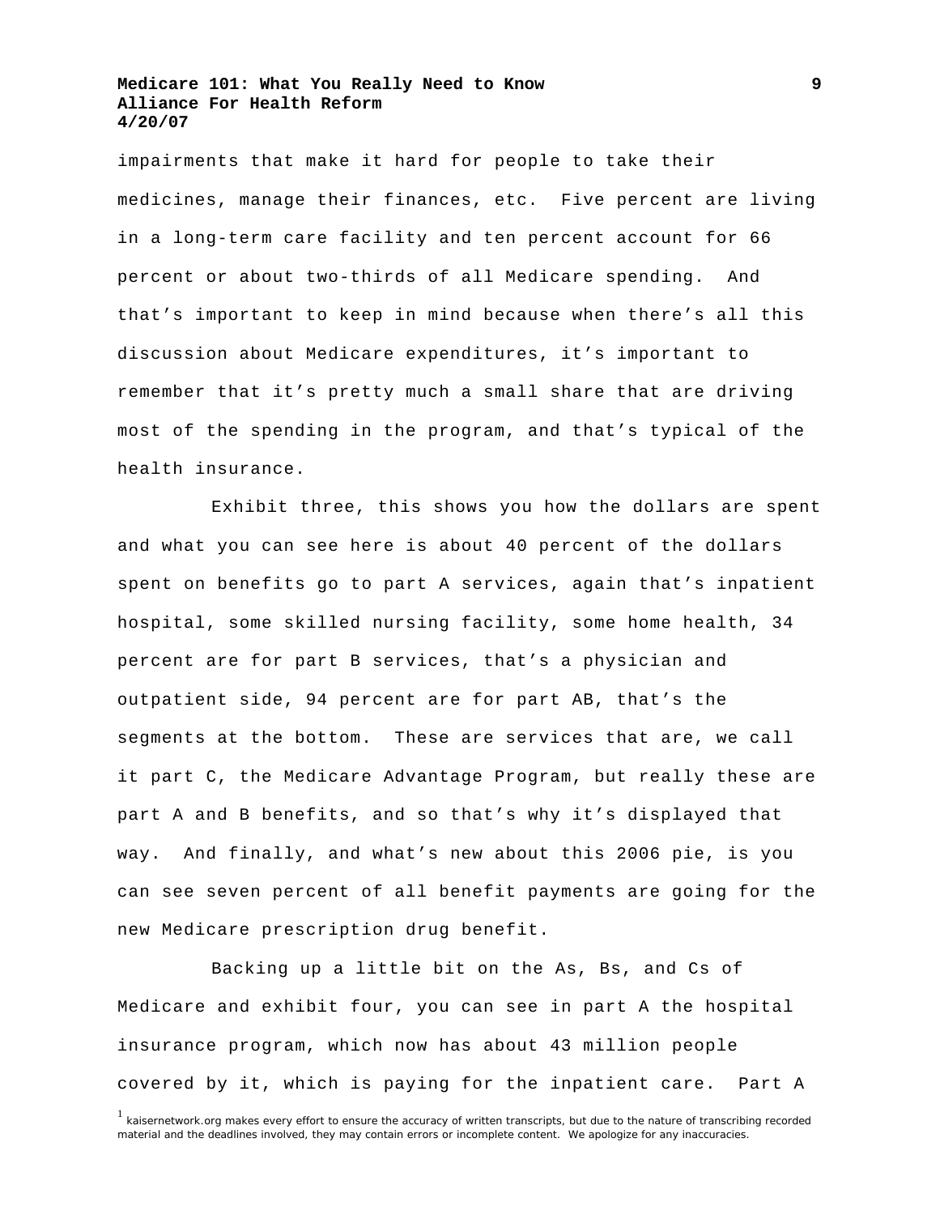impairments that make it hard for people to take their medicines, manage their finances, etc. Five percent are living in a long-term care facility and ten percent account for 66 percent or about two-thirds of all Medicare spending. And that's important to keep in mind because when there's all this discussion about Medicare expenditures, it's important to remember that it's pretty much a small share that are driving most of the spending in the program, and that's typical of the health insurance.

Exhibit three, this shows you how the dollars are spent and what you can see here is about 40 percent of the dollars spent on benefits go to part A services, again that's inpatient hospital, some skilled nursing facility, some home health, 34 percent are for part B services, that's a physician and outpatient side, 94 percent are for part AB, that's the segments at the bottom. These are services that are, we call it part C, the Medicare Advantage Program, but really these are part A and B benefits, and so that's why it's displayed that way. And finally, and what's new about this 2006 pie, is you can see seven percent of all benefit payments are going for the new Medicare prescription drug benefit.

Backing up a little bit on the As, Bs, and Cs of Medicare and exhibit four, you can see in part A the hospital insurance program, which now has about 43 million people covered by it, which is paying for the inpatient care. Part A

[1] kaisernetwork.org makes every effort to ensure the accuracy of written transcripts, but due to the nature of transcribing recorded material and the deadlines involved, they may contain errors or incomplete content. We apologize for any inaccuracies.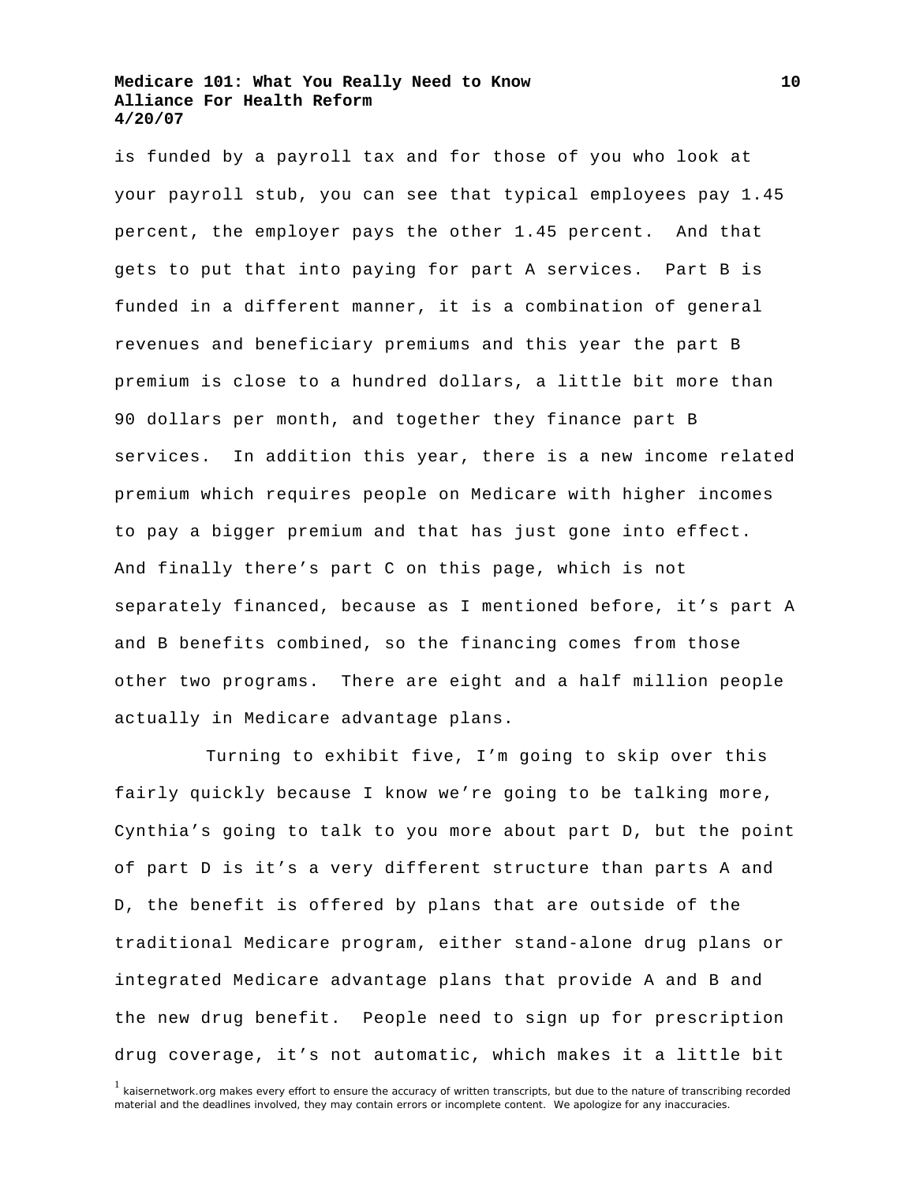is funded by a payroll tax and for those of you who look at your payroll stub, you can see that typical employees pay 1.45 percent, the employer pays the other 1.45 percent. And that gets to put that into paying for part A services. Part B is funded in a different manner, it is a combination of general revenues and beneficiary premiums and this year the part B premium is close to a hundred dollars, a little bit more than 90 dollars per month, and together they finance part B services. In addition this year, there is a new income related premium which requires people on Medicare with higher incomes to pay a bigger premium and that has just gone into effect. And finally there's part C on this page, which is not separately financed, because as I mentioned before, it's part A and B benefits combined, so the financing comes from those other two programs. There are eight and a half million people actually in Medicare advantage plans.

Turning to exhibit five, I'm going to skip over this fairly quickly because I know we're going to be talking more, Cynthia's going to talk to you more about part D, but the point of part D is it's a very different structure than parts A and D, the benefit is offered by plans that are outside of the traditional Medicare program, either stand-alone drug plans or integrated Medicare advantage plans that provide A and B and the new drug benefit. People need to sign up for prescription drug coverage, it's not automatic, which makes it a little bit

[1] kaisernetwork.org makes every effort to ensure the accuracy of written transcripts, but due to the nature of transcribing recorded material and the deadlines involved, they may contain errors or incomplete content. We apologize for any inaccuracies.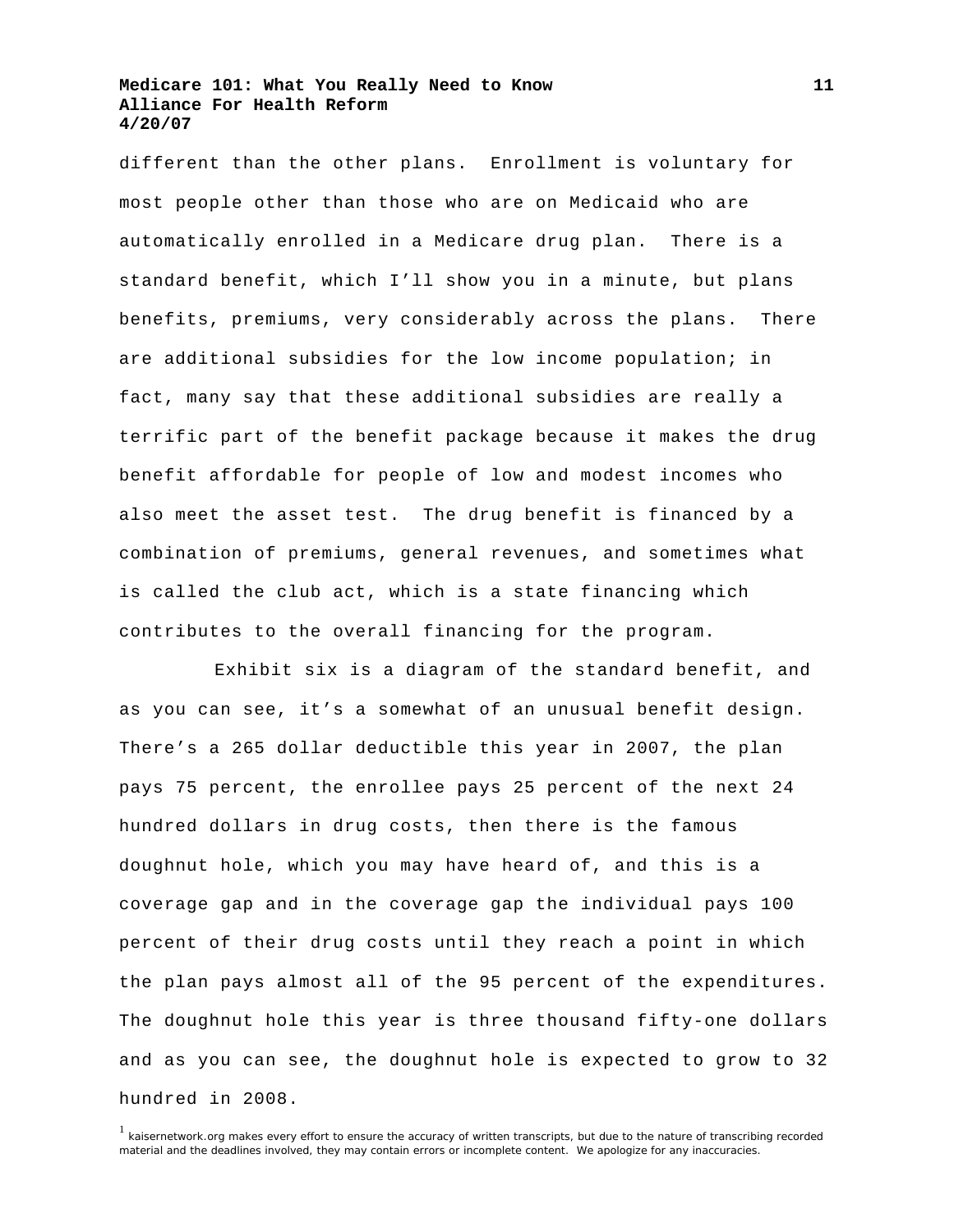different than the other plans. Enrollment is voluntary for most people other than those who are on Medicaid who are automatically enrolled in a Medicare drug plan. There is a standard benefit, which I'll show you in a minute, but plans benefits, premiums, very considerably across the plans. There are additional subsidies for the low income population; in fact, many say that these additional subsidies are really a terrific part of the benefit package because it makes the drug benefit affordable for people of low and modest incomes who also meet the asset test. The drug benefit is financed by a combination of premiums, general revenues, and sometimes what is called the club act, which is a state financing which contributes to the overall financing for the program.

Exhibit six is a diagram of the standard benefit, and as you can see, it's a somewhat of an unusual benefit design. There's a 265 dollar deductible this year in 2007, the plan pays 75 percent, the enrollee pays 25 percent of the next 24 hundred dollars in drug costs, then there is the famous doughnut hole, which you may have heard of, and this is a coverage gap and in the coverage gap the individual pays 100 percent of their drug costs until they reach a point in which the plan pays almost all of the 95 percent of the expenditures. The doughnut hole this year is three thousand fifty-one dollars and as you can see, the doughnut hole is expected to grow to 32 hundred in 2008.

[1] kaisernetwork.org makes every effort to ensure the accuracy of written transcripts, but due to the nature of transcribing recorded material and the deadlines involved, they may contain errors or incomplete content. We apologize for any inaccuracies.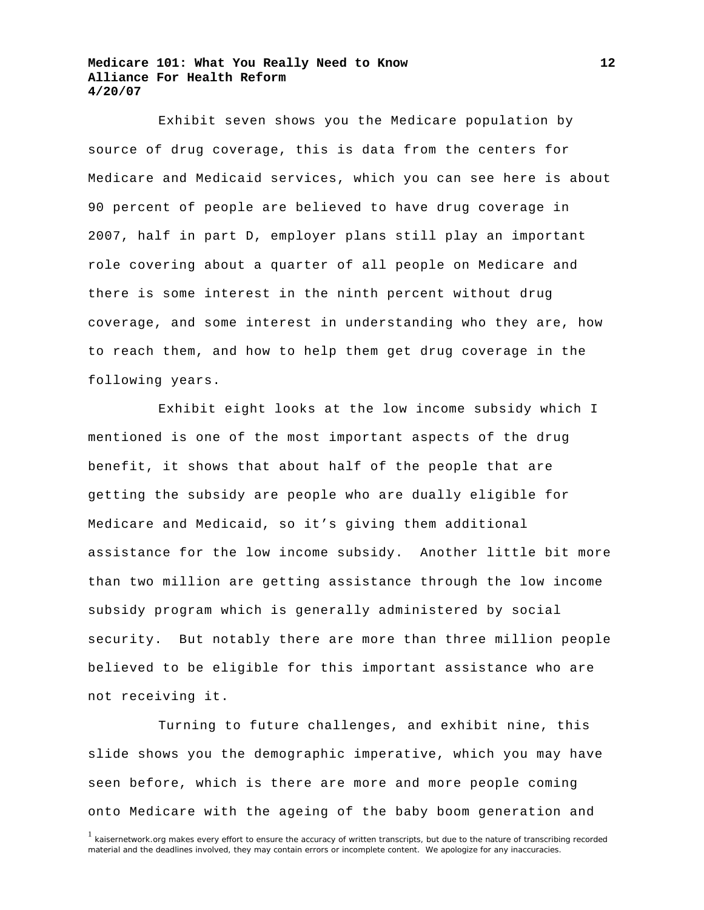Exhibit seven shows you the Medicare population by source of drug coverage, this is data from the centers for Medicare and Medicaid services, which you can see here is about 90 percent of people are believed to have drug coverage in 2007, half in part D, employer plans still play an important role covering about a quarter of all people on Medicare and there is some interest in the ninth percent without drug coverage, and some interest in understanding who they are, how to reach them, and how to help them get drug coverage in the following years.

Exhibit eight looks at the low income subsidy which I mentioned is one of the most important aspects of the drug benefit, it shows that about half of the people that are getting the subsidy are people who are dually eligible for Medicare and Medicaid, so it's giving them additional assistance for the low income subsidy. Another little bit more than two million are getting assistance through the low income subsidy program which is generally administered by social security. But notably there are more than three million people believed to be eligible for this important assistance who are not receiving it.

Turning to future challenges, and exhibit nine, this slide shows you the demographic imperative, which you may have seen before, which is there are more and more people coming onto Medicare with the ageing of the baby boom generation and

[1] kaisernetwork.org makes every effort to ensure the accuracy of written transcripts, but due to the nature of transcribing recorded material and the deadlines involved, they may contain errors or incomplete content. We apologize for any inaccuracies.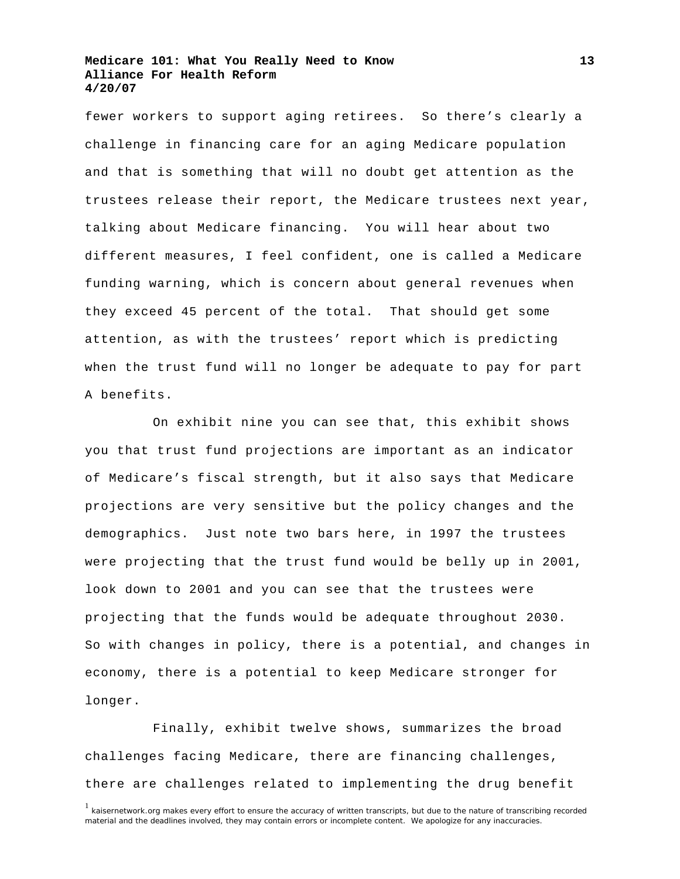fewer workers to support aging retirees. So there's clearly a challenge in financing care for an aging Medicare population and that is something that will no doubt get attention as the trustees release their report, the Medicare trustees next year, talking about Medicare financing. You will hear about two different measures, I feel confident, one is called a Medicare funding warning, which is concern about general revenues when they exceed 45 percent of the total. That should get some attention, as with the trustees' report which is predicting when the trust fund will no longer be adequate to pay for part A benefits.

On exhibit nine you can see that, this exhibit shows you that trust fund projections are important as an indicator of Medicare's fiscal strength, but it also says that Medicare projections are very sensitive but the policy changes and the demographics. Just note two bars here, in 1997 the trustees were projecting that the trust fund would be belly up in 2001, look down to 2001 and you can see that the trustees were projecting that the funds would be adequate throughout 2030. So with changes in policy, there is a potential, and changes in economy, there is a potential to keep Medicare stronger for longer.

Finally, exhibit twelve shows, summarizes the broad challenges facing Medicare, there are financing challenges, there are challenges related to implementing the drug benefit

[1] kaisernetwork.org makes every effort to ensure the accuracy of written transcripts, but due to the nature of transcribing recorded material and the deadlines involved, they may contain errors or incomplete content. We apologize for any inaccuracies.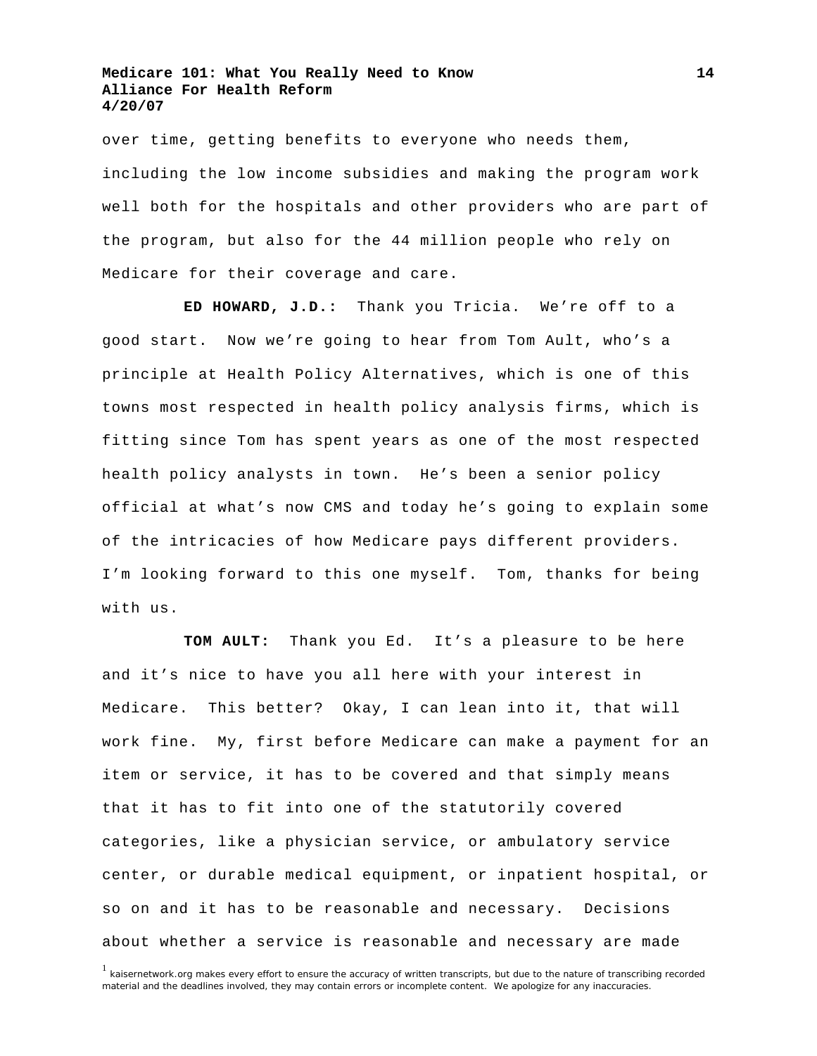over time, getting benefits to everyone who needs them, including the low income subsidies and making the program work well both for the hospitals and other providers who are part of the program, but also for the 44 million people who rely on Medicare for their coverage and care.

**ED HOWARD, J.D.:** Thank you Tricia. We're off to a good start. Now we're going to hear from Tom Ault, who's a principle at Health Policy Alternatives, which is one of this towns most respected in health policy analysis firms, which is fitting since Tom has spent years as one of the most respected health policy analysts in town. He's been a senior policy official at what's now CMS and today he's going to explain some of the intricacies of how Medicare pays different providers. I'm looking forward to this one myself. Tom, thanks for being with us.

**TOM AULT:** Thank you Ed. It's a pleasure to be here and it's nice to have you all here with your interest in Medicare. This better? Okay, I can lean into it, that will work fine. My, first before Medicare can make a payment for an item or service, it has to be covered and that simply means that it has to fit into one of the statutorily covered categories, like a physician service, or ambulatory service center, or durable medical equipment, or inpatient hospital, or so on and it has to be reasonable and necessary. Decisions about whether a service is reasonable and necessary are made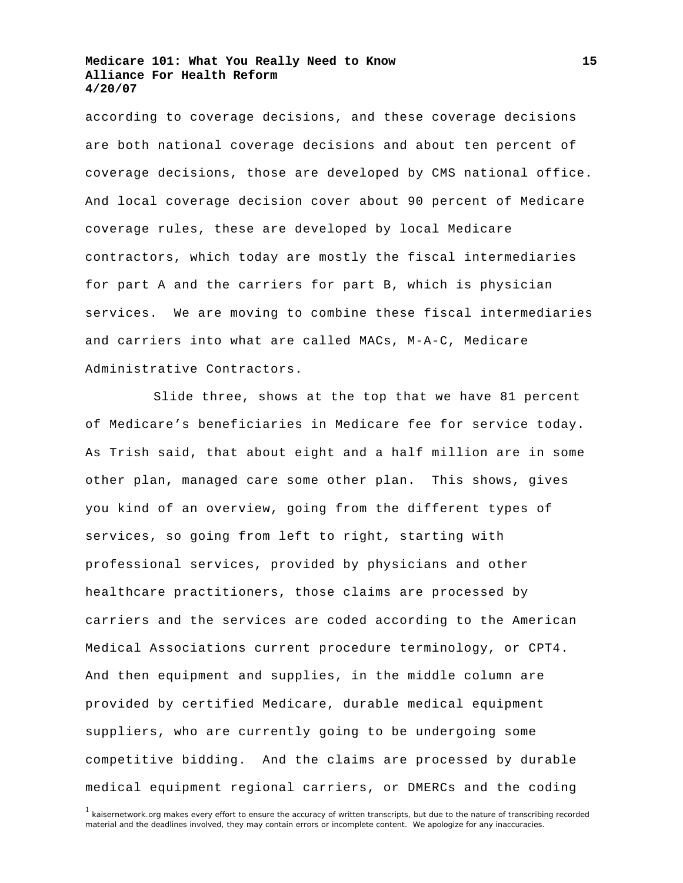according to coverage decisions, and these coverage decisions are both national coverage decisions and about ten percent of coverage decisions, those are developed by CMS national office. And local coverage decision cover about 90 percent of Medicare coverage rules, these are developed by local Medicare contractors, which today are mostly the fiscal intermediaries for part A and the carriers for part B, which is physician services. We are moving to combine these fiscal intermediaries and carriers into what are called MACs, M-A-C, Medicare Administrative Contractors.

Slide three, shows at the top that we have 81 percent of Medicare's beneficiaries in Medicare fee for service today. As Trish said, that about eight and a half million are in some other plan, managed care some other plan. This shows, gives you kind of an overview, going from the different types of services, so going from left to right, starting with professional services, provided by physicians and other healthcare practitioners, those claims are processed by carriers and the services are coded according to the American Medical Associations current procedure terminology, or CPT4. And then equipment and supplies, in the middle column are provided by certified Medicare, durable medical equipment suppliers, who are currently going to be undergoing some competitive bidding. And the claims are processed by durable medical equipment regional carriers, or DMERCs and the coding

[1] kaisernetwork.org makes every effort to ensure the accuracy of written transcripts, but due to the nature of transcribing recorded material and the deadlines involved, they may contain errors or incomplete content. We apologize for any inaccuracies.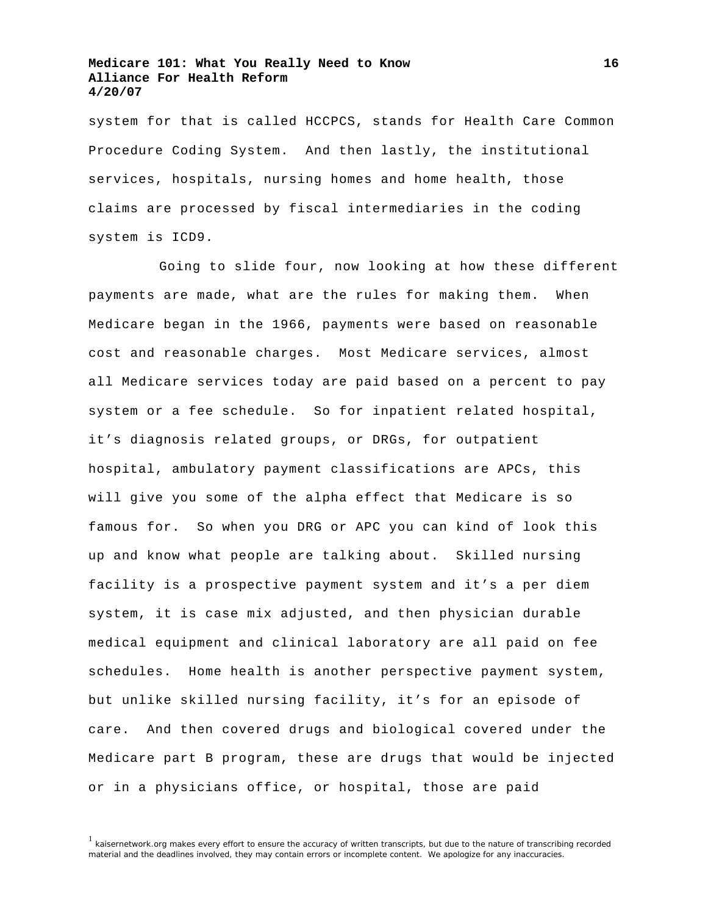system for that is called HCCPCS, stands for Health Care Common Procedure Coding System. And then lastly, the institutional services, hospitals, nursing homes and home health, those claims are processed by fiscal intermediaries in the coding system is ICD9.

Going to slide four, now looking at how these different payments are made, what are the rules for making them. When Medicare began in the 1966, payments were based on reasonable cost and reasonable charges. Most Medicare services, almost all Medicare services today are paid based on a percent to pay system or a fee schedule. So for inpatient related hospital, it's diagnosis related groups, or DRGs, for outpatient hospital, ambulatory payment classifications are APCs, this will give you some of the alpha effect that Medicare is so famous for. So when you DRG or APC you can kind of look this up and know what people are talking about. Skilled nursing facility is a prospective payment system and it's a per diem system, it is case mix adjusted, and then physician durable medical equipment and clinical laboratory are all paid on fee schedules. Home health is another perspective payment system, but unlike skilled nursing facility, it's for an episode of care. And then covered drugs and biological covered under the Medicare part B program, these are drugs that would be injected or in a physicians office, or hospital, those are paid

[1] kaisernetwork.org makes every effort to ensure the accuracy of written transcripts, but due to the nature of transcribing recorded material and the deadlines involved, they may contain errors or incomplete content. We apologize for any inaccuracies.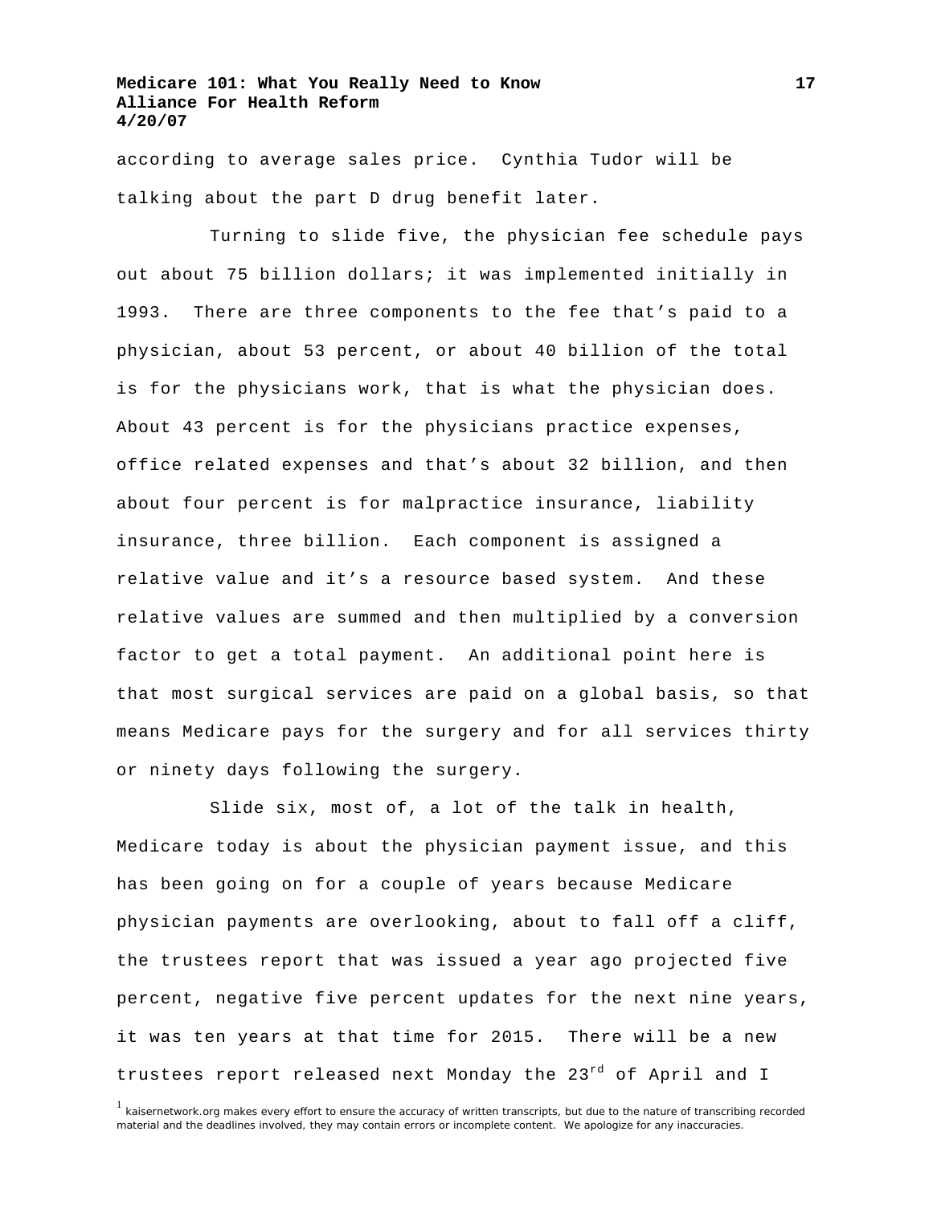according to average sales price. Cynthia Tudor will be talking about the part D drug benefit later.

Turning to slide five, the physician fee schedule pays out about 75 billion dollars; it was implemented initially in 1993. There are three components to the fee that's paid to a physician, about 53 percent, or about 40 billion of the total is for the physicians work, that is what the physician does. About 43 percent is for the physicians practice expenses, office related expenses and that's about 32 billion, and then about four percent is for malpractice insurance, liability insurance, three billion. Each component is assigned a relative value and it's a resource based system. And these relative values are summed and then multiplied by a conversion factor to get a total payment. An additional point here is that most surgical services are paid on a global basis, so that means Medicare pays for the surgery and for all services thirty or ninety days following the surgery.

Slide six, most of, a lot of the talk in health, Medicare today is about the physician payment issue, and this has been going on for a couple of years because Medicare physician payments are overlooking, about to fall off a cliff, the trustees report that was issued a year ago projected five percent, negative five percent updates for the next nine years, it was ten years at that time for 2015. There will be a new trustees report released next Monday the 23rd of April and I

[1] kaisernetwork.org makes every effort to ensure the accuracy of written transcripts, but due to the nature of transcribing recorded material and the deadlines involved, they may contain errors or incomplete content. We apologize for any inaccuracies.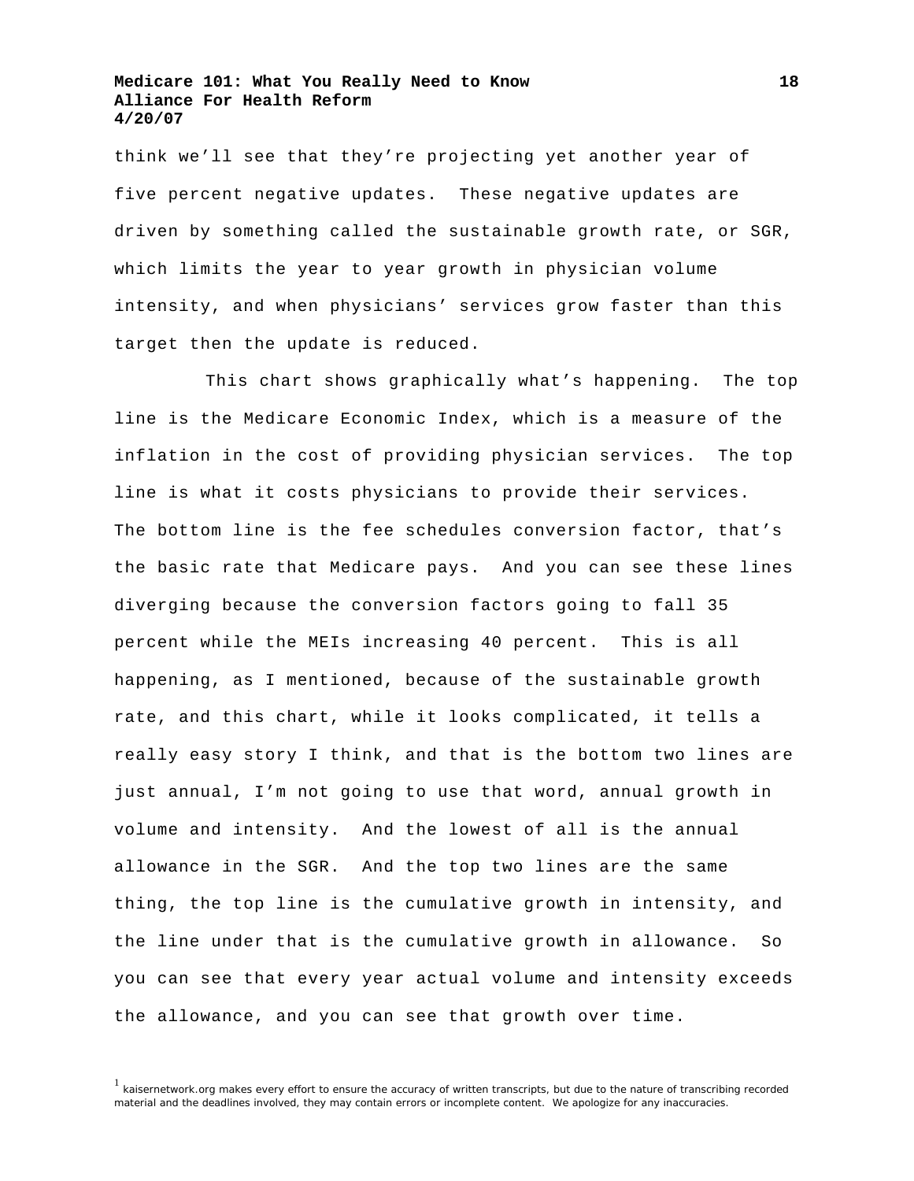think we'll see that they're projecting yet another year of five percent negative updates. These negative updates are driven by something called the sustainable growth rate, or SGR, which limits the year to year growth in physician volume intensity, and when physicians' services grow faster than this target then the update is reduced.

This chart shows graphically what's happening. The top line is the Medicare Economic Index, which is a measure of the inflation in the cost of providing physician services. The top line is what it costs physicians to provide their services. The bottom line is the fee schedules conversion factor, that's the basic rate that Medicare pays. And you can see these lines diverging because the conversion factors going to fall 35 percent while the MEIs increasing 40 percent. This is all happening, as I mentioned, because of the sustainable growth rate, and this chart, while it looks complicated, it tells a really easy story I think, and that is the bottom two lines are just annual, I'm not going to use that word, annual growth in volume and intensity. And the lowest of all is the annual allowance in the SGR. And the top two lines are the same thing, the top line is the cumulative growth in intensity, and the line under that is the cumulative growth in allowance. So you can see that every year actual volume and intensity exceeds the allowance, and you can see that growth over time.

[1] kaisernetwork.org makes every effort to ensure the accuracy of written transcripts, but due to the nature of transcribing recorded material and the deadlines involved, they may contain errors or incomplete content. We apologize for any inaccuracies.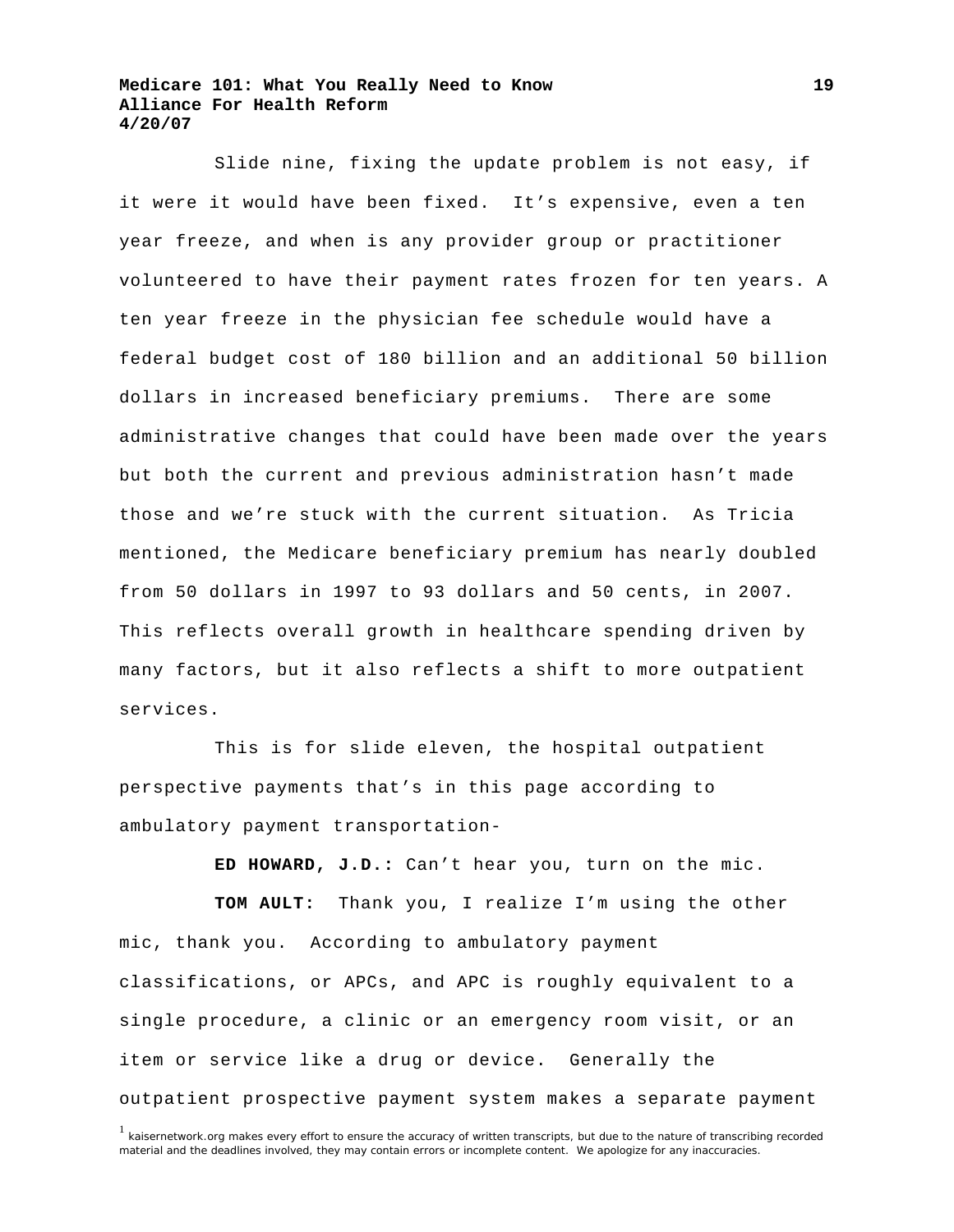Slide nine, fixing the update problem is not easy, if it were it would have been fixed. It's expensive, even a ten year freeze, and when is any provider group or practitioner volunteered to have their payment rates frozen for ten years. A ten year freeze in the physician fee schedule would have a federal budget cost of 180 billion and an additional 50 billion dollars in increased beneficiary premiums. There are some administrative changes that could have been made over the years but both the current and previous administration hasn't made those and we're stuck with the current situation. As Tricia mentioned, the Medicare beneficiary premium has nearly doubled from 50 dollars in 1997 to 93 dollars and 50 cents, in 2007. This reflects overall growth in healthcare spending driven by many factors, but it also reflects a shift to more outpatient services.

This is for slide eleven, the hospital outpatient perspective payments that's in this page according to ambulatory payment transportation-

**ED HOWARD, J.D.:** Can't hear you, turn on the mic.

**TOM AULT:** Thank you, I realize I'm using the other mic, thank you. According to ambulatory payment classifications, or APCs, and APC is roughly equivalent to a single procedure, a clinic or an emergency room visit, or an item or service like a drug or device. Generally the outpatient prospective payment system makes a separate payment

[1] kaisernetwork.org makes every effort to ensure the accuracy of written transcripts, but due to the nature of transcribing recorded material and the deadlines involved, they may contain errors or incomplete content. We apologize for any inaccuracies.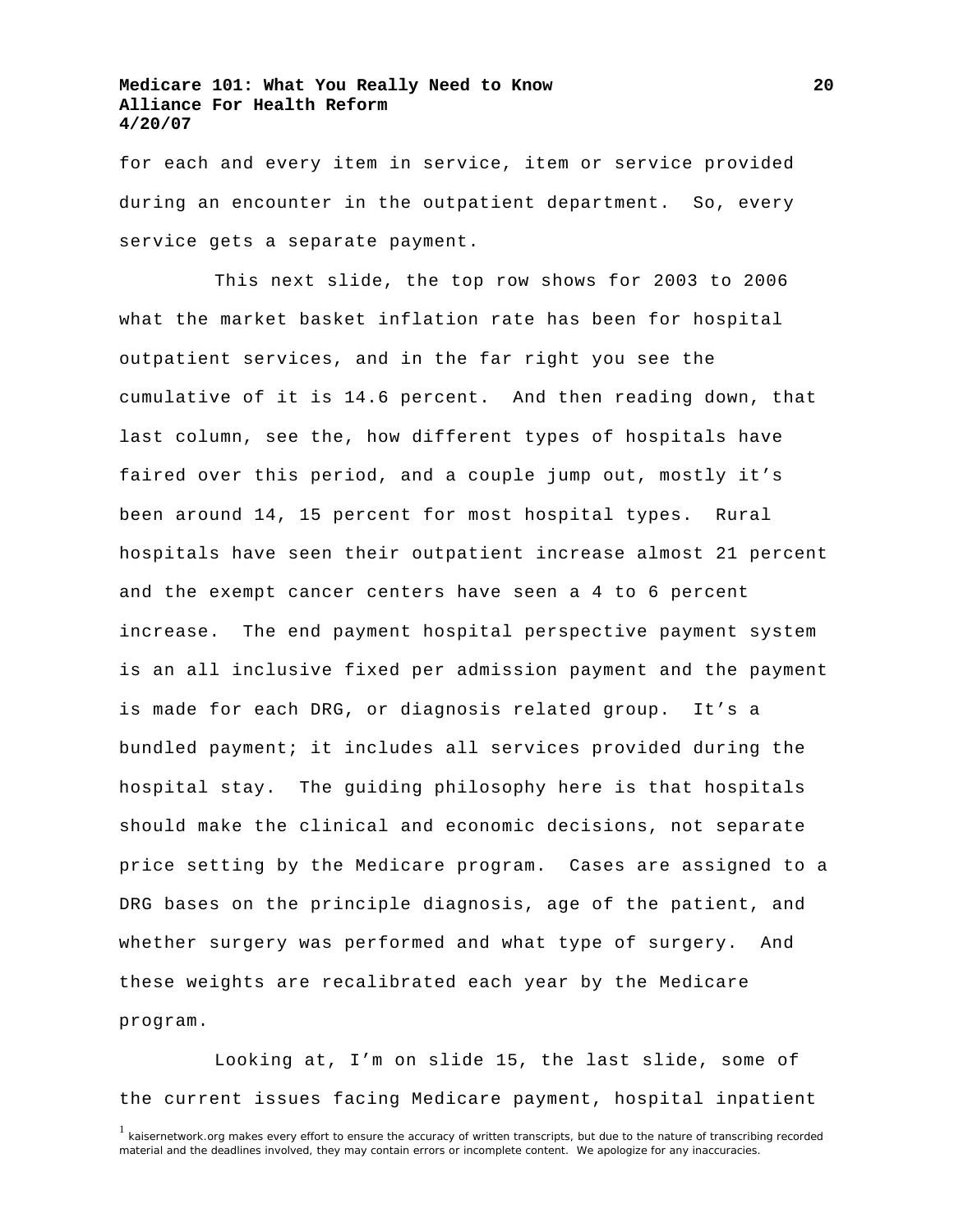for each and every item in service, item or service provided during an encounter in the outpatient department. So, every service gets a separate payment.

This next slide, the top row shows for 2003 to 2006 what the market basket inflation rate has been for hospital outpatient services, and in the far right you see the cumulative of it is 14.6 percent. And then reading down, that last column, see the, how different types of hospitals have faired over this period, and a couple jump out, mostly it's been around 14, 15 percent for most hospital types. Rural hospitals have seen their outpatient increase almost 21 percent and the exempt cancer centers have seen a 4 to 6 percent increase. The end payment hospital perspective payment system is an all inclusive fixed per admission payment and the payment is made for each DRG, or diagnosis related group. It's a bundled payment; it includes all services provided during the hospital stay. The guiding philosophy here is that hospitals should make the clinical and economic decisions, not separate price setting by the Medicare program. Cases are assigned to a DRG bases on the principle diagnosis, age of the patient, and whether surgery was performed and what type of surgery. And these weights are recalibrated each year by the Medicare program.

Looking at, I'm on slide 15, the last slide, some of the current issues facing Medicare payment, hospital inpatient

[1] kaisernetwork.org makes every effort to ensure the accuracy of written transcripts, but due to the nature of transcribing recorded material and the deadlines involved, they may contain errors or incomplete content. We apologize for any inaccuracies.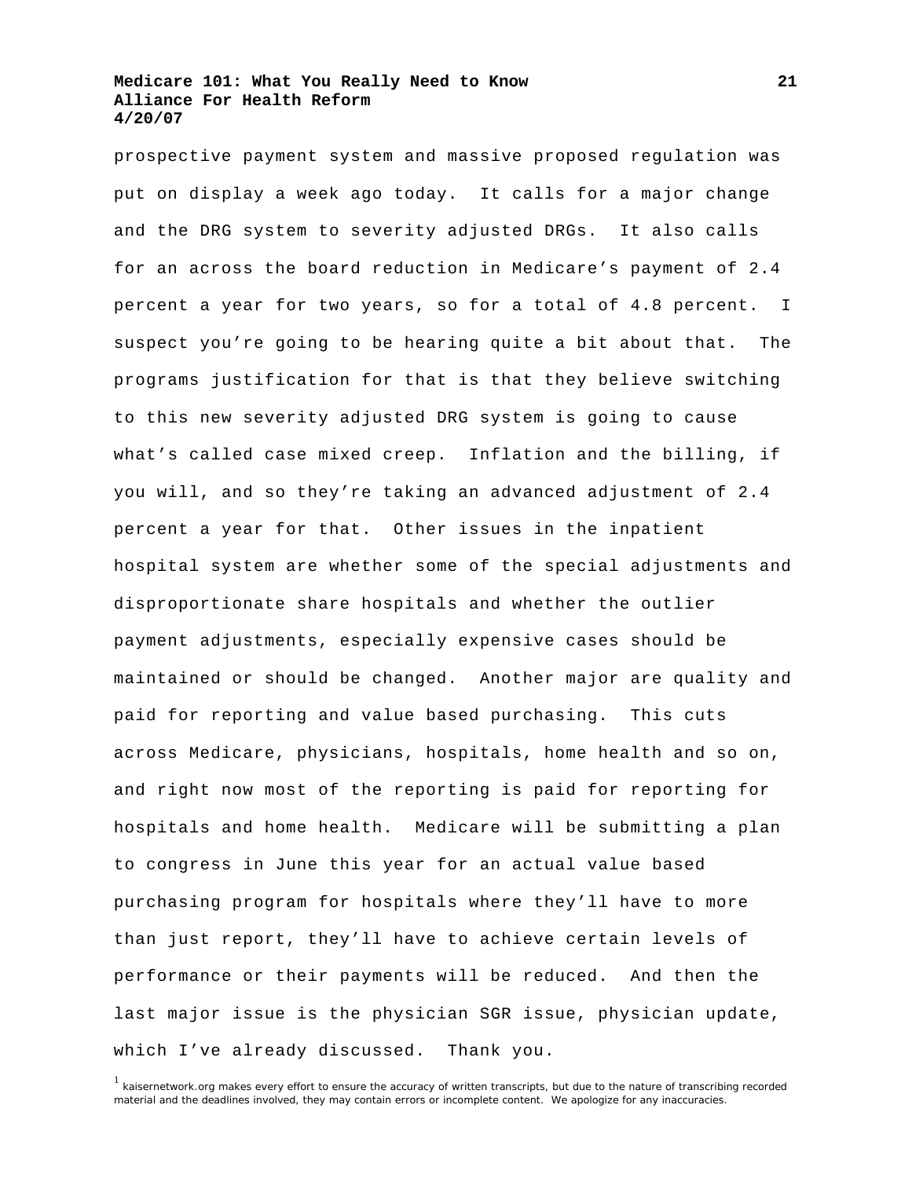prospective payment system and massive proposed regulation was put on display a week ago today. It calls for a major change and the DRG system to severity adjusted DRGs. It also calls for an across the board reduction in Medicare's payment of 2.4 percent a year for two years, so for a total of 4.8 percent. I suspect you're going to be hearing quite a bit about that. The programs justification for that is that they believe switching to this new severity adjusted DRG system is going to cause what's called case mixed creep. Inflation and the billing, if you will, and so they're taking an advanced adjustment of 2.4 percent a year for that. Other issues in the inpatient hospital system are whether some of the special adjustments and disproportionate share hospitals and whether the outlier payment adjustments, especially expensive cases should be maintained or should be changed. Another major are quality and paid for reporting and value based purchasing. This cuts across Medicare, physicians, hospitals, home health and so on, and right now most of the reporting is paid for reporting for hospitals and home health. Medicare will be submitting a plan to congress in June this year for an actual value based purchasing program for hospitals where they'll have to more than just report, they'll have to achieve certain levels of performance or their payments will be reduced. And then the last major issue is the physician SGR issue, physician update, which I've already discussed. Thank you.

[1] kaisernetwork.org makes every effort to ensure the accuracy of written transcripts, but due to the nature of transcribing recorded material and the deadlines involved, they may contain errors or incomplete content. We apologize for any inaccuracies.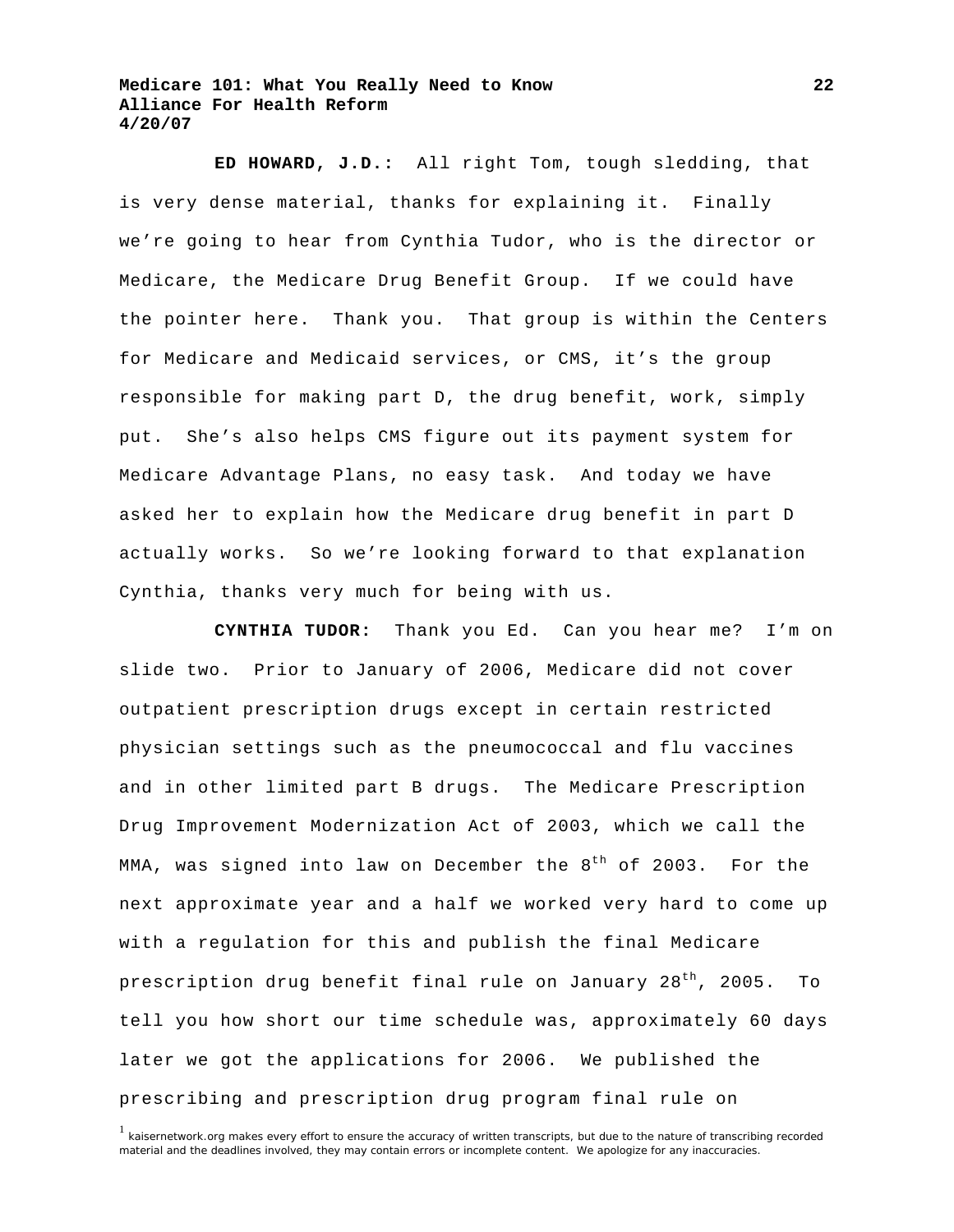**ED HOWARD, J.D.:** All right Tom, tough sledding, that is very dense material, thanks for explaining it. Finally we're going to hear from Cynthia Tudor, who is the director or Medicare, the Medicare Drug Benefit Group. If we could have the pointer here. Thank you. That group is within the Centers for Medicare and Medicaid services, or CMS, it's the group responsible for making part D, the drug benefit, work, simply put. She's also helps CMS figure out its payment system for Medicare Advantage Plans, no easy task. And today we have asked her to explain how the Medicare drug benefit in part D actually works. So we're looking forward to that explanation Cynthia, thanks very much for being with us.

**CYNTHIA TUDOR:** Thank you Ed. Can you hear me? I'm on slide two. Prior to January of 2006, Medicare did not cover outpatient prescription drugs except in certain restricted physician settings such as the pneumococcal and flu vaccines and in other limited part B drugs. The Medicare Prescription Drug Improvement Modernization Act of 2003, which we call the MMA, was signed into law on December the 8th of 2003. For the next approximate year and a half we worked very hard to come up with a regulation for this and publish the final Medicare prescription drug benefit final rule on January 28th, 2005. To tell you how short our time schedule was, approximately 60 days later we got the applications for 2006. We published the prescribing and prescription drug program final rule on

[1] kaisernetwork.org makes every effort to ensure the accuracy of written transcripts, but due to the nature of transcribing recorded material and the deadlines involved, they may contain errors or incomplete content. We apologize for any inaccuracies.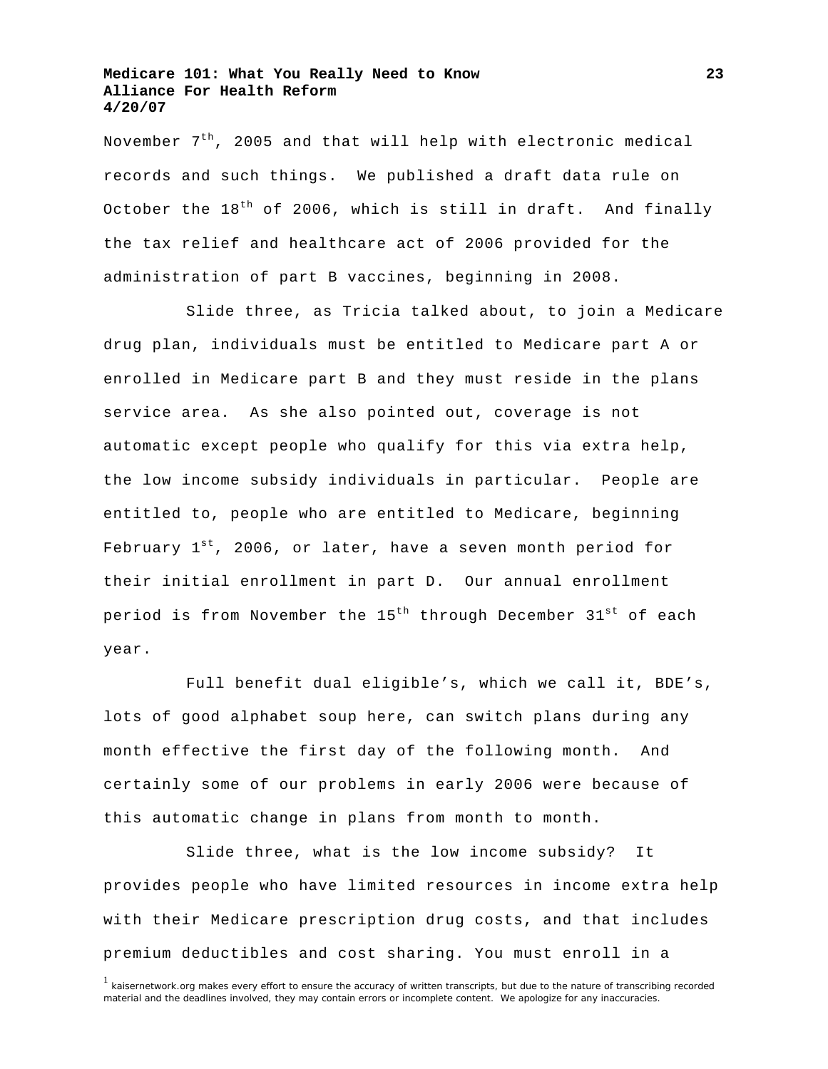November 7th, 2005 and that will help with electronic medical records and such things. We published a draft data rule on October the 18th of 2006, which is still in draft. And finally the tax relief and healthcare act of 2006 provided for the administration of part B vaccines, beginning in 2008.

Slide three, as Tricia talked about, to join a Medicare drug plan, individuals must be entitled to Medicare part A or enrolled in Medicare part B and they must reside in the plans service area. As she also pointed out, coverage is not automatic except people who qualify for this via extra help, the low income subsidy individuals in particular. People are entitled to, people who are entitled to Medicare, beginning February 1st, 2006, or later, have a seven month period for their initial enrollment in part D. Our annual enrollment period is from November the 15th through December 31st of each year.

Full benefit dual eligible's, which we call it, BDE's, lots of good alphabet soup here, can switch plans during any month effective the first day of the following month. And certainly some of our problems in early 2006 were because of this automatic change in plans from month to month.

Slide three, what is the low income subsidy? It provides people who have limited resources in income extra help with their Medicare prescription drug costs, and that includes premium deductibles and cost sharing. You must enroll in a

[1] kaisernetwork.org makes every effort to ensure the accuracy of written transcripts, but due to the nature of transcribing recorded material and the deadlines involved, they may contain errors or incomplete content. We apologize for any inaccuracies.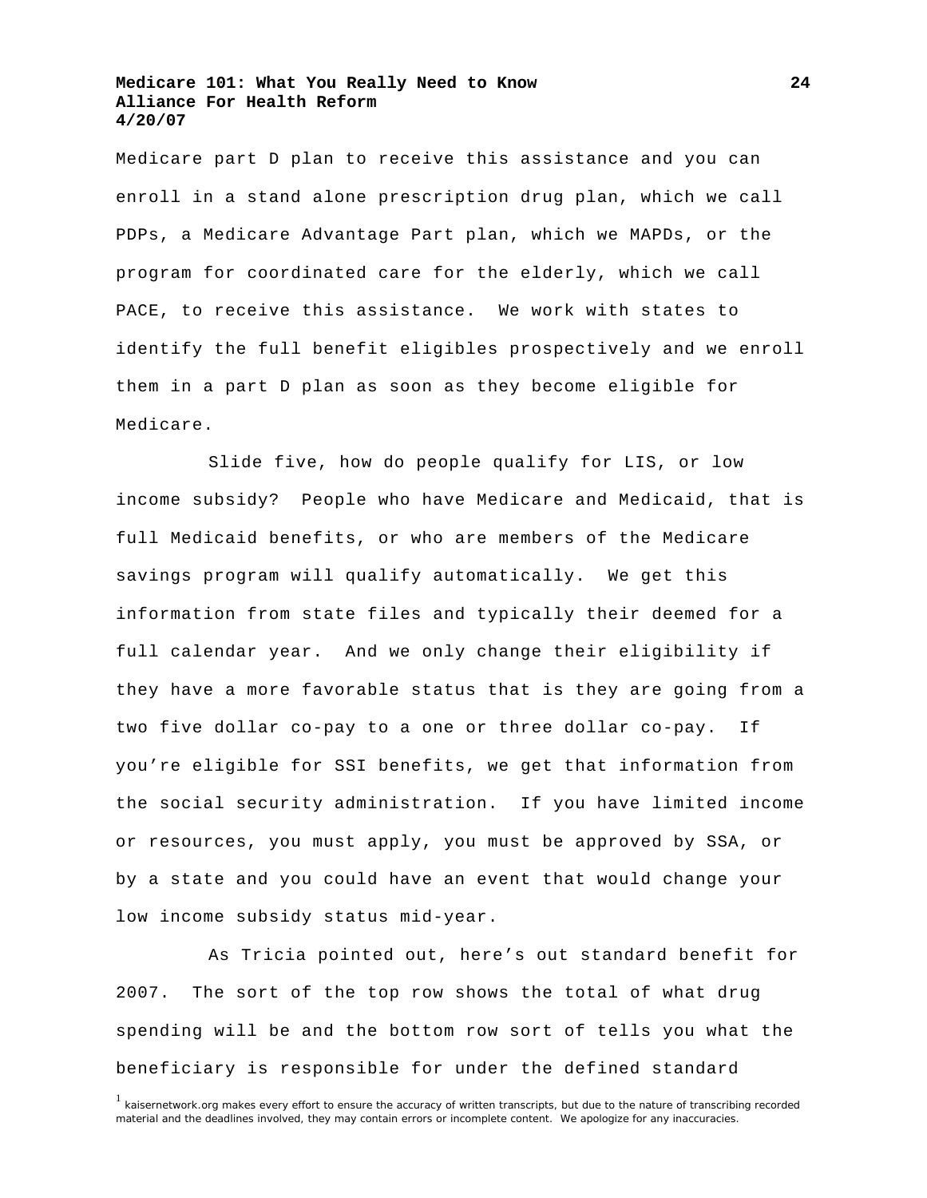Medicare part D plan to receive this assistance and you can enroll in a stand alone prescription drug plan, which we call PDPs, a Medicare Advantage Part plan, which we MAPDs, or the program for coordinated care for the elderly, which we call PACE, to receive this assistance. We work with states to identify the full benefit eligibles prospectively and we enroll them in a part D plan as soon as they become eligible for Medicare.

Slide five, how do people qualify for LIS, or low income subsidy? People who have Medicare and Medicaid, that is full Medicaid benefits, or who are members of the Medicare savings program will qualify automatically. We get this information from state files and typically their deemed for a full calendar year. And we only change their eligibility if they have a more favorable status that is they are going from a two five dollar co-pay to a one or three dollar co-pay. If you're eligible for SSI benefits, we get that information from the social security administration. If you have limited income or resources, you must apply, you must be approved by SSA, or by a state and you could have an event that would change your low income subsidy status mid-year.

As Tricia pointed out, here's out standard benefit for 2007. The sort of the top row shows the total of what drug spending will be and the bottom row sort of tells you what the beneficiary is responsible for under the defined standard

[1] kaisernetwork.org makes every effort to ensure the accuracy of written transcripts, but due to the nature of transcribing recorded material and the deadlines involved, they may contain errors or incomplete content. We apologize for any inaccuracies.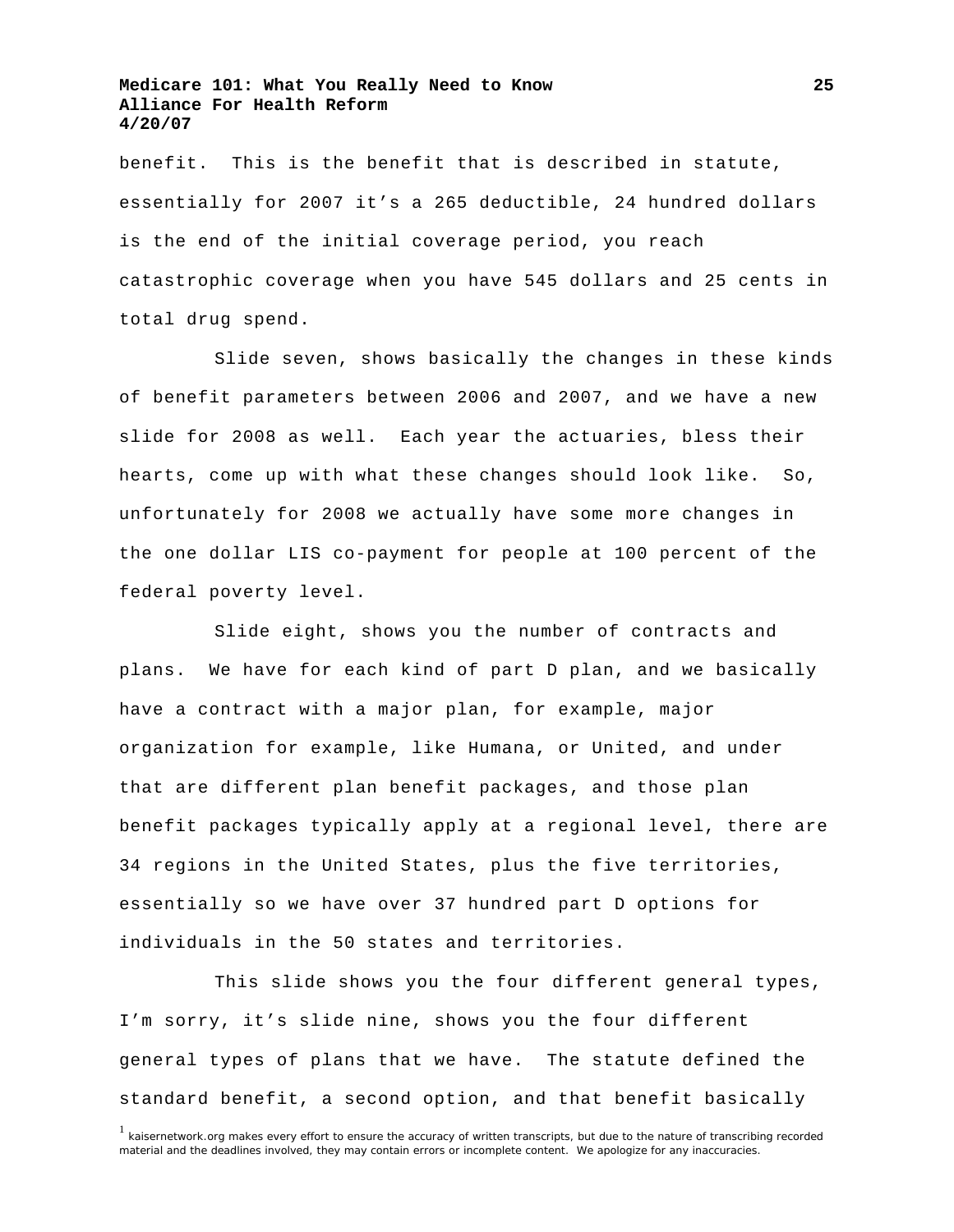benefit. This is the benefit that is described in statute, essentially for 2007 it's a 265 deductible, 24 hundred dollars is the end of the initial coverage period, you reach catastrophic coverage when you have 545 dollars and 25 cents in total drug spend.

Slide seven, shows basically the changes in these kinds of benefit parameters between 2006 and 2007, and we have a new slide for 2008 as well. Each year the actuaries, bless their hearts, come up with what these changes should look like. So, unfortunately for 2008 we actually have some more changes in the one dollar LIS co-payment for people at 100 percent of the federal poverty level.

Slide eight, shows you the number of contracts and plans. We have for each kind of part D plan, and we basically have a contract with a major plan, for example, major organization for example, like Humana, or United, and under that are different plan benefit packages, and those plan benefit packages typically apply at a regional level, there are 34 regions in the United States, plus the five territories, essentially so we have over 37 hundred part D options for individuals in the 50 states and territories.

This slide shows you the four different general types, I'm sorry, it's slide nine, shows you the four different general types of plans that we have. The statute defined the standard benefit, a second option, and that benefit basically

[1] kaisernetwork.org makes every effort to ensure the accuracy of written transcripts, but due to the nature of transcribing recorded material and the deadlines involved, they may contain errors or incomplete content. We apologize for any inaccuracies.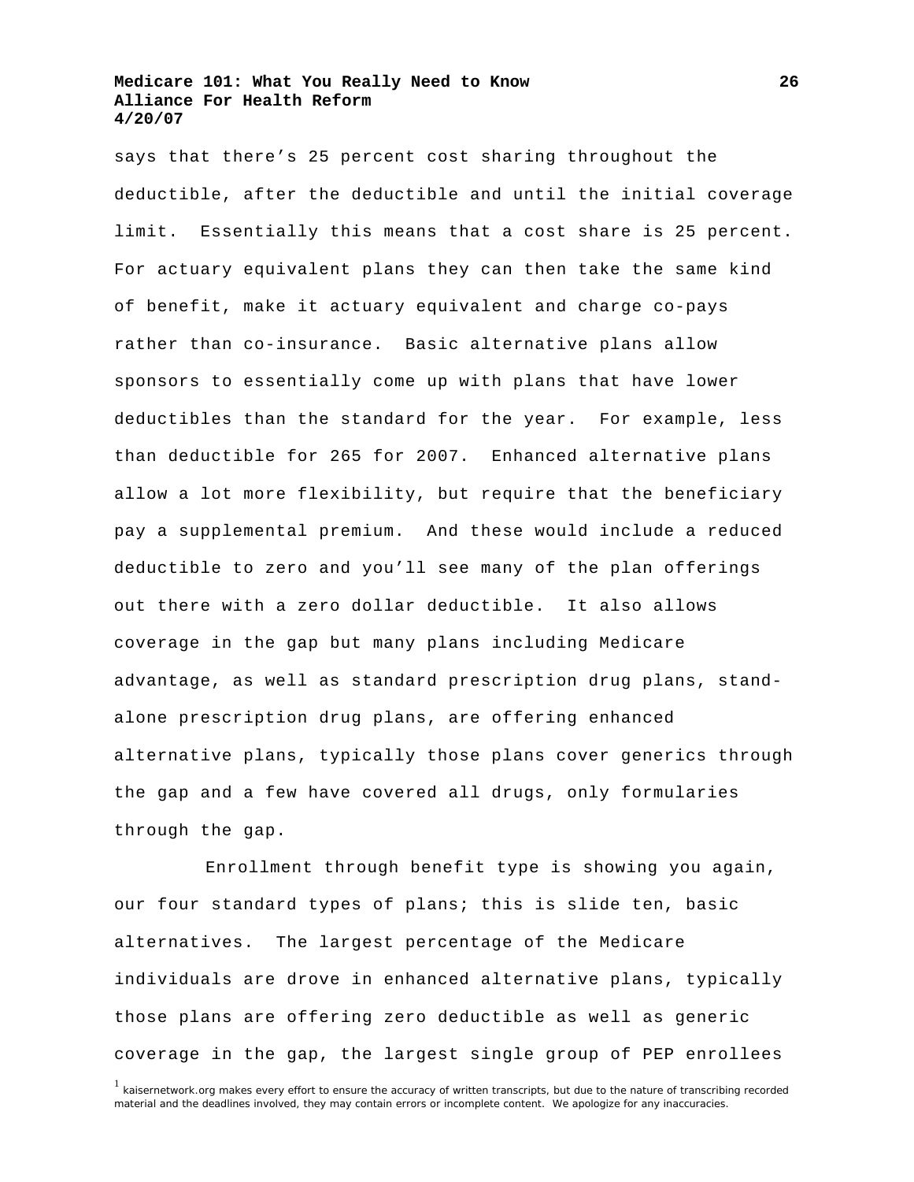says that there's 25 percent cost sharing throughout the deductible, after the deductible and until the initial coverage limit. Essentially this means that a cost share is 25 percent. For actuary equivalent plans they can then take the same kind of benefit, make it actuary equivalent and charge co-pays rather than co-insurance. Basic alternative plans allow sponsors to essentially come up with plans that have lower deductibles than the standard for the year. For example, less than deductible for 265 for 2007. Enhanced alternative plans allow a lot more flexibility, but require that the beneficiary pay a supplemental premium. And these would include a reduced deductible to zero and you'll see many of the plan offerings out there with a zero dollar deductible. It also allows coverage in the gap but many plans including Medicare advantage, as well as standard prescription drug plans, stand-alone prescription drug plans, are offering enhanced alternative plans, typically those plans cover generics through the gap and a few have covered all drugs, only formularies through the gap.

Enrollment through benefit type is showing you again, our four standard types of plans; this is slide ten, basic alternatives. The largest percentage of the Medicare individuals are drove in enhanced alternative plans, typically those plans are offering zero deductible as well as generic coverage in the gap, the largest single group of PEP enrollees

[1] kaisernetwork.org makes every effort to ensure the accuracy of written transcripts, but due to the nature of transcribing recorded material and the deadlines involved, they may contain errors or incomplete content. We apologize for any inaccuracies.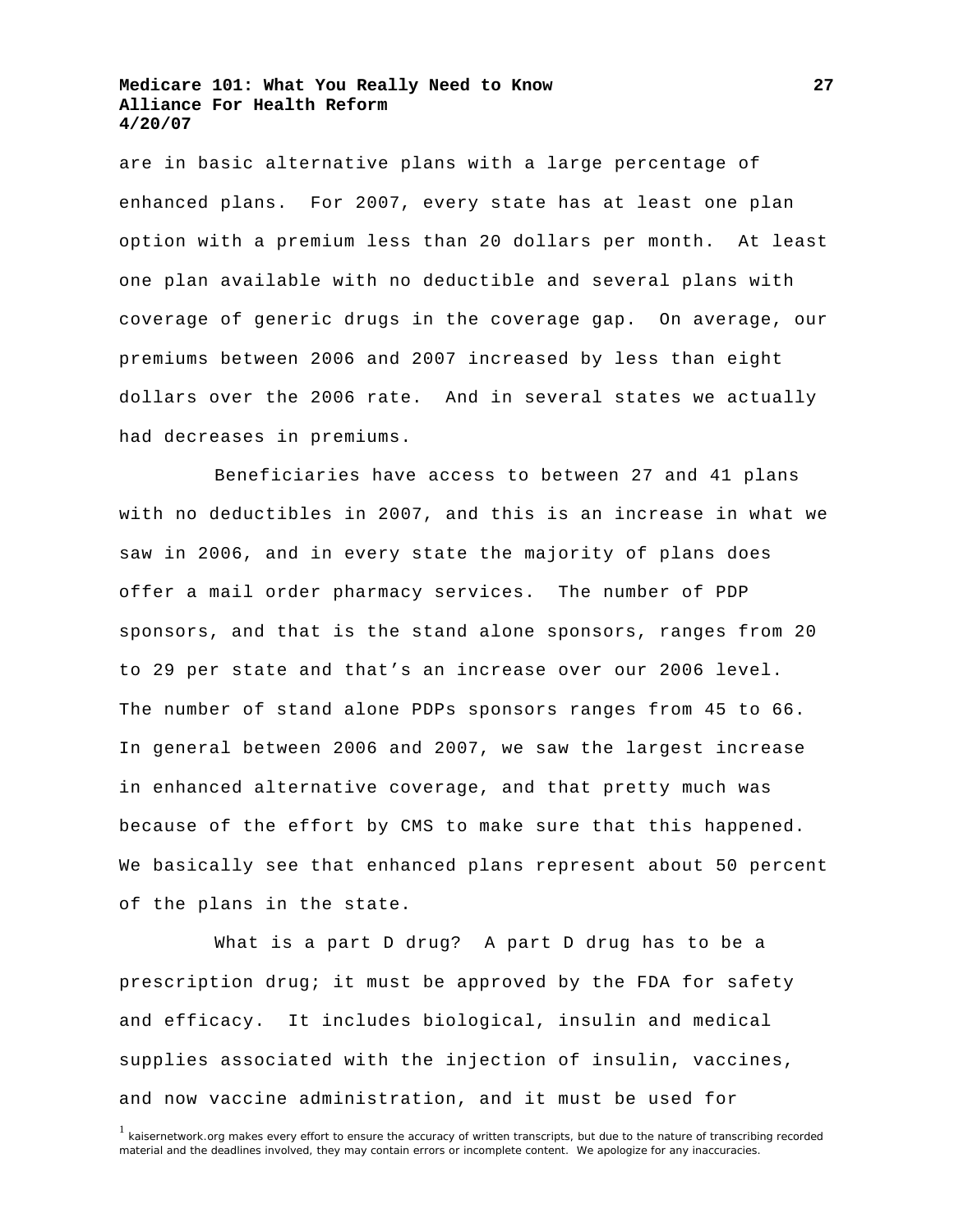are in basic alternative plans with a large percentage of enhanced plans. For 2007, every state has at least one plan option with a premium less than 20 dollars per month. At least one plan available with no deductible and several plans with coverage of generic drugs in the coverage gap. On average, our premiums between 2006 and 2007 increased by less than eight dollars over the 2006 rate. And in several states we actually had decreases in premiums.

Beneficiaries have access to between 27 and 41 plans with no deductibles in 2007, and this is an increase in what we saw in 2006, and in every state the majority of plans does offer a mail order pharmacy services. The number of PDP sponsors, and that is the stand alone sponsors, ranges from 20 to 29 per state and that's an increase over our 2006 level. The number of stand alone PDPs sponsors ranges from 45 to 66. In general between 2006 and 2007, we saw the largest increase in enhanced alternative coverage, and that pretty much was because of the effort by CMS to make sure that this happened. We basically see that enhanced plans represent about 50 percent of the plans in the state.

What is a part D drug? A part D drug has to be a prescription drug; it must be approved by the FDA for safety and efficacy. It includes biological, insulin and medical supplies associated with the injection of insulin, vaccines, and now vaccine administration, and it must be used for

[1] kaisernetwork.org makes every effort to ensure the accuracy of written transcripts, but due to the nature of transcribing recorded material and the deadlines involved, they may contain errors or incomplete content. We apologize for any inaccuracies.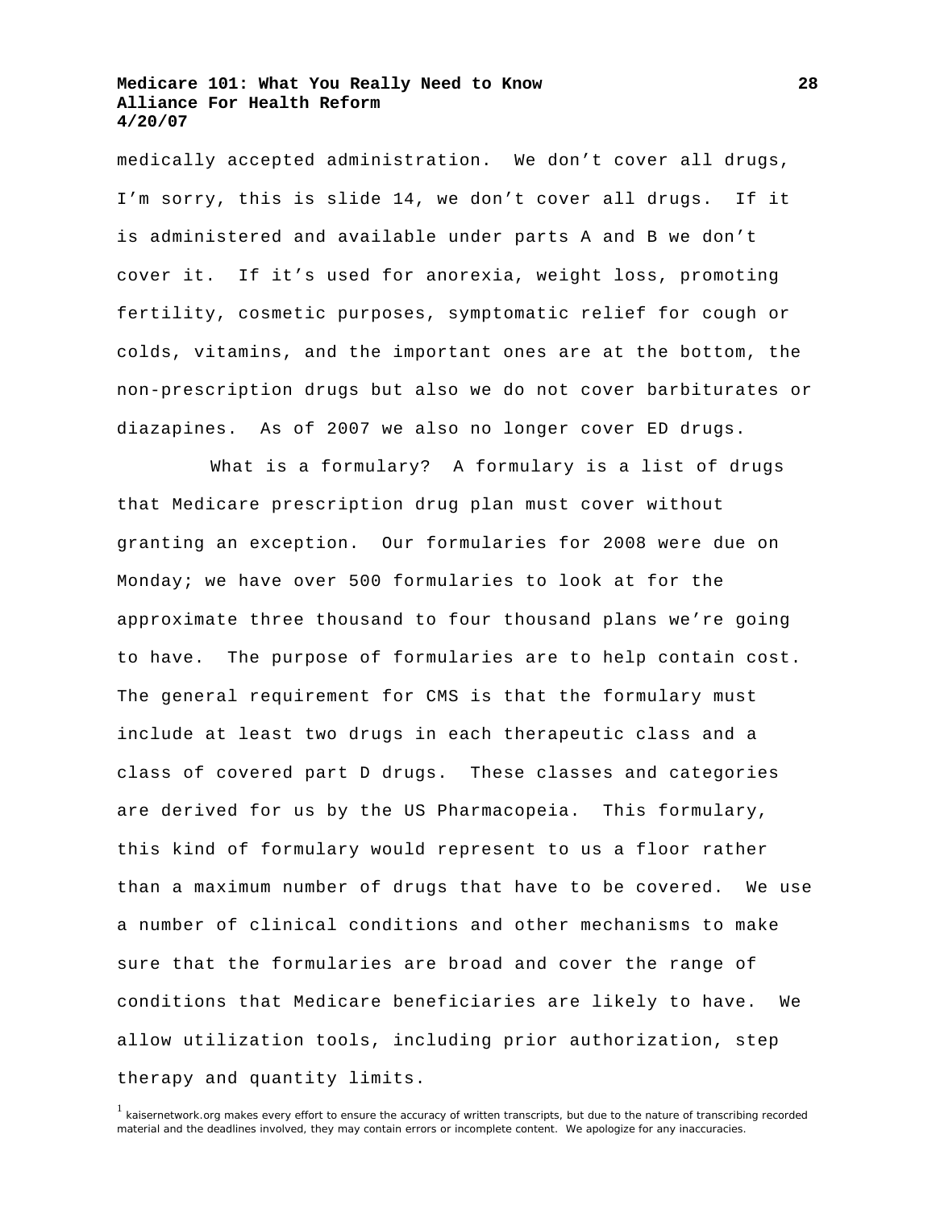medically accepted administration. We don't cover all drugs, I'm sorry, this is slide 14, we don't cover all drugs. If it is administered and available under parts A and B we don't cover it. If it's used for anorexia, weight loss, promoting fertility, cosmetic purposes, symptomatic relief for cough or colds, vitamins, and the important ones are at the bottom, the non-prescription drugs but also we do not cover barbiturates or diazapines. As of 2007 we also no longer cover ED drugs.

What is a formulary? A formulary is a list of drugs that Medicare prescription drug plan must cover without granting an exception. Our formularies for 2008 were due on Monday; we have over 500 formularies to look at for the approximate three thousand to four thousand plans we're going to have. The purpose of formularies are to help contain cost. The general requirement for CMS is that the formulary must include at least two drugs in each therapeutic class and a class of covered part D drugs. These classes and categories are derived for us by the US Pharmacopeia. This formulary, this kind of formulary would represent to us a floor rather than a maximum number of drugs that have to be covered. We use a number of clinical conditions and other mechanisms to make sure that the formularies are broad and cover the range of conditions that Medicare beneficiaries are likely to have. We allow utilization tools, including prior authorization, step therapy and quantity limits.

[1] kaisernetwork.org makes every effort to ensure the accuracy of written transcripts, but due to the nature of transcribing recorded material and the deadlines involved, they may contain errors or incomplete content. We apologize for any inaccuracies.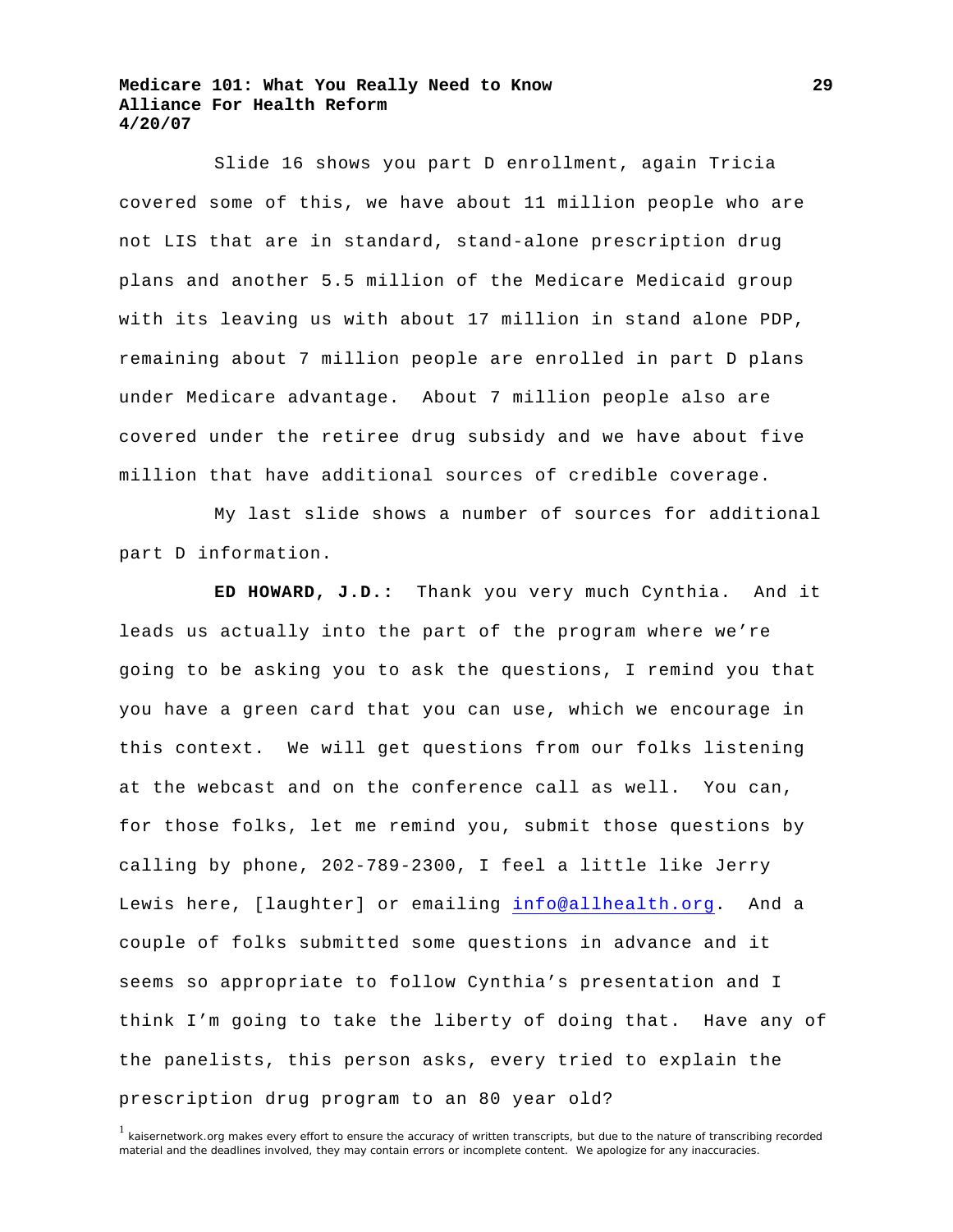Slide 16 shows you part D enrollment, again Tricia covered some of this, we have about 11 million people who are not LIS that are in standard, stand-alone prescription drug plans and another 5.5 million of the Medicare Medicaid group with its leaving us with about 17 million in stand alone PDP, remaining about 7 million people are enrolled in part D plans under Medicare advantage. About 7 million people also are covered under the retiree drug subsidy and we have about five million that have additional sources of credible coverage.

My last slide shows a number of sources for additional part D information.

**ED HOWARD, J.D.:** Thank you very much Cynthia. And it leads us actually into the part of the program where we're going to be asking you to ask the questions, I remind you that you have a green card that you can use, which we encourage in this context. We will get questions from our folks listening at the webcast and on the conference call as well. You can, for those folks, let me remind you, submit those questions by calling by phone, 202-789-2300, I feel a little like Jerry Lewis here, [laughter] or emailing info@allhealth.org. And a couple of folks submitted some questions in advance and it seems so appropriate to follow Cynthia's presentation and I think I'm going to take the liberty of doing that. Have any of the panelists, this person asks, every tried to explain the prescription drug program to an 80 year old?

[1] kaisernetwork.org makes every effort to ensure the accuracy of written transcripts, but due to the nature of transcribing recorded material and the deadlines involved, they may contain errors or incomplete content. We apologize for any inaccuracies.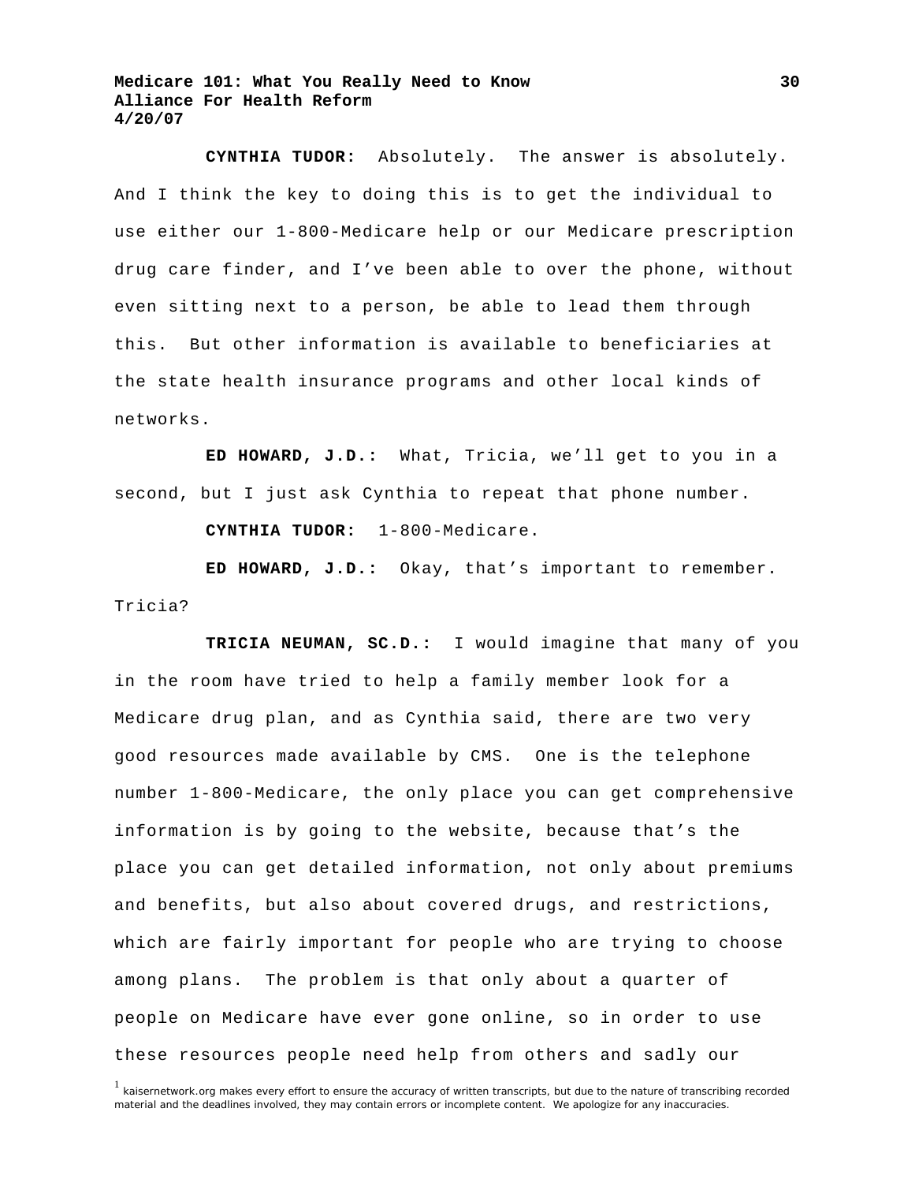**CYNTHIA TUDOR:** Absolutely. The answer is absolutely. And I think the key to doing this is to get the individual to use either our 1-800-Medicare help or our Medicare prescription drug care finder, and I've been able to over the phone, without even sitting next to a person, be able to lead them through this. But other information is available to beneficiaries at the state health insurance programs and other local kinds of networks.

**ED HOWARD, J.D.:** What, Tricia, we'll get to you in a second, but I just ask Cynthia to repeat that phone number.

**CYNTHIA TUDOR:** 1-800-Medicare.

**ED HOWARD, J.D.:** Okay, that's important to remember. Tricia?

**TRICIA NEUMAN, SC.D.:** I would imagine that many of you in the room have tried to help a family member look for a Medicare drug plan, and as Cynthia said, there are two very good resources made available by CMS. One is the telephone number 1-800-Medicare, the only place you can get comprehensive information is by going to the website, because that's the place you can get detailed information, not only about premiums and benefits, but also about covered drugs, and restrictions, which are fairly important for people who are trying to choose among plans. The problem is that only about a quarter of people on Medicare have ever gone online, so in order to use these resources people need help from others and sadly our

[1] kaisernetwork.org makes every effort to ensure the accuracy of written transcripts, but due to the nature of transcribing recorded material and the deadlines involved, they may contain errors or incomplete content. We apologize for any inaccuracies.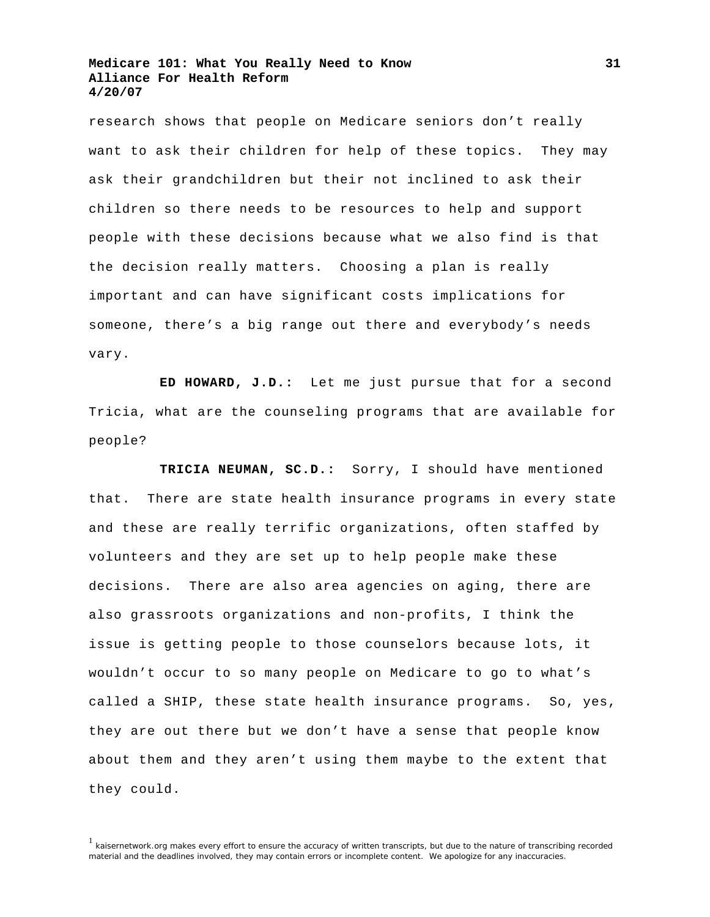research shows that people on Medicare seniors don't really want to ask their children for help of these topics. They may ask their grandchildren but their not inclined to ask their children so there needs to be resources to help and support people with these decisions because what we also find is that the decision really matters. Choosing a plan is really important and can have significant costs implications for someone, there's a big range out there and everybody's needs vary.

**ED HOWARD, J.D.:** Let me just pursue that for a second Tricia, what are the counseling programs that are available for people?

**TRICIA NEUMAN, SC.D.:** Sorry, I should have mentioned that. There are state health insurance programs in every state and these are really terrific organizations, often staffed by volunteers and they are set up to help people make these decisions. There are also area agencies on aging, there are also grassroots organizations and non-profits, I think the issue is getting people to those counselors because lots, it wouldn't occur to so many people on Medicare to go to what's called a SHIP, these state health insurance programs. So, yes, they are out there but we don't have a sense that people know about them and they aren't using them maybe to the extent that they could.

[1] kaisernetwork.org makes every effort to ensure the accuracy of written transcripts, but due to the nature of transcribing recorded material and the deadlines involved, they may contain errors or incomplete content. We apologize for any inaccuracies.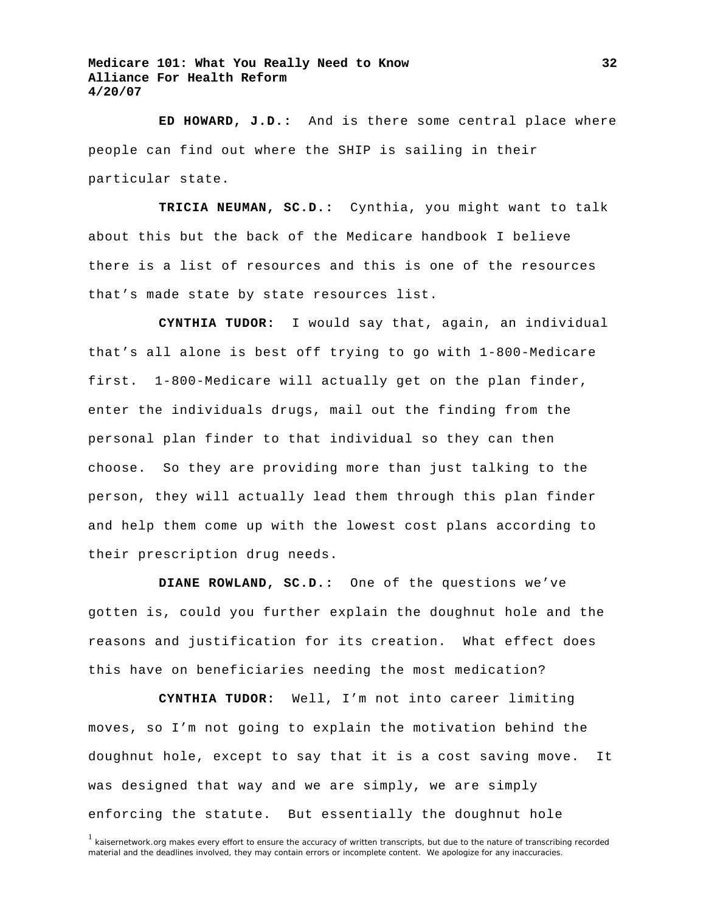**ED HOWARD, J.D.:** And is there some central place where people can find out where the SHIP is sailing in their particular state.

**TRICIA NEUMAN, SC.D.:** Cynthia, you might want to talk about this but the back of the Medicare handbook I believe there is a list of resources and this is one of the resources that's made state by state resources list.

**CYNTHIA TUDOR:** I would say that, again, an individual that's all alone is best off trying to go with 1-800-Medicare first. 1-800-Medicare will actually get on the plan finder, enter the individuals drugs, mail out the finding from the personal plan finder to that individual so they can then choose. So they are providing more than just talking to the person, they will actually lead them through this plan finder and help them come up with the lowest cost plans according to their prescription drug needs.

**DIANE ROWLAND, SC.D.:** One of the questions we've gotten is, could you further explain the doughnut hole and the reasons and justification for its creation. What effect does this have on beneficiaries needing the most medication?

**CYNTHIA TUDOR:** Well, I'm not into career limiting moves, so I'm not going to explain the motivation behind the doughnut hole, except to say that it is a cost saving move. It was designed that way and we are simply, we are simply enforcing the statute. But essentially the doughnut hole

[1] kaisernetwork.org makes every effort to ensure the accuracy of written transcripts, but due to the nature of transcribing recorded material and the deadlines involved, they may contain errors or incomplete content. We apologize for any inaccuracies.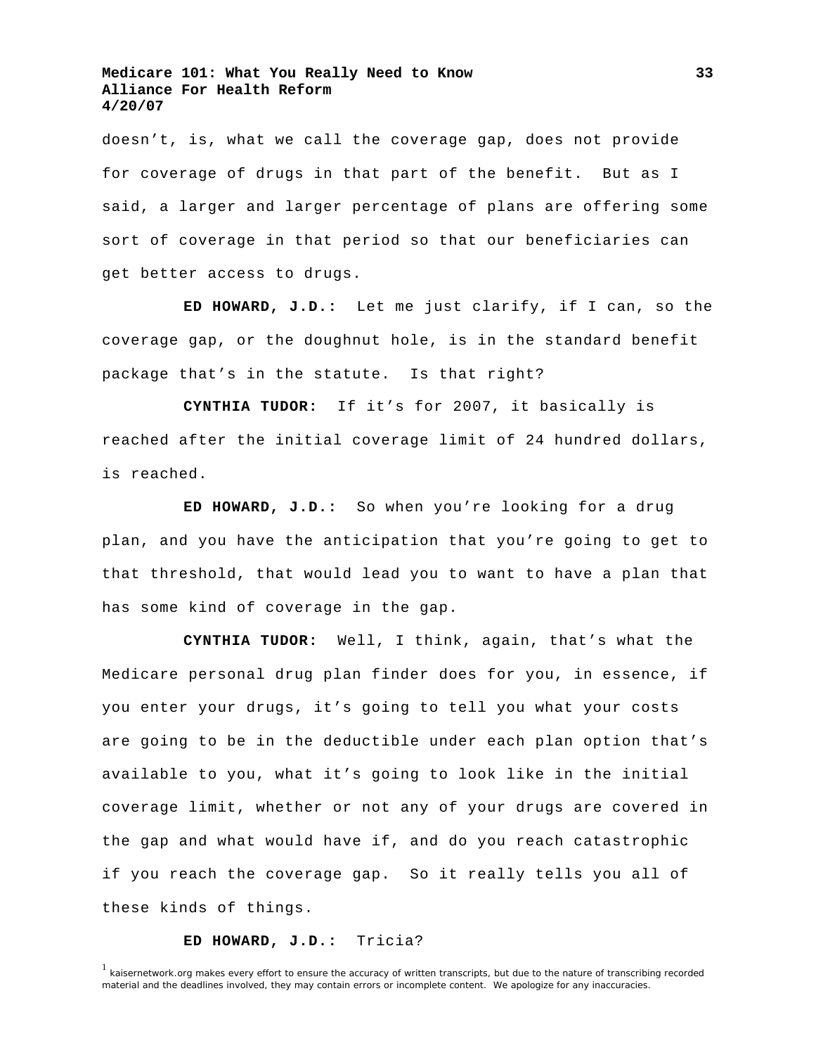doesn't, is, what we call the coverage gap, does not provide for coverage of drugs in that part of the benefit. But as I said, a larger and larger percentage of plans are offering some sort of coverage in that period so that our beneficiaries can get better access to drugs.

**ED HOWARD, J.D.:** Let me just clarify, if I can, so the coverage gap, or the doughnut hole, is in the standard benefit package that's in the statute. Is that right?

**CYNTHIA TUDOR:** If it's for 2007, it basically is reached after the initial coverage limit of 24 hundred dollars, is reached.

**ED HOWARD, J.D.:** So when you're looking for a drug plan, and you have the anticipation that you're going to get to that threshold, that would lead you to want to have a plan that has some kind of coverage in the gap.

**CYNTHIA TUDOR:** Well, I think, again, that's what the Medicare personal drug plan finder does for you, in essence, if you enter your drugs, it's going to tell you what your costs are going to be in the deductible under each plan option that's available to you, what it's going to look like in the initial coverage limit, whether or not any of your drugs are covered in the gap and what would have if, and do you reach catastrophic if you reach the coverage gap. So it really tells you all of these kinds of things.

**ED HOWARD, J.D.:** Tricia?

[1] kaisernetwork.org makes every effort to ensure the accuracy of written transcripts, but due to the nature of transcribing recorded material and the deadlines involved, they may contain errors or incomplete content. We apologize for any inaccuracies.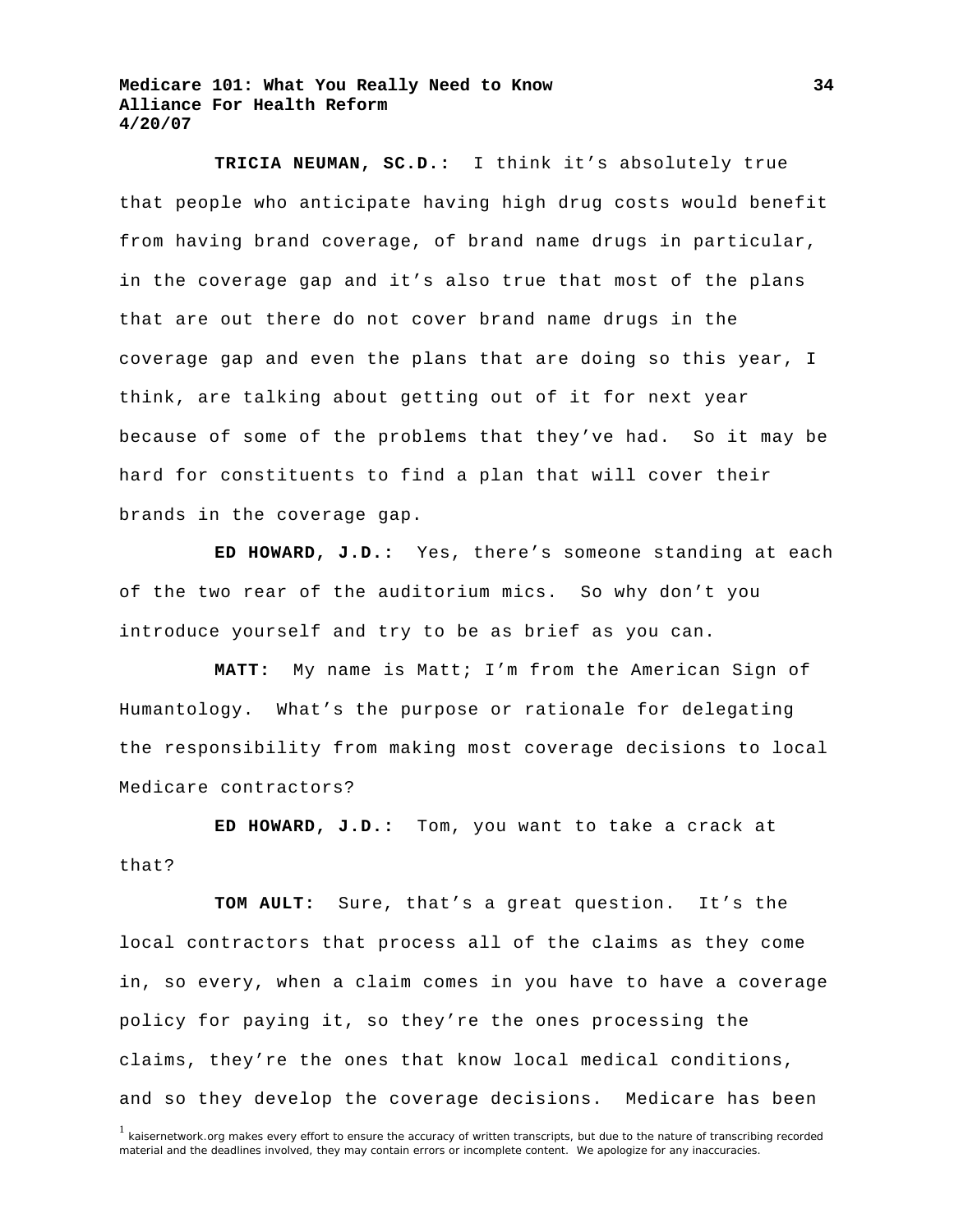**TRICIA NEUMAN, SC.D.:** I think it's absolutely true that people who anticipate having high drug costs would benefit from having brand coverage, of brand name drugs in particular, in the coverage gap and it's also true that most of the plans that are out there do not cover brand name drugs in the coverage gap and even the plans that are doing so this year, I think, are talking about getting out of it for next year because of some of the problems that they've had. So it may be hard for constituents to find a plan that will cover their brands in the coverage gap.

**ED HOWARD, J.D.:** Yes, there's someone standing at each of the two rear of the auditorium mics. So why don't you introduce yourself and try to be as brief as you can.

**MATT:** My name is Matt; I'm from the American Sign of Humantology. What's the purpose or rationale for delegating the responsibility from making most coverage decisions to local Medicare contractors?

**ED HOWARD, J.D.:** Tom, you want to take a crack at that?

**TOM AULT:** Sure, that's a great question. It's the local contractors that process all of the claims as they come in, so every, when a claim comes in you have to have a coverage policy for paying it, so they're the ones processing the claims, they're the ones that know local medical conditions, and so they develop the coverage decisions. Medicare has been

[1] kaisernetwork.org makes every effort to ensure the accuracy of written transcripts, but due to the nature of transcribing recorded material and the deadlines involved, they may contain errors or incomplete content. We apologize for any inaccuracies.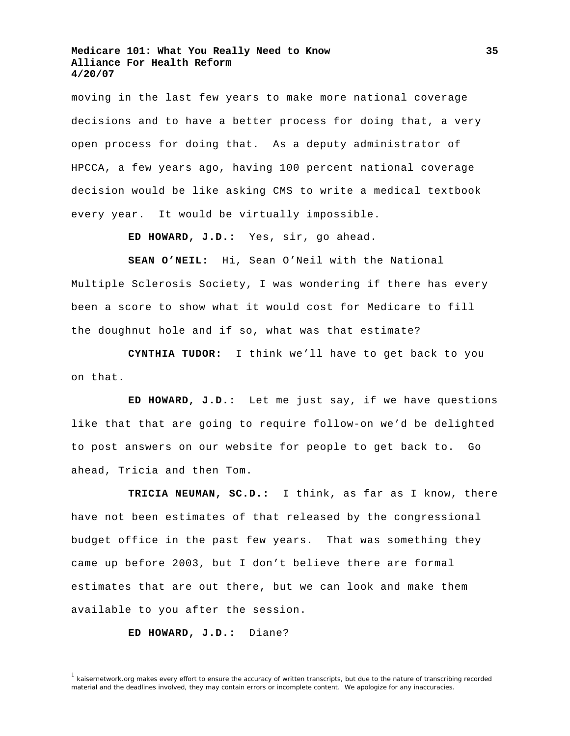moving in the last few years to make more national coverage decisions and to have a better process for doing that, a very open process for doing that. As a deputy administrator of HPCCA, a few years ago, having 100 percent national coverage decision would be like asking CMS to write a medical textbook every year. It would be virtually impossible.

**ED HOWARD, J.D.:** Yes, sir, go ahead.

**SEAN O'NEIL:** Hi, Sean O'Neil with the National Multiple Sclerosis Society, I was wondering if there has every been a score to show what it would cost for Medicare to fill the doughnut hole and if so, what was that estimate?

**CYNTHIA TUDOR:** I think we'll have to get back to you on that.

**ED HOWARD, J.D.:** Let me just say, if we have questions like that that are going to require follow-on we'd be delighted to post answers on our website for people to get back to. Go ahead, Tricia and then Tom.

**TRICIA NEUMAN, SC.D.:** I think, as far as I know, there have not been estimates of that released by the congressional budget office in the past few years. That was something they came up before 2003, but I don't believe there are formal estimates that are out there, but we can look and make them available to you after the session.

**ED HOWARD, J.D.:** Diane?

[1] kaisernetwork.org makes every effort to ensure the accuracy of written transcripts, but due to the nature of transcribing recorded material and the deadlines involved, they may contain errors or incomplete content. We apologize for any inaccuracies.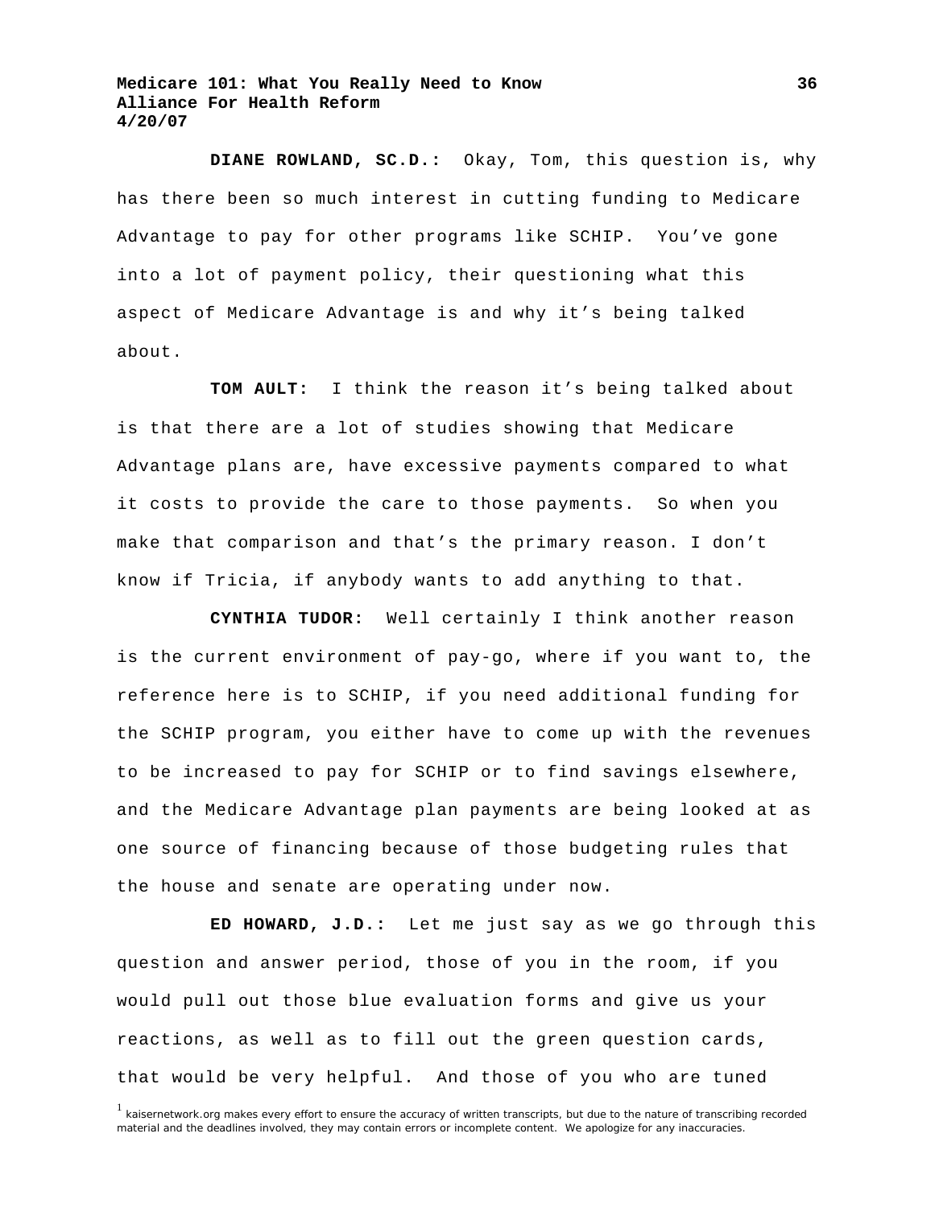**DIANE ROWLAND, SC.D.:** Okay, Tom, this question is, why has there been so much interest in cutting funding to Medicare Advantage to pay for other programs like SCHIP. You've gone into a lot of payment policy, their questioning what this aspect of Medicare Advantage is and why it's being talked about.

**TOM AULT:** I think the reason it's being talked about is that there are a lot of studies showing that Medicare Advantage plans are, have excessive payments compared to what it costs to provide the care to those payments. So when you make that comparison and that's the primary reason. I don't know if Tricia, if anybody wants to add anything to that.

**CYNTHIA TUDOR:** Well certainly I think another reason is the current environment of pay-go, where if you want to, the reference here is to SCHIP, if you need additional funding for the SCHIP program, you either have to come up with the revenues to be increased to pay for SCHIP or to find savings elsewhere, and the Medicare Advantage plan payments are being looked at as one source of financing because of those budgeting rules that the house and senate are operating under now.

**ED HOWARD, J.D.:** Let me just say as we go through this question and answer period, those of you in the room, if you would pull out those blue evaluation forms and give us your reactions, as well as to fill out the green question cards, that would be very helpful. And those of you who are tuned

[1] kaisernetwork.org makes every effort to ensure the accuracy of written transcripts, but due to the nature of transcribing recorded material and the deadlines involved, they may contain errors or incomplete content. We apologize for any inaccuracies.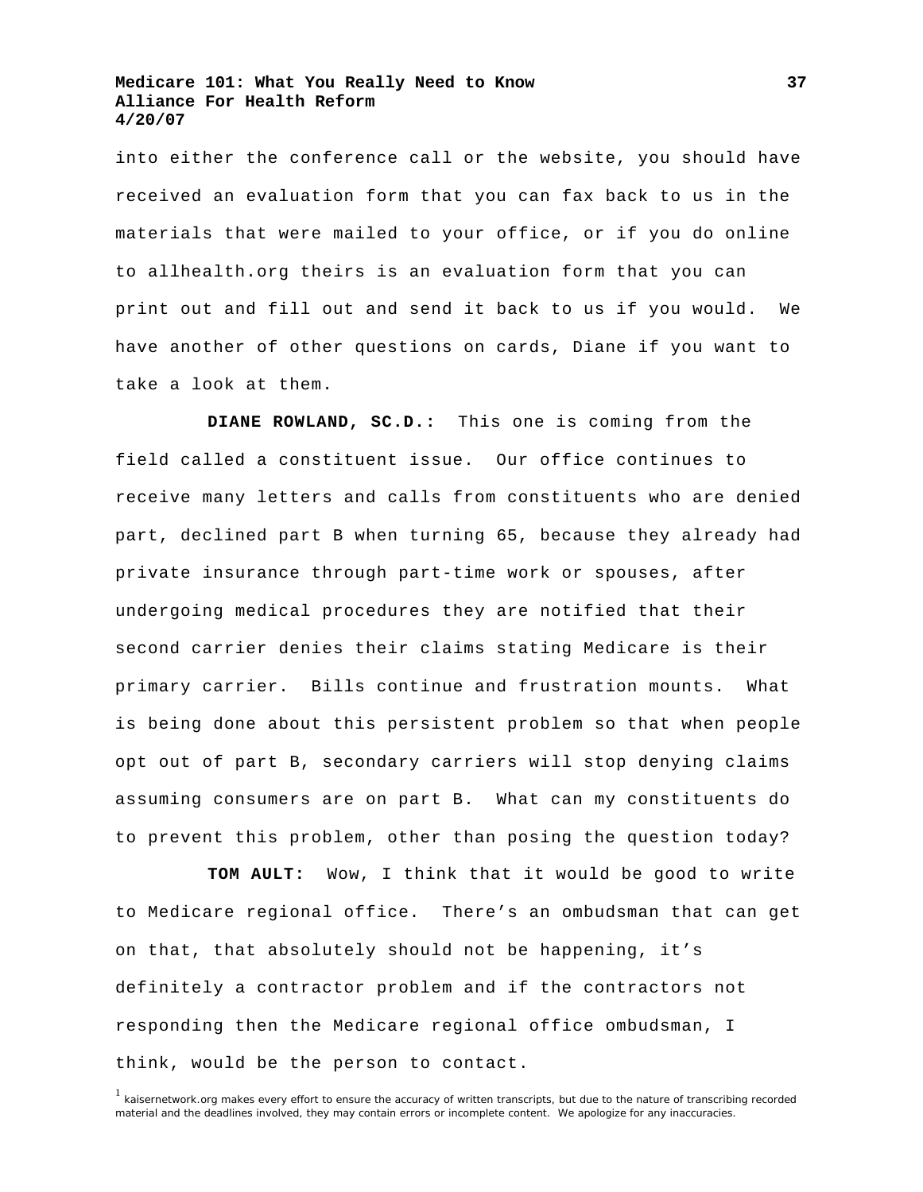into either the conference call or the website, you should have received an evaluation form that you can fax back to us in the materials that were mailed to your office, or if you do online to allhealth.org theirs is an evaluation form that you can print out and fill out and send it back to us if you would. We have another of other questions on cards, Diane if you want to take a look at them.

**DIANE ROWLAND, SC.D.:** This one is coming from the field called a constituent issue. Our office continues to receive many letters and calls from constituents who are denied part, declined part B when turning 65, because they already had private insurance through part-time work or spouses, after undergoing medical procedures they are notified that their second carrier denies their claims stating Medicare is their primary carrier. Bills continue and frustration mounts. What is being done about this persistent problem so that when people opt out of part B, secondary carriers will stop denying claims assuming consumers are on part B. What can my constituents do to prevent this problem, other than posing the question today?

**TOM AULT:** Wow, I think that it would be good to write to Medicare regional office. There's an ombudsman that can get on that, that absolutely should not be happening, it's definitely a contractor problem and if the contractors not responding then the Medicare regional office ombudsman, I think, would be the person to contact.

[1] kaisernetwork.org makes every effort to ensure the accuracy of written transcripts, but due to the nature of transcribing recorded material and the deadlines involved, they may contain errors or incomplete content. We apologize for any inaccuracies.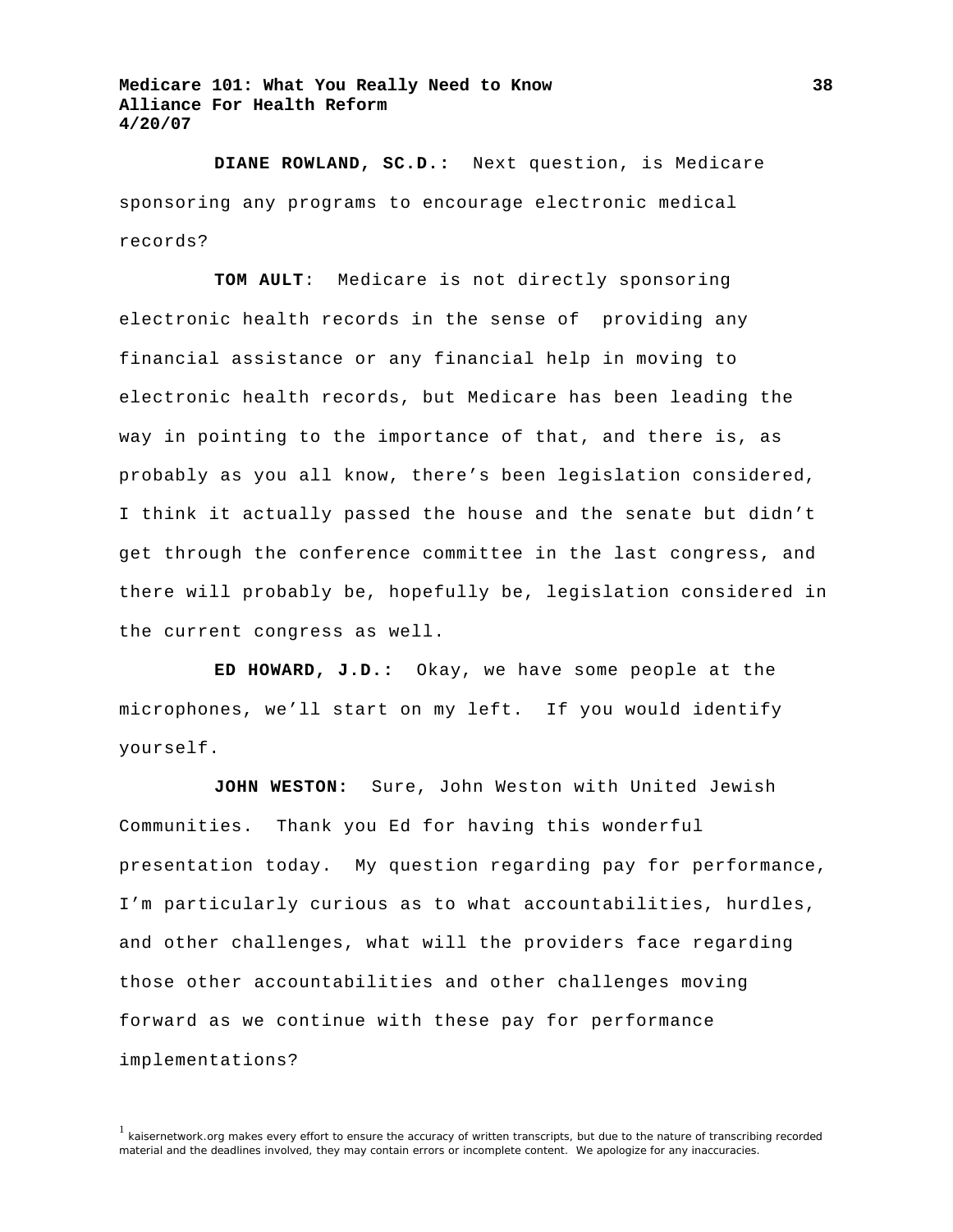**DIANE ROWLAND, SC.D.:** Next question, is Medicare sponsoring any programs to encourage electronic medical records?

**TOM AULT**: Medicare is not directly sponsoring electronic health records in the sense of providing any financial assistance or any financial help in moving to electronic health records, but Medicare has been leading the way in pointing to the importance of that, and there is, as probably as you all know, there's been legislation considered, I think it actually passed the house and the senate but didn't get through the conference committee in the last congress, and there will probably be, hopefully be, legislation considered in the current congress as well.

**ED HOWARD, J.D.:** Okay, we have some people at the microphones, we'll start on my left. If you would identify yourself.

**JOHN WESTON:** Sure, John Weston with United Jewish Communities. Thank you Ed for having this wonderful presentation today. My question regarding pay for performance, I'm particularly curious as to what accountabilities, hurdles, and other challenges, what will the providers face regarding those other accountabilities and other challenges moving forward as we continue with these pay for performance implementations?

[1] kaisernetwork.org makes every effort to ensure the accuracy of written transcripts, but due to the nature of transcribing recorded material and the deadlines involved, they may contain errors or incomplete content. We apologize for any inaccuracies.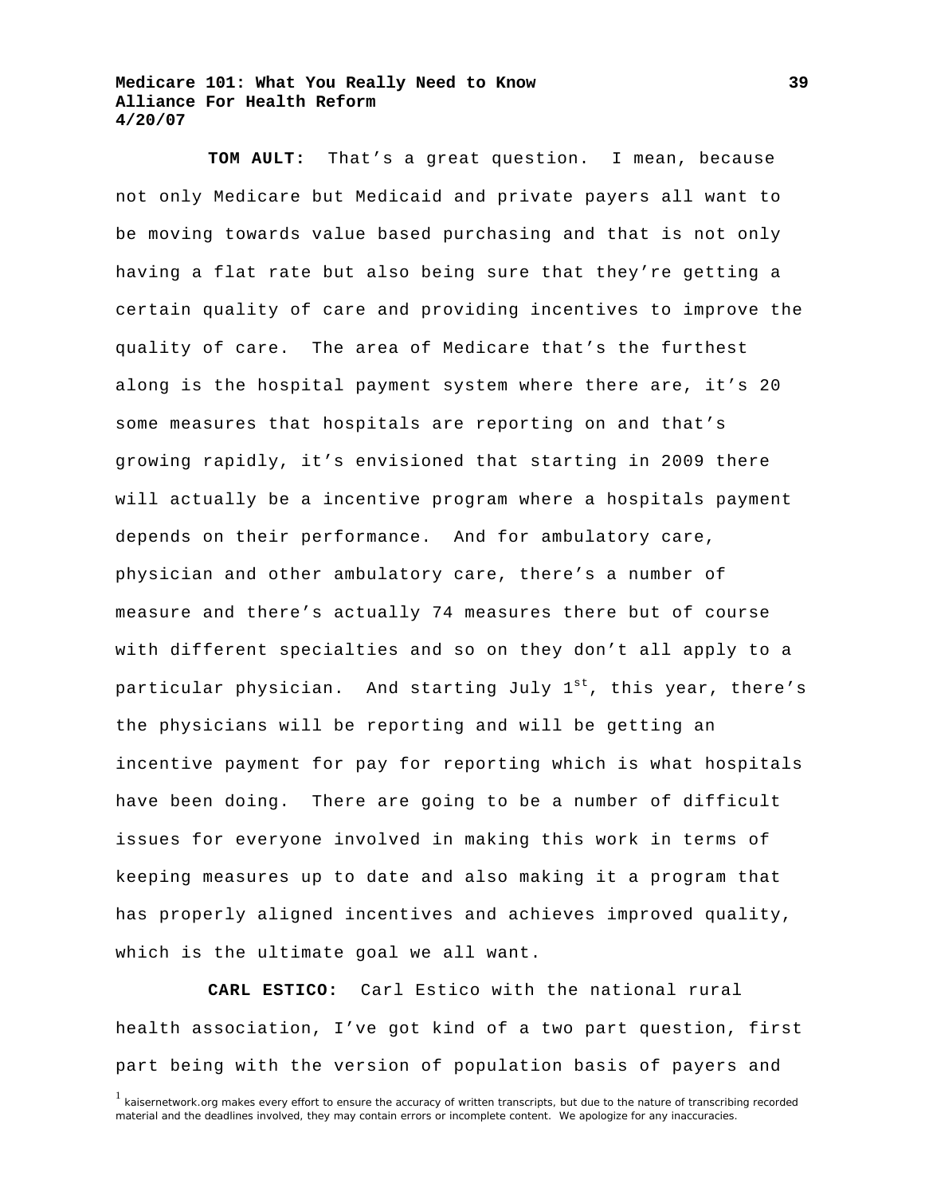**TOM AULT:** That's a great question. I mean, because not only Medicare but Medicaid and private payers all want to be moving towards value based purchasing and that is not only having a flat rate but also being sure that they're getting a certain quality of care and providing incentives to improve the quality of care. The area of Medicare that's the furthest along is the hospital payment system where there are, it's 20 some measures that hospitals are reporting on and that's growing rapidly, it's envisioned that starting in 2009 there will actually be a incentive program where a hospitals payment depends on their performance. And for ambulatory care, physician and other ambulatory care, there's a number of measure and there's actually 74 measures there but of course with different specialties and so on they don't all apply to a particular physician. And starting July 1st, this year, there's the physicians will be reporting and will be getting an incentive payment for pay for reporting which is what hospitals have been doing. There are going to be a number of difficult issues for everyone involved in making this work in terms of keeping measures up to date and also making it a program that has properly aligned incentives and achieves improved quality, which is the ultimate goal we all want.

**CARL ESTICO:** Carl Estico with the national rural health association, I've got kind of a two part question, first part being with the version of population basis of payers and

[1] kaisernetwork.org makes every effort to ensure the accuracy of written transcripts, but due to the nature of transcribing recorded material and the deadlines involved, they may contain errors or incomplete content. We apologize for any inaccuracies.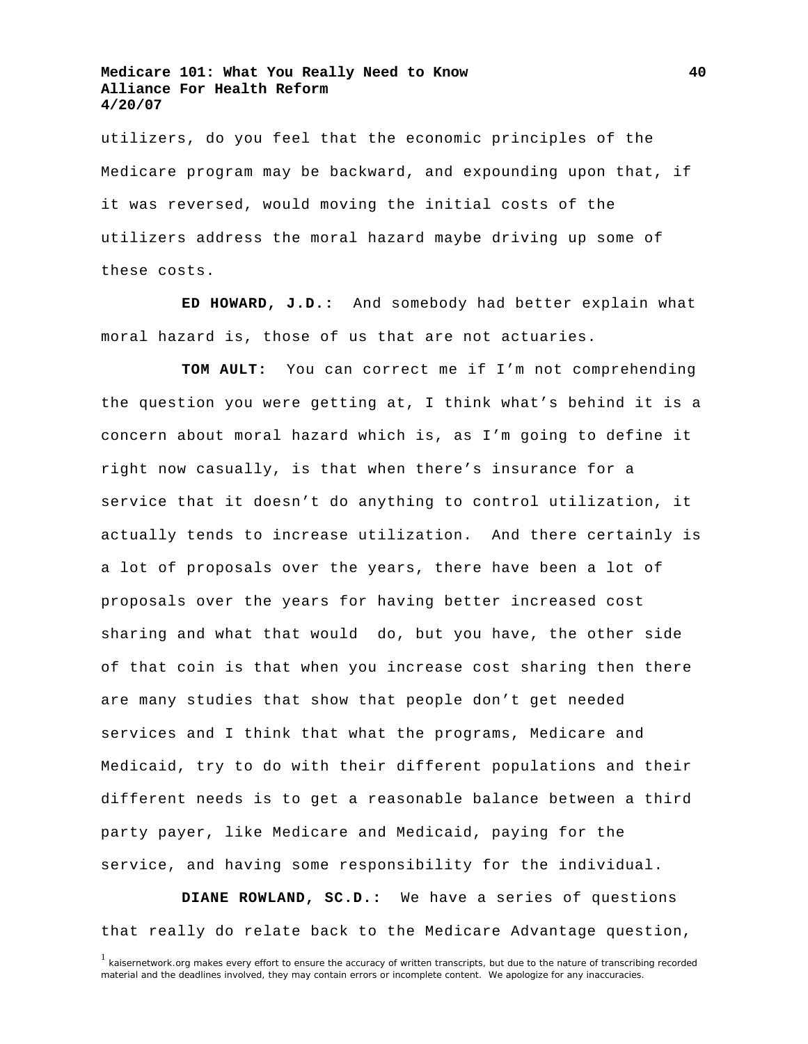utilizers, do you feel that the economic principles of the Medicare program may be backward, and expounding upon that, if it was reversed, would moving the initial costs of the utilizers address the moral hazard maybe driving up some of these costs.

**ED HOWARD, J.D.:** And somebody had better explain what moral hazard is, those of us that are not actuaries.

**TOM AULT:** You can correct me if I'm not comprehending the question you were getting at, I think what's behind it is a concern about moral hazard which is, as I'm going to define it right now casually, is that when there's insurance for a service that it doesn't do anything to control utilization, it actually tends to increase utilization. And there certainly is a lot of proposals over the years, there have been a lot of proposals over the years for having better increased cost sharing and what that would do, but you have, the other side of that coin is that when you increase cost sharing then there are many studies that show that people don't get needed services and I think that what the programs, Medicare and Medicaid, try to do with their different populations and their different needs is to get a reasonable balance between a third party payer, like Medicare and Medicaid, paying for the service, and having some responsibility for the individual.

**DIANE ROWLAND, SC.D.:** We have a series of questions that really do relate back to the Medicare Advantage question,

[1] kaisernetwork.org makes every effort to ensure the accuracy of written transcripts, but due to the nature of transcribing recorded material and the deadlines involved, they may contain errors or incomplete content. We apologize for any inaccuracies.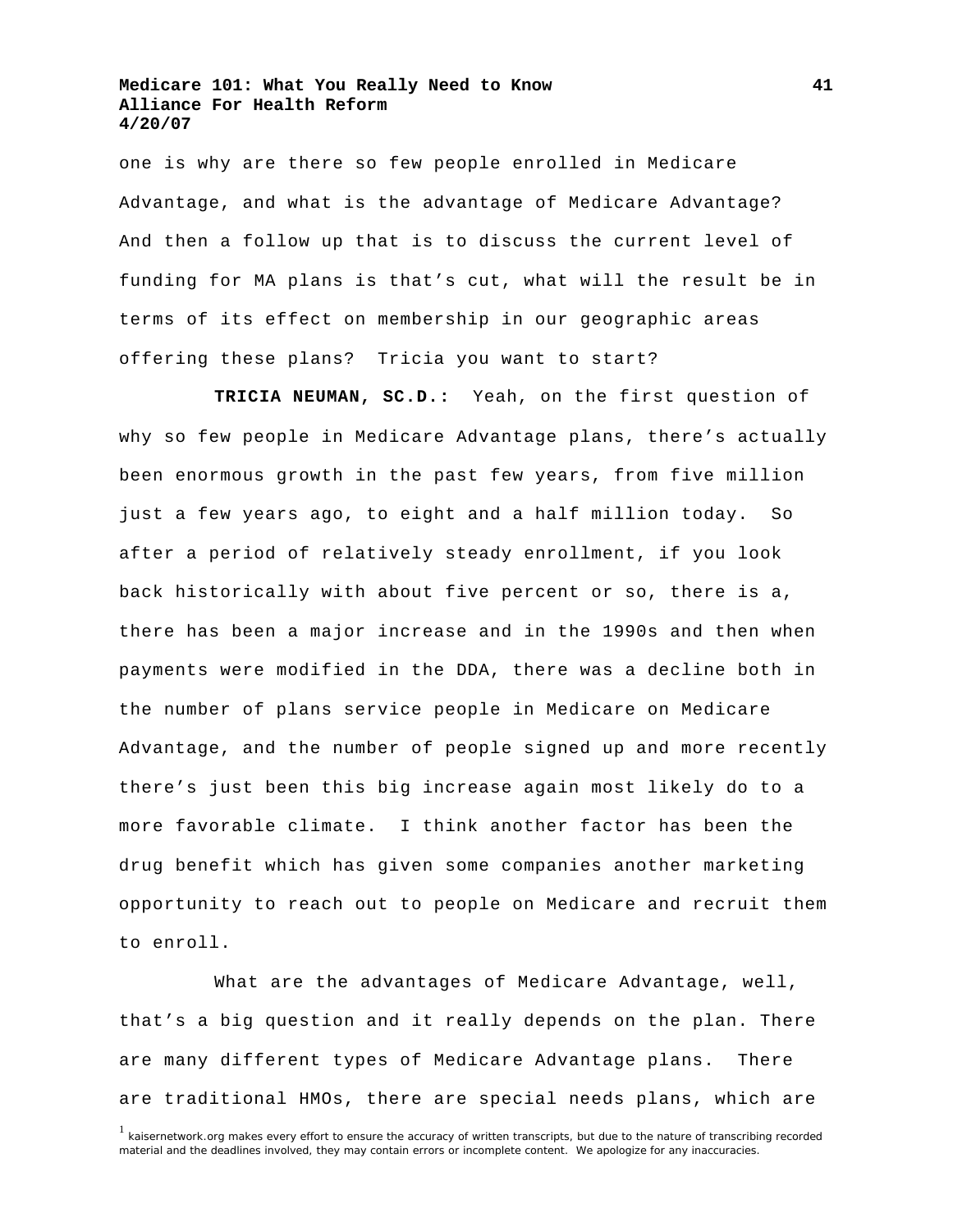one is why are there so few people enrolled in Medicare Advantage, and what is the advantage of Medicare Advantage? And then a follow up that is to discuss the current level of funding for MA plans is that's cut, what will the result be in terms of its effect on membership in our geographic areas offering these plans? Tricia you want to start?

**TRICIA NEUMAN, SC.D.:** Yeah, on the first question of why so few people in Medicare Advantage plans, there's actually been enormous growth in the past few years, from five million just a few years ago, to eight and a half million today. So after a period of relatively steady enrollment, if you look back historically with about five percent or so, there is a, there has been a major increase and in the 1990s and then when payments were modified in the DDA, there was a decline both in the number of plans service people in Medicare on Medicare Advantage, and the number of people signed up and more recently there's just been this big increase again most likely do to a more favorable climate. I think another factor has been the drug benefit which has given some companies another marketing opportunity to reach out to people on Medicare and recruit them to enroll.

What are the advantages of Medicare Advantage, well, that's a big question and it really depends on the plan. There are many different types of Medicare Advantage plans. There are traditional HMOs, there are special needs plans, which are

[1] kaisernetwork.org makes every effort to ensure the accuracy of written transcripts, but due to the nature of transcribing recorded material and the deadlines involved, they may contain errors or incomplete content. We apologize for any inaccuracies.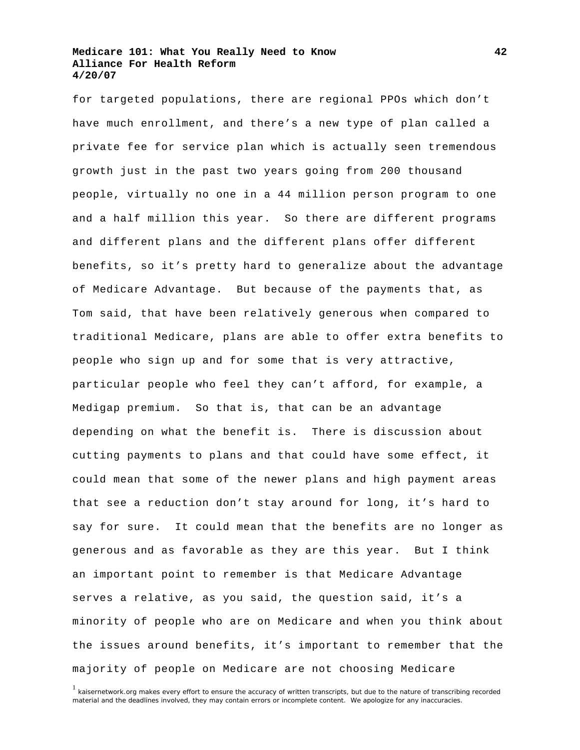for targeted populations, there are regional PPOs which don't have much enrollment, and there's a new type of plan called a private fee for service plan which is actually seen tremendous growth just in the past two years going from 200 thousand people, virtually no one in a 44 million person program to one and a half million this year. So there are different programs and different plans and the different plans offer different benefits, so it's pretty hard to generalize about the advantage of Medicare Advantage. But because of the payments that, as Tom said, that have been relatively generous when compared to traditional Medicare, plans are able to offer extra benefits to people who sign up and for some that is very attractive, particular people who feel they can't afford, for example, a Medigap premium. So that is, that can be an advantage depending on what the benefit is. There is discussion about cutting payments to plans and that could have some effect, it could mean that some of the newer plans and high payment areas that see a reduction don't stay around for long, it's hard to say for sure. It could mean that the benefits are no longer as generous and as favorable as they are this year. But I think an important point to remember is that Medicare Advantage serves a relative, as you said, the question said, it's a minority of people who are on Medicare and when you think about the issues around benefits, it's important to remember that the majority of people on Medicare are not choosing Medicare

[1] kaisernetwork.org makes every effort to ensure the accuracy of written transcripts, but due to the nature of transcribing recorded material and the deadlines involved, they may contain errors or incomplete content. We apologize for any inaccuracies.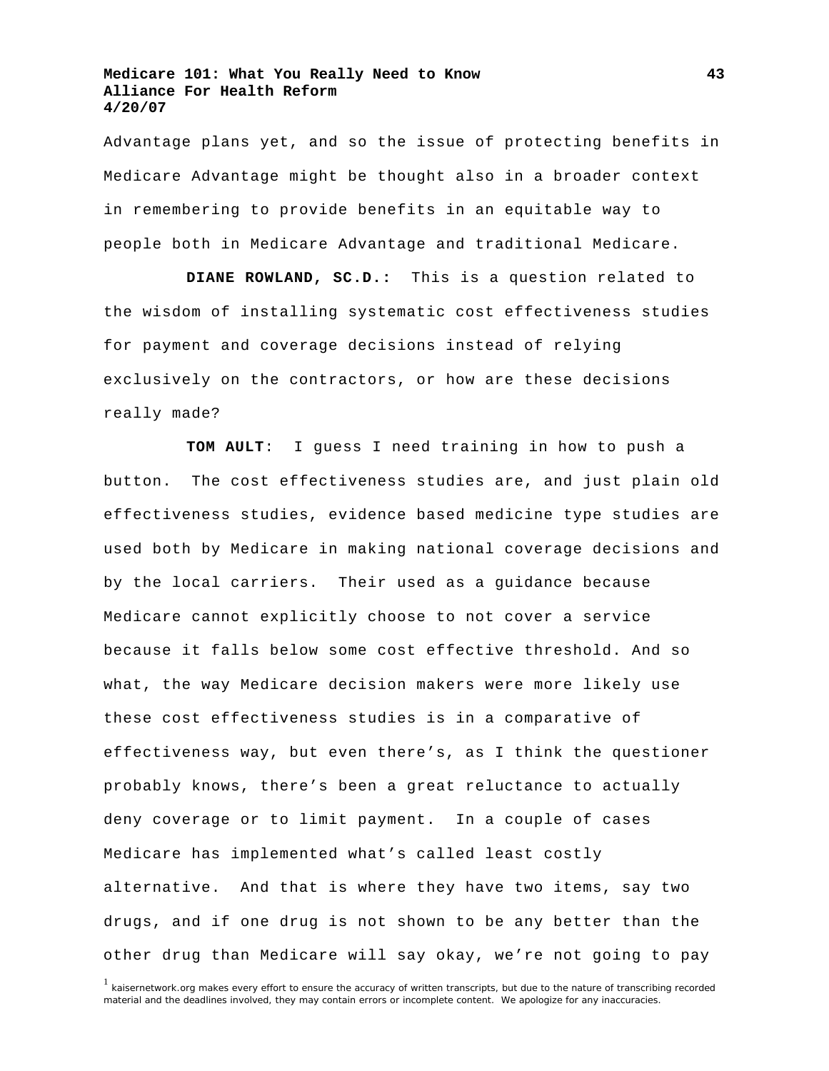Advantage plans yet, and so the issue of protecting benefits in Medicare Advantage might be thought also in a broader context in remembering to provide benefits in an equitable way to people both in Medicare Advantage and traditional Medicare.

**DIANE ROWLAND, SC.D.:** This is a question related to the wisdom of installing systematic cost effectiveness studies for payment and coverage decisions instead of relying exclusively on the contractors, or how are these decisions really made?

**TOM AULT**: I guess I need training in how to push a button. The cost effectiveness studies are, and just plain old effectiveness studies, evidence based medicine type studies are used both by Medicare in making national coverage decisions and by the local carriers. Their used as a guidance because Medicare cannot explicitly choose to not cover a service because it falls below some cost effective threshold. And so what, the way Medicare decision makers were more likely use these cost effectiveness studies is in a comparative of effectiveness way, but even there's, as I think the questioner probably knows, there's been a great reluctance to actually deny coverage or to limit payment. In a couple of cases Medicare has implemented what's called least costly alternative. And that is where they have two items, say two drugs, and if one drug is not shown to be any better than the other drug than Medicare will say okay, we're not going to pay

[1] kaisernetwork.org makes every effort to ensure the accuracy of written transcripts, but due to the nature of transcribing recorded material and the deadlines involved, they may contain errors or incomplete content. We apologize for any inaccuracies.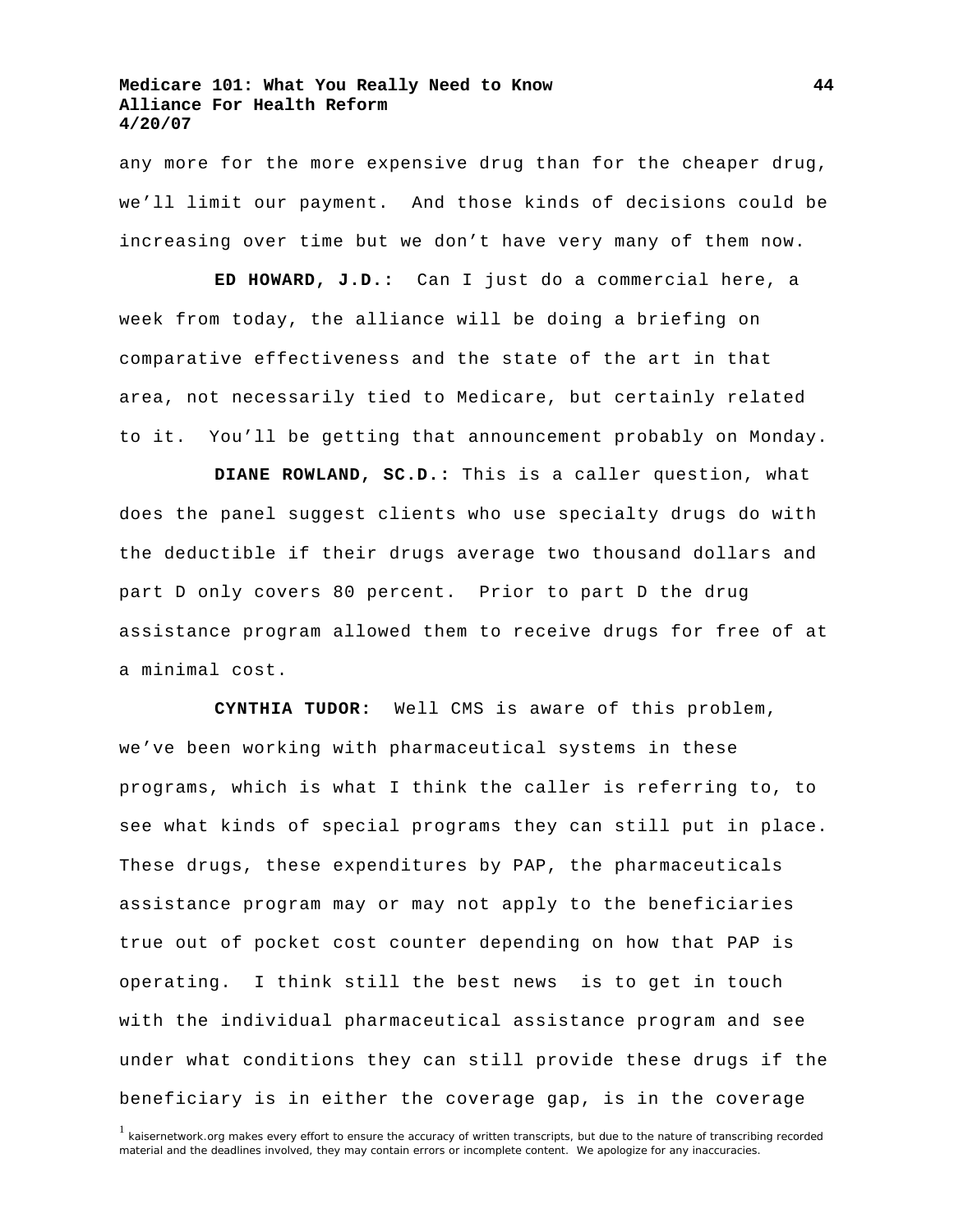any more for the more expensive drug than for the cheaper drug, we'll limit our payment. And those kinds of decisions could be increasing over time but we don't have very many of them now.

**ED HOWARD, J.D.:** Can I just do a commercial here, a week from today, the alliance will be doing a briefing on comparative effectiveness and the state of the art in that area, not necessarily tied to Medicare, but certainly related to it. You'll be getting that announcement probably on Monday.

**DIANE ROWLAND, SC.D.:** This is a caller question, what does the panel suggest clients who use specialty drugs do with the deductible if their drugs average two thousand dollars and part D only covers 80 percent. Prior to part D the drug assistance program allowed them to receive drugs for free of at a minimal cost.

**CYNTHIA TUDOR:** Well CMS is aware of this problem, we've been working with pharmaceutical systems in these programs, which is what I think the caller is referring to, to see what kinds of special programs they can still put in place. These drugs, these expenditures by PAP, the pharmaceuticals assistance program may or may not apply to the beneficiaries true out of pocket cost counter depending on how that PAP is operating. I think still the best news is to get in touch with the individual pharmaceutical assistance program and see under what conditions they can still provide these drugs if the beneficiary is in either the coverage gap, is in the coverage

[1] kaisernetwork.org makes every effort to ensure the accuracy of written transcripts, but due to the nature of transcribing recorded material and the deadlines involved, they may contain errors or incomplete content. We apologize for any inaccuracies.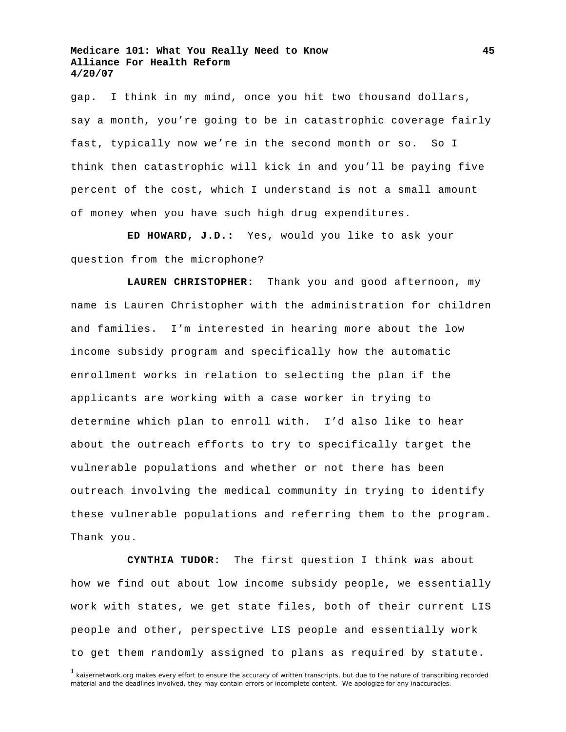gap. I think in my mind, once you hit two thousand dollars, say a month, you're going to be in catastrophic coverage fairly fast, typically now we're in the second month or so. So I think then catastrophic will kick in and you'll be paying five percent of the cost, which I understand is not a small amount of money when you have such high drug expenditures.

**ED HOWARD, J.D.:** Yes, would you like to ask your question from the microphone?

**LAUREN CHRISTOPHER:** Thank you and good afternoon, my name is Lauren Christopher with the administration for children and families. I'm interested in hearing more about the low income subsidy program and specifically how the automatic enrollment works in relation to selecting the plan if the applicants are working with a case worker in trying to determine which plan to enroll with. I'd also like to hear about the outreach efforts to try to specifically target the vulnerable populations and whether or not there has been outreach involving the medical community in trying to identify these vulnerable populations and referring them to the program. Thank you.

**CYNTHIA TUDOR:** The first question I think was about how we find out about low income subsidy people, we essentially work with states, we get state files, both of their current LIS people and other, perspective LIS people and essentially work to get them randomly assigned to plans as required by statute.

[1] kaisernetwork.org makes every effort to ensure the accuracy of written transcripts, but due to the nature of transcribing recorded material and the deadlines involved, they may contain errors or incomplete content. We apologize for any inaccuracies.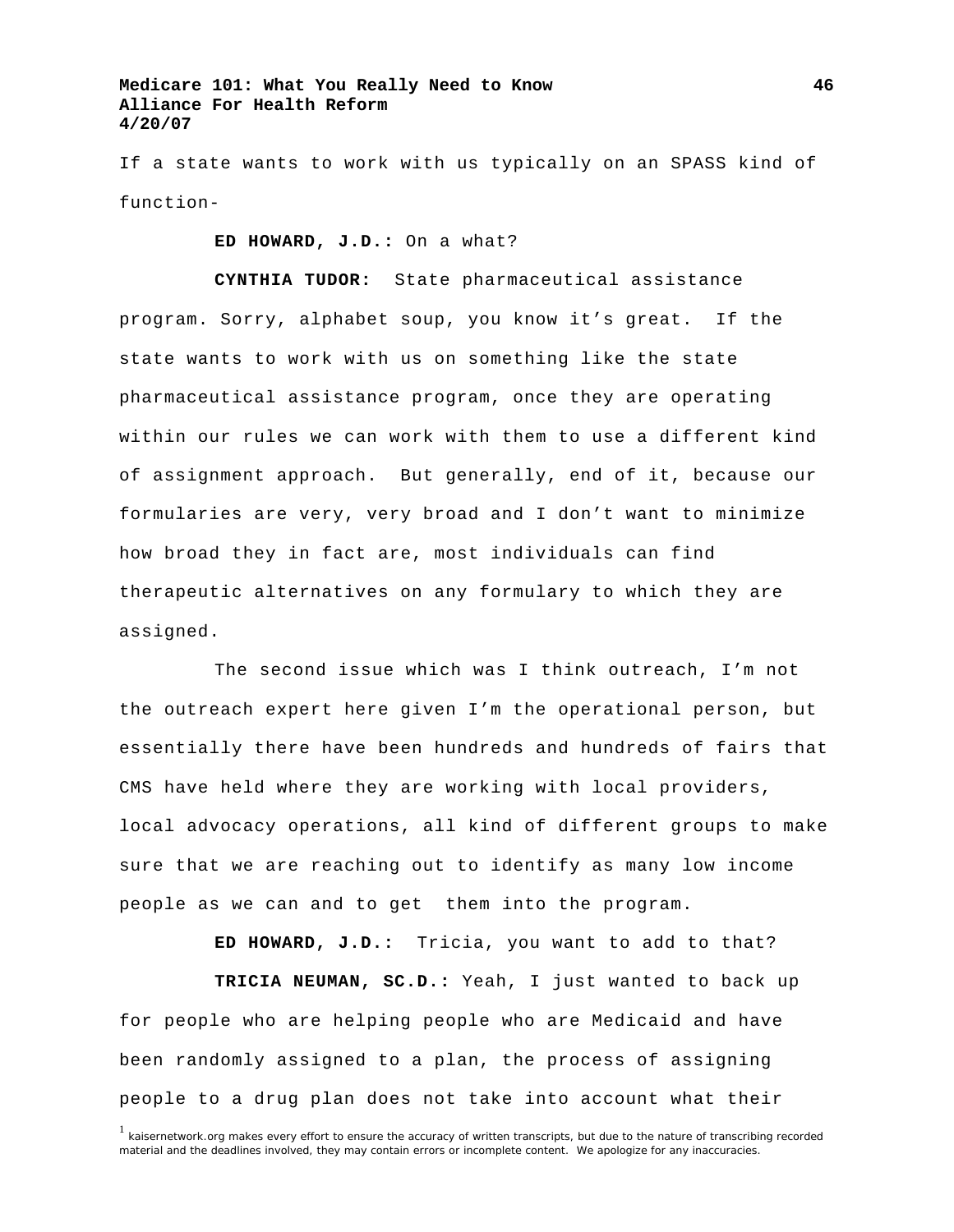If a state wants to work with us typically on an SPASS kind of function-

**ED HOWARD, J.D.:** On a what?

**CYNTHIA TUDOR:** State pharmaceutical assistance program. Sorry, alphabet soup, you know it's great. If the state wants to work with us on something like the state pharmaceutical assistance program, once they are operating within our rules we can work with them to use a different kind of assignment approach. But generally, end of it, because our formularies are very, very broad and I don't want to minimize how broad they in fact are, most individuals can find therapeutic alternatives on any formulary to which they are assigned.

The second issue which was I think outreach, I'm not the outreach expert here given I'm the operational person, but essentially there have been hundreds and hundreds of fairs that CMS have held where they are working with local providers, local advocacy operations, all kind of different groups to make sure that we are reaching out to identify as many low income people as we can and to get them into the program.

**ED HOWARD, J.D.:** Tricia, you want to add to that?

**TRICIA NEUMAN, SC.D.:** Yeah, I just wanted to back up for people who are helping people who are Medicaid and have been randomly assigned to a plan, the process of assigning people to a drug plan does not take into account what their

[1] kaisernetwork.org makes every effort to ensure the accuracy of written transcripts, but due to the nature of transcribing recorded material and the deadlines involved, they may contain errors or incomplete content. We apologize for any inaccuracies.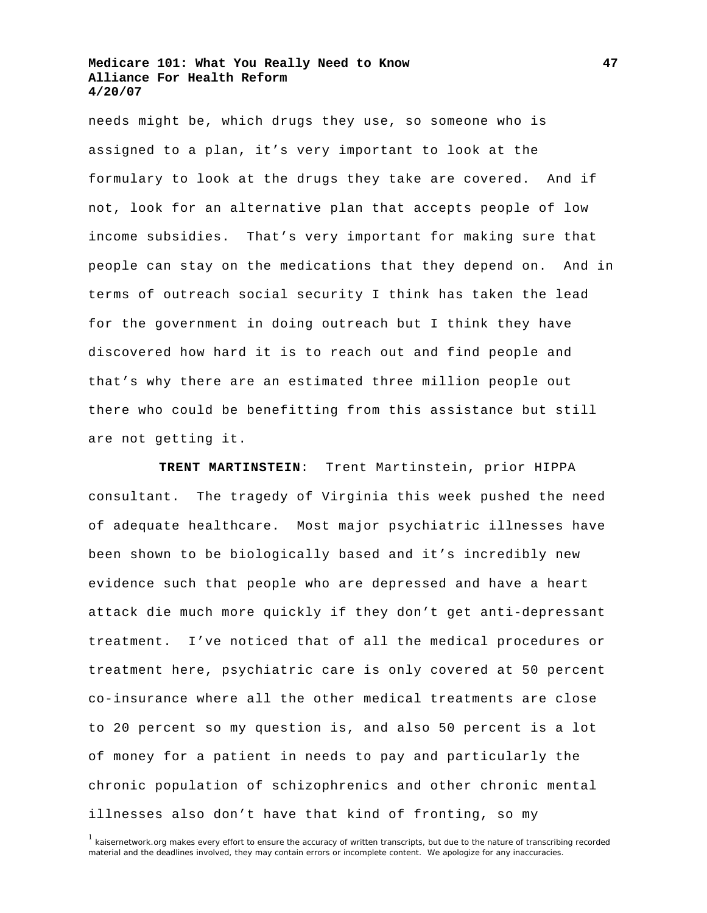needs might be, which drugs they use, so someone who is assigned to a plan, it's very important to look at the formulary to look at the drugs they take are covered. And if not, look for an alternative plan that accepts people of low income subsidies. That's very important for making sure that people can stay on the medications that they depend on. And in terms of outreach social security I think has taken the lead for the government in doing outreach but I think they have discovered how hard it is to reach out and find people and that's why there are an estimated three million people out there who could be benefitting from this assistance but still are not getting it.

**TRENT MARTINSTEIN**: Trent Martinstein, prior HIPPA consultant. The tragedy of Virginia this week pushed the need of adequate healthcare. Most major psychiatric illnesses have been shown to be biologically based and it's incredibly new evidence such that people who are depressed and have a heart attack die much more quickly if they don't get anti-depressant treatment. I've noticed that of all the medical procedures or treatment here, psychiatric care is only covered at 50 percent co-insurance where all the other medical treatments are close to 20 percent so my question is, and also 50 percent is a lot of money for a patient in needs to pay and particularly the chronic population of schizophrenics and other chronic mental illnesses also don't have that kind of fronting, so my

[1] kaisernetwork.org makes every effort to ensure the accuracy of written transcripts, but due to the nature of transcribing recorded material and the deadlines involved, they may contain errors or incomplete content. We apologize for any inaccuracies.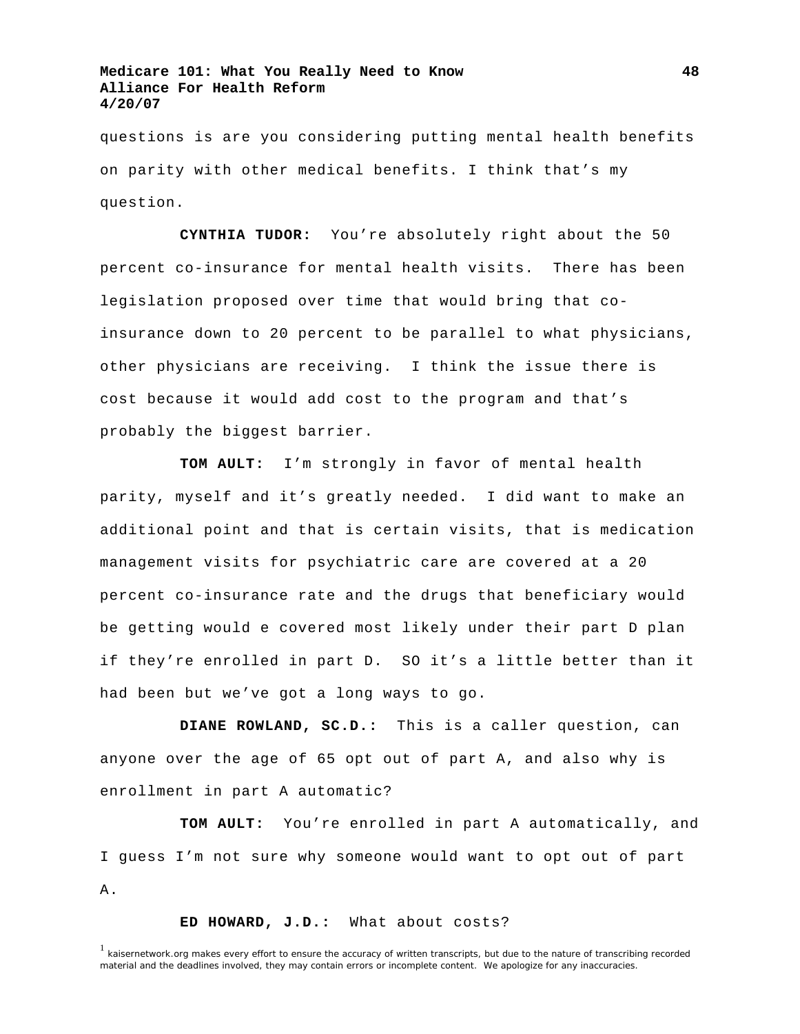questions is are you considering putting mental health benefits on parity with other medical benefits. I think that's my question.

**CYNTHIA TUDOR:** You're absolutely right about the 50 percent co-insurance for mental health visits. There has been legislation proposed over time that would bring that co-insurance down to 20 percent to be parallel to what physicians, other physicians are receiving. I think the issue there is cost because it would add cost to the program and that's probably the biggest barrier.

**TOM AULT:** I'm strongly in favor of mental health parity, myself and it's greatly needed. I did want to make an additional point and that is certain visits, that is medication management visits for psychiatric care are covered at a 20 percent co-insurance rate and the drugs that beneficiary would be getting would e covered most likely under their part D plan if they're enrolled in part D. SO it's a little better than it had been but we've got a long ways to go.

**DIANE ROWLAND, SC.D.:** This is a caller question, can anyone over the age of 65 opt out of part A, and also why is enrollment in part A automatic?

**TOM AULT:** You're enrolled in part A automatically, and I guess I'm not sure why someone would want to opt out of part A.

**ED HOWARD, J.D.:** What about costs?

[1] kaisernetwork.org makes every effort to ensure the accuracy of written transcripts, but due to the nature of transcribing recorded material and the deadlines involved, they may contain errors or incomplete content. We apologize for any inaccuracies.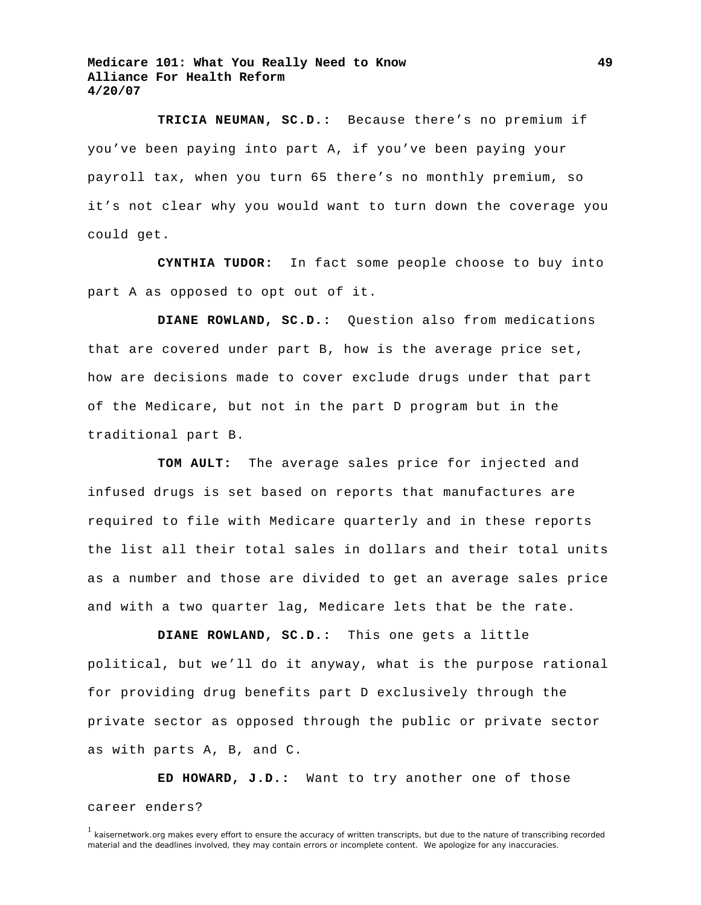**TRICIA NEUMAN, SC.D.:** Because there's no premium if you've been paying into part A, if you've been paying your payroll tax, when you turn 65 there's no monthly premium, so it's not clear why you would want to turn down the coverage you could get.

**CYNTHIA TUDOR:** In fact some people choose to buy into part A as opposed to opt out of it.

**DIANE ROWLAND, SC.D.:** Question also from medications that are covered under part B, how is the average price set, how are decisions made to cover exclude drugs under that part of the Medicare, but not in the part D program but in the traditional part B.

**TOM AULT:** The average sales price for injected and infused drugs is set based on reports that manufactures are required to file with Medicare quarterly and in these reports the list all their total sales in dollars and their total units as a number and those are divided to get an average sales price and with a two quarter lag, Medicare lets that be the rate.

**DIANE ROWLAND, SC.D.:** This one gets a little political, but we'll do it anyway, what is the purpose rational for providing drug benefits part D exclusively through the private sector as opposed through the public or private sector as with parts A, B, and C.

**ED HOWARD, J.D.:** Want to try another one of those career enders?

[1] kaisernetwork.org makes every effort to ensure the accuracy of written transcripts, but due to the nature of transcribing recorded material and the deadlines involved, they may contain errors or incomplete content. We apologize for any inaccuracies.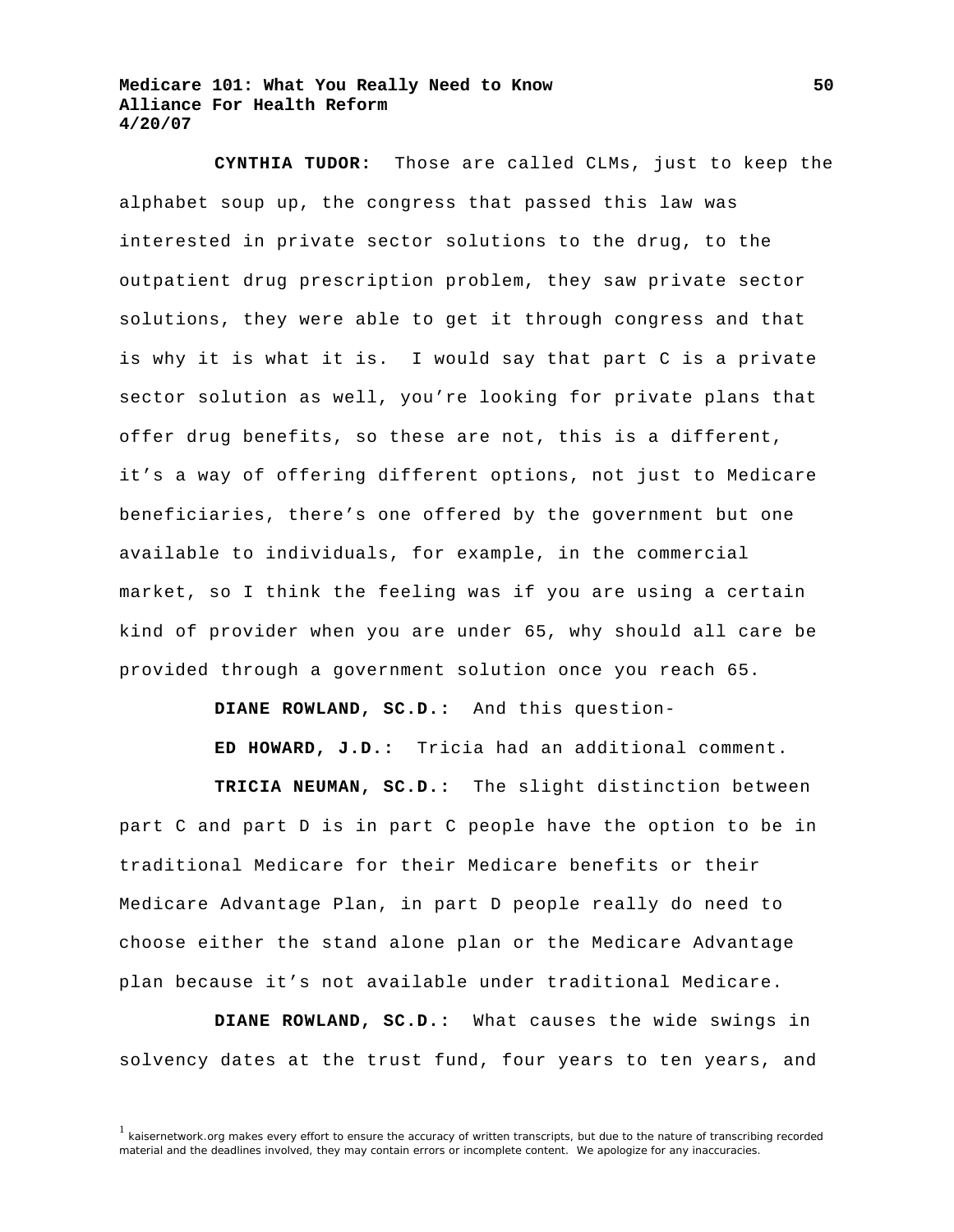**CYNTHIA TUDOR:** Those are called CLMs, just to keep the alphabet soup up, the congress that passed this law was interested in private sector solutions to the drug, to the outpatient drug prescription problem, they saw private sector solutions, they were able to get it through congress and that is why it is what it is. I would say that part C is a private sector solution as well, you're looking for private plans that offer drug benefits, so these are not, this is a different, it's a way of offering different options, not just to Medicare beneficiaries, there's one offered by the government but one available to individuals, for example, in the commercial market, so I think the feeling was if you are using a certain kind of provider when you are under 65, why should all care be provided through a government solution once you reach 65.

**DIANE ROWLAND, SC.D.:** And this question-

**ED HOWARD, J.D.:** Tricia had an additional comment.

**TRICIA NEUMAN, SC.D.:** The slight distinction between part C and part D is in part C people have the option to be in traditional Medicare for their Medicare benefits or their Medicare Advantage Plan, in part D people really do need to choose either the stand alone plan or the Medicare Advantage plan because it's not available under traditional Medicare.

**DIANE ROWLAND, SC.D.:** What causes the wide swings in solvency dates at the trust fund, four years to ten years, and

[1] kaisernetwork.org makes every effort to ensure the accuracy of written transcripts, but due to the nature of transcribing recorded material and the deadlines involved, they may contain errors or incomplete content. We apologize for any inaccuracies.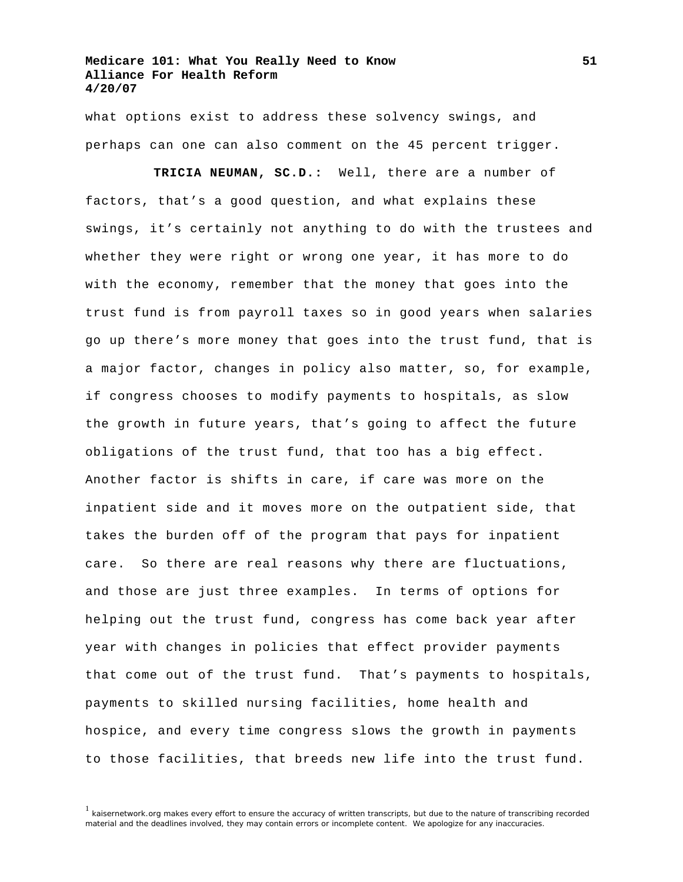what options exist to address these solvency swings, and perhaps can one can also comment on the 45 percent trigger.

**TRICIA NEUMAN, SC.D.:** Well, there are a number of factors, that's a good question, and what explains these swings, it's certainly not anything to do with the trustees and whether they were right or wrong one year, it has more to do with the economy, remember that the money that goes into the trust fund is from payroll taxes so in good years when salaries go up there's more money that goes into the trust fund, that is a major factor, changes in policy also matter, so, for example, if congress chooses to modify payments to hospitals, as slow the growth in future years, that's going to affect the future obligations of the trust fund, that too has a big effect. Another factor is shifts in care, if care was more on the inpatient side and it moves more on the outpatient side, that takes the burden off of the program that pays for inpatient care. So there are real reasons why there are fluctuations, and those are just three examples. In terms of options for helping out the trust fund, congress has come back year after year with changes in policies that effect provider payments that come out of the trust fund. That's payments to hospitals, payments to skilled nursing facilities, home health and hospice, and every time congress slows the growth in payments to those facilities, that breeds new life into the trust fund.

[1] kaisernetwork.org makes every effort to ensure the accuracy of written transcripts, but due to the nature of transcribing recorded material and the deadlines involved, they may contain errors or incomplete content. We apologize for any inaccuracies.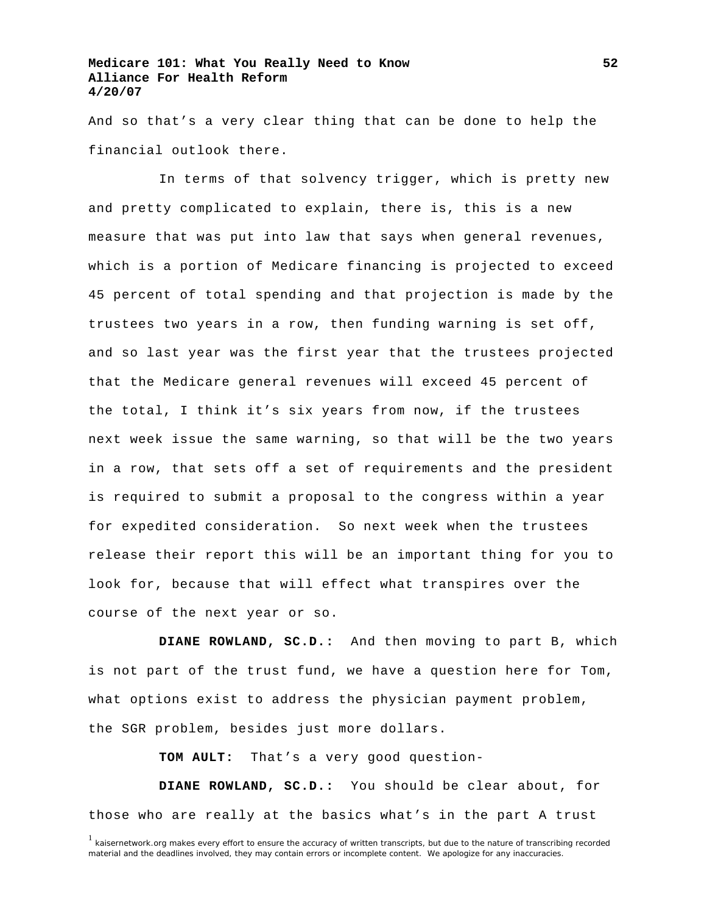And so that's a very clear thing that can be done to help the financial outlook there.

In terms of that solvency trigger, which is pretty new and pretty complicated to explain, there is, this is a new measure that was put into law that says when general revenues, which is a portion of Medicare financing is projected to exceed 45 percent of total spending and that projection is made by the trustees two years in a row, then funding warning is set off, and so last year was the first year that the trustees projected that the Medicare general revenues will exceed 45 percent of the total, I think it's six years from now, if the trustees next week issue the same warning, so that will be the two years in a row, that sets off a set of requirements and the president is required to submit a proposal to the congress within a year for expedited consideration. So next week when the trustees release their report this will be an important thing for you to look for, because that will effect what transpires over the course of the next year or so.

**DIANE ROWLAND, SC.D.:** And then moving to part B, which is not part of the trust fund, we have a question here for Tom, what options exist to address the physician payment problem, the SGR problem, besides just more dollars.

**TOM AULT:** That's a very good question-

**DIANE ROWLAND, SC.D.:** You should be clear about, for those who are really at the basics what's in the part A trust

[1] kaisernetwork.org makes every effort to ensure the accuracy of written transcripts, but due to the nature of transcribing recorded material and the deadlines involved, they may contain errors or incomplete content. We apologize for any inaccuracies.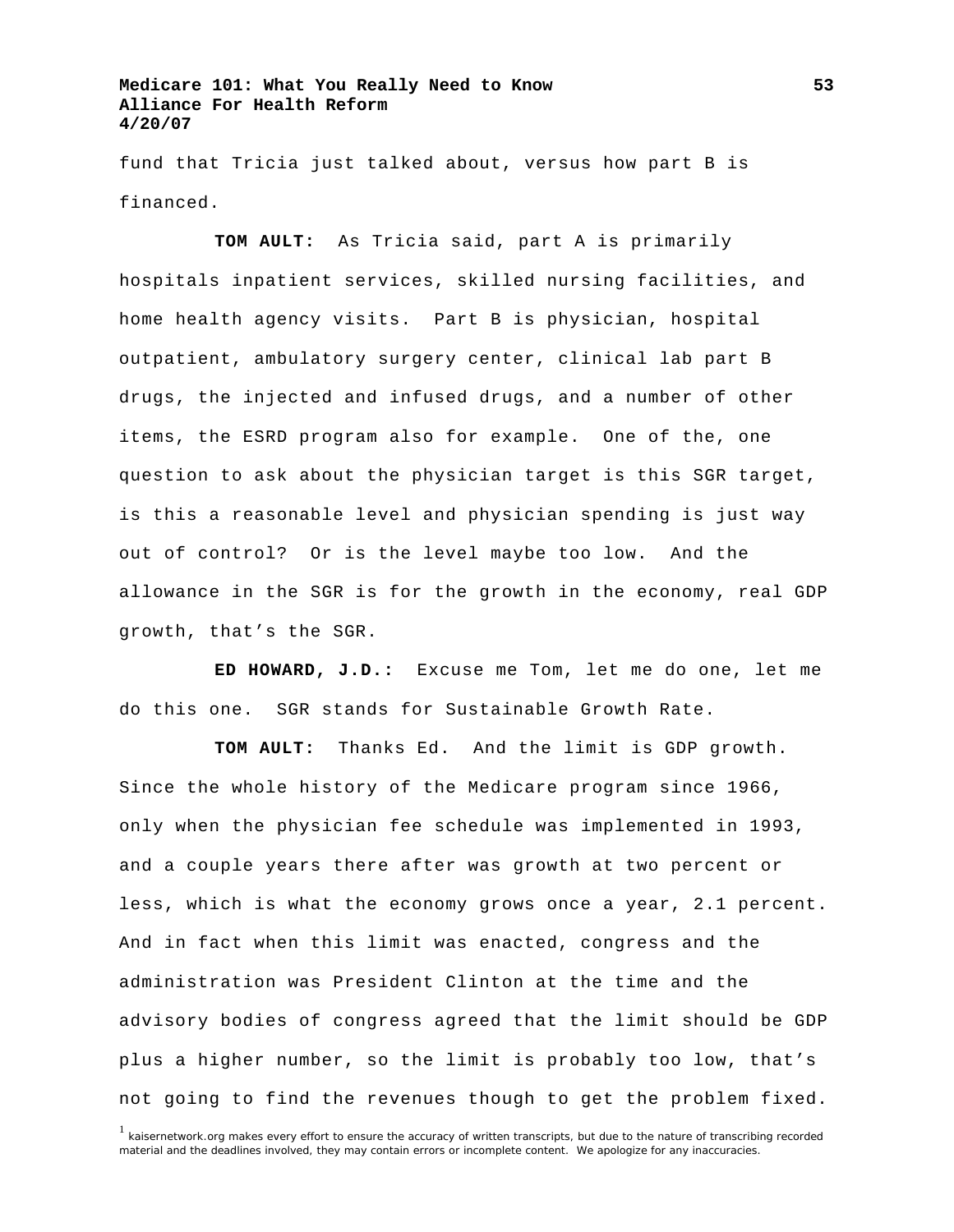fund that Tricia just talked about, versus how part B is financed.

**TOM AULT:** As Tricia said, part A is primarily hospitals inpatient services, skilled nursing facilities, and home health agency visits. Part B is physician, hospital outpatient, ambulatory surgery center, clinical lab part B drugs, the injected and infused drugs, and a number of other items, the ESRD program also for example. One of the, one question to ask about the physician target is this SGR target, is this a reasonable level and physician spending is just way out of control? Or is the level maybe too low. And the allowance in the SGR is for the growth in the economy, real GDP growth, that's the SGR.

**ED HOWARD, J.D.:** Excuse me Tom, let me do one, let me do this one. SGR stands for Sustainable Growth Rate.

**TOM AULT:** Thanks Ed. And the limit is GDP growth. Since the whole history of the Medicare program since 1966, only when the physician fee schedule was implemented in 1993, and a couple years there after was growth at two percent or less, which is what the economy grows once a year, 2.1 percent. And in fact when this limit was enacted, congress and the administration was President Clinton at the time and the advisory bodies of congress agreed that the limit should be GDP plus a higher number, so the limit is probably too low, that's not going to find the revenues though to get the problem fixed.

[1] kaisernetwork.org makes every effort to ensure the accuracy of written transcripts, but due to the nature of transcribing recorded material and the deadlines involved, they may contain errors or incomplete content. We apologize for any inaccuracies.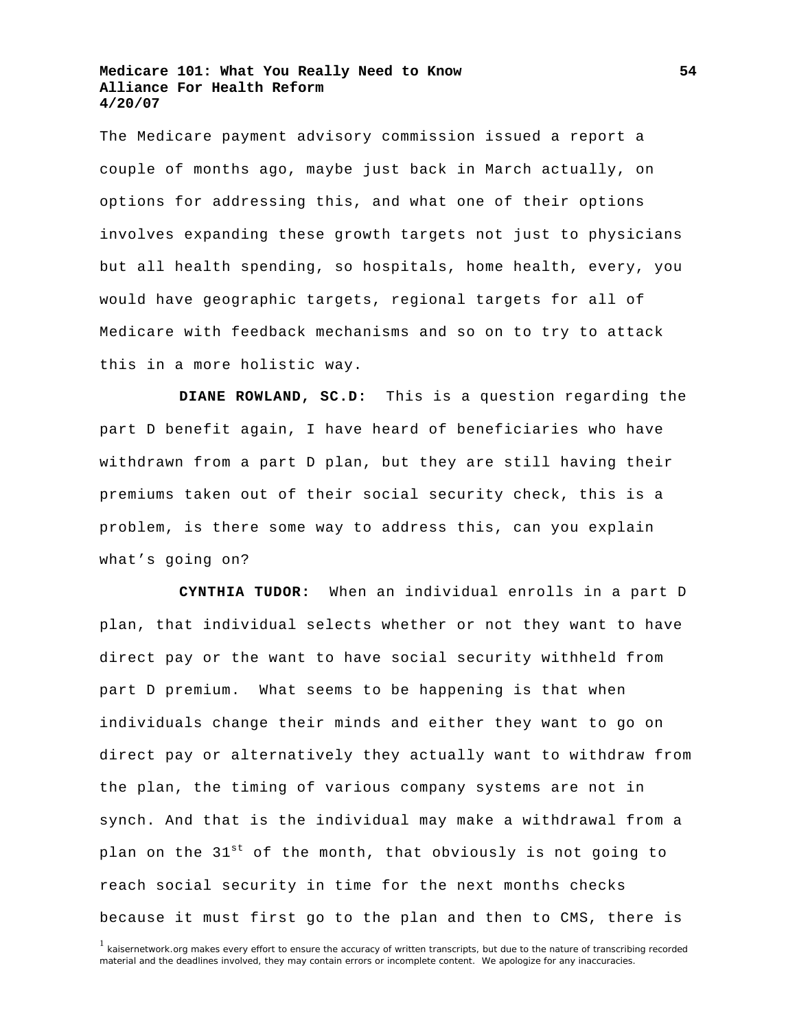The Medicare payment advisory commission issued a report a couple of months ago, maybe just back in March actually, on options for addressing this, and what one of their options involves expanding these growth targets not just to physicians but all health spending, so hospitals, home health, every, you would have geographic targets, regional targets for all of Medicare with feedback mechanisms and so on to try to attack this in a more holistic way.

**DIANE ROWLAND, SC.D:** This is a question regarding the part D benefit again, I have heard of beneficiaries who have withdrawn from a part D plan, but they are still having their premiums taken out of their social security check, this is a problem, is there some way to address this, can you explain what's going on?

**CYNTHIA TUDOR:** When an individual enrolls in a part D plan, that individual selects whether or not they want to have direct pay or the want to have social security withheld from part D premium. What seems to be happening is that when individuals change their minds and either they want to go on direct pay or alternatively they actually want to withdraw from the plan, the timing of various company systems are not in synch. And that is the individual may make a withdrawal from a plan on the 31st of the month, that obviously is not going to reach social security in time for the next months checks because it must first go to the plan and then to CMS, there is

[1] kaisernetwork.org makes every effort to ensure the accuracy of written transcripts, but due to the nature of transcribing recorded material and the deadlines involved, they may contain errors or incomplete content. We apologize for any inaccuracies.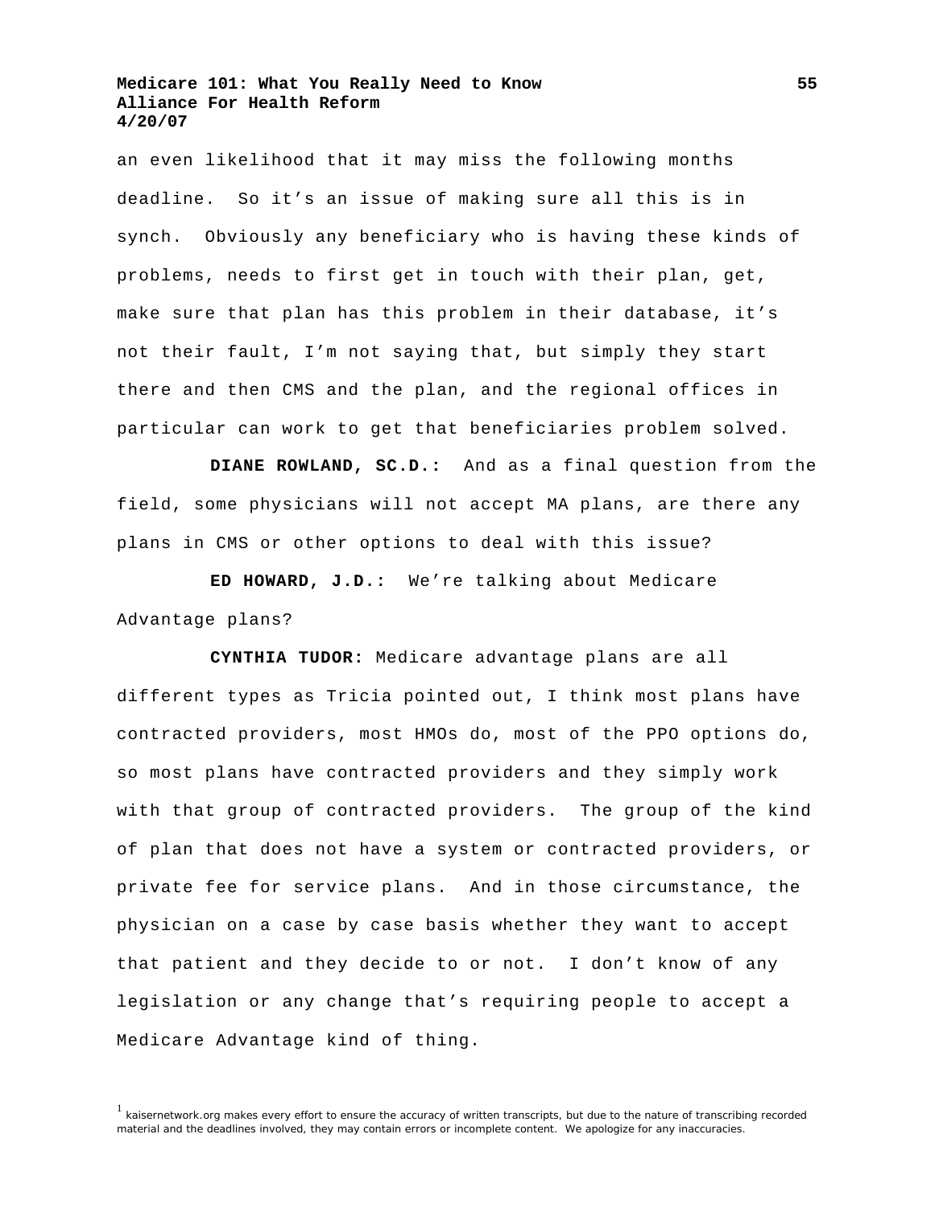an even likelihood that it may miss the following months deadline. So it's an issue of making sure all this is in synch. Obviously any beneficiary who is having these kinds of problems, needs to first get in touch with their plan, get, make sure that plan has this problem in their database, it's not their fault, I'm not saying that, but simply they start there and then CMS and the plan, and the regional offices in particular can work to get that beneficiaries problem solved.

**DIANE ROWLAND, SC.D.:** And as a final question from the field, some physicians will not accept MA plans, are there any plans in CMS or other options to deal with this issue?

**ED HOWARD, J.D.:** We're talking about Medicare Advantage plans?

**CYNTHIA TUDOR:** Medicare advantage plans are all different types as Tricia pointed out, I think most plans have contracted providers, most HMOs do, most of the PPO options do, so most plans have contracted providers and they simply work with that group of contracted providers. The group of the kind of plan that does not have a system or contracted providers, or private fee for service plans. And in those circumstance, the physician on a case by case basis whether they want to accept that patient and they decide to or not. I don't know of any legislation or any change that's requiring people to accept a Medicare Advantage kind of thing.

[1] kaisernetwork.org makes every effort to ensure the accuracy of written transcripts, but due to the nature of transcribing recorded material and the deadlines involved, they may contain errors or incomplete content. We apologize for any inaccuracies.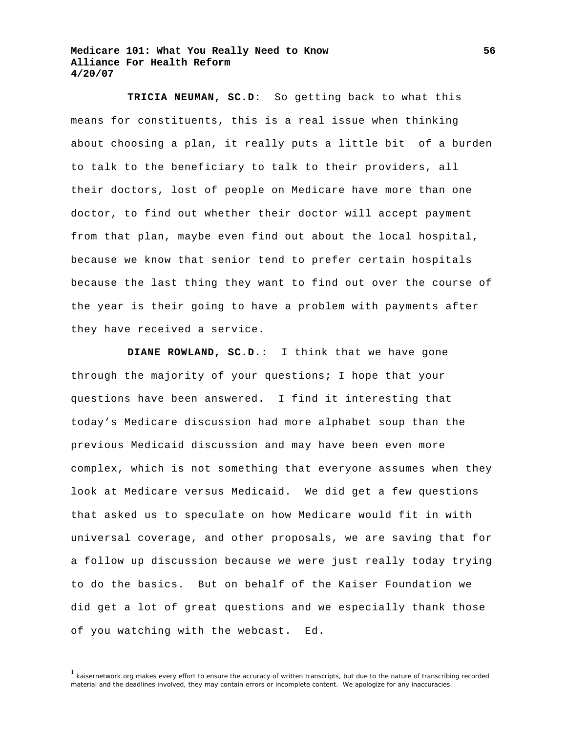**TRICIA NEUMAN, SC.D:** So getting back to what this means for constituents, this is a real issue when thinking about choosing a plan, it really puts a little bit of a burden to talk to the beneficiary to talk to their providers, all their doctors, lost of people on Medicare have more than one doctor, to find out whether their doctor will accept payment from that plan, maybe even find out about the local hospital, because we know that senior tend to prefer certain hospitals because the last thing they want to find out over the course of the year is their going to have a problem with payments after they have received a service.

**DIANE ROWLAND, SC.D.:** I think that we have gone through the majority of your questions; I hope that your questions have been answered. I find it interesting that today's Medicare discussion had more alphabet soup than the previous Medicaid discussion and may have been even more complex, which is not something that everyone assumes when they look at Medicare versus Medicaid. We did get a few questions that asked us to speculate on how Medicare would fit in with universal coverage, and other proposals, we are saving that for a follow up discussion because we were just really today trying to do the basics. But on behalf of the Kaiser Foundation we did get a lot of great questions and we especially thank those of you watching with the webcast. Ed.

[1] kaisernetwork.org makes every effort to ensure the accuracy of written transcripts, but due to the nature of transcribing recorded material and the deadlines involved, they may contain errors or incomplete content. We apologize for any inaccuracies.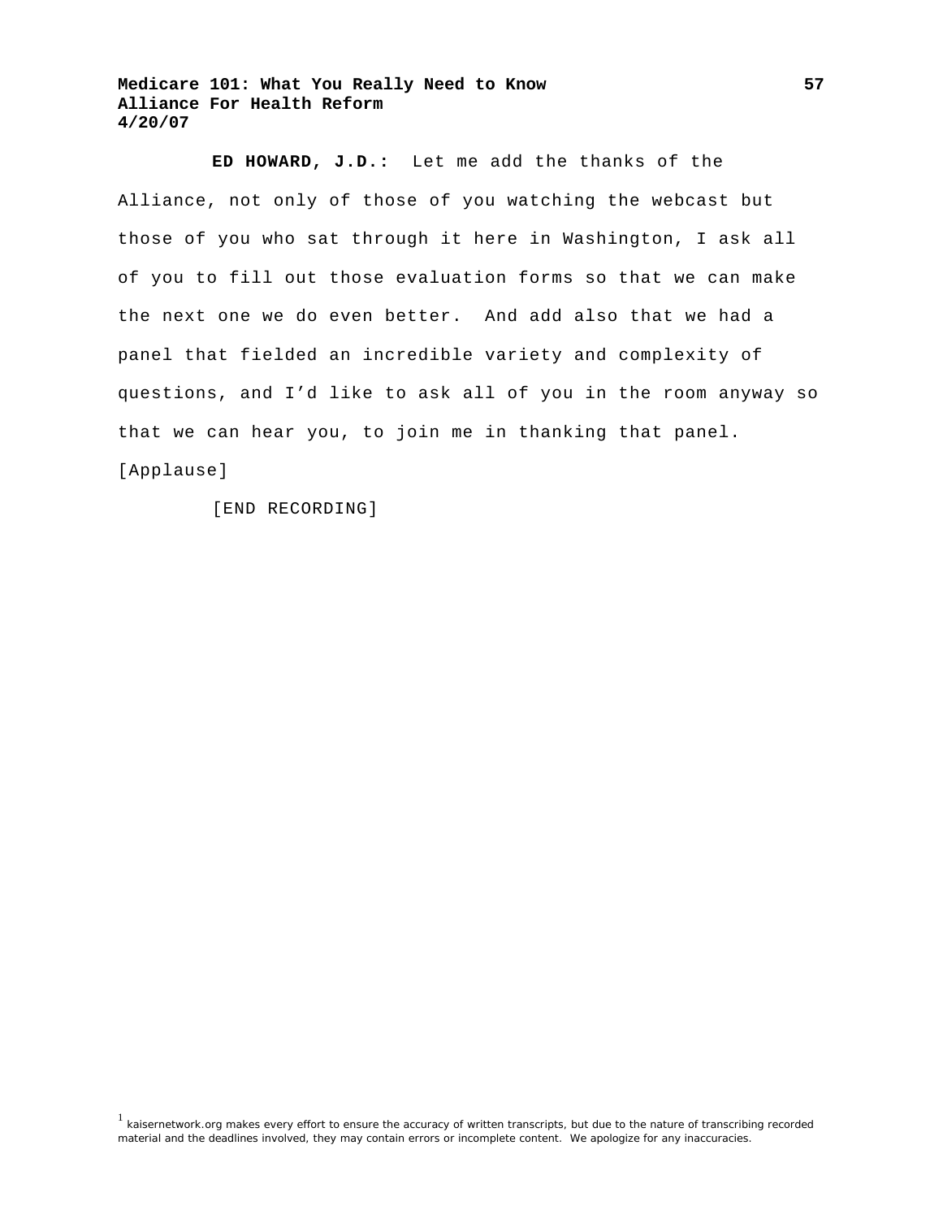**ED HOWARD, J.D.:** Let me add the thanks of the Alliance, not only of those of you watching the webcast but those of you who sat through it here in Washington, I ask all of you to fill out those evaluation forms so that we can make the next one we do even better. And add also that we had a panel that fielded an incredible variety and complexity of questions, and I'd like to ask all of you in the room anyway so that we can hear you, to join me in thanking that panel. [Applause]

[END RECORDING]

[1] kaisernetwork.org makes every effort to ensure the accuracy of written transcripts, but due to the nature of transcribing recorded material and the deadlines involved, they may contain errors or incomplete content. We apologize for any inaccuracies.